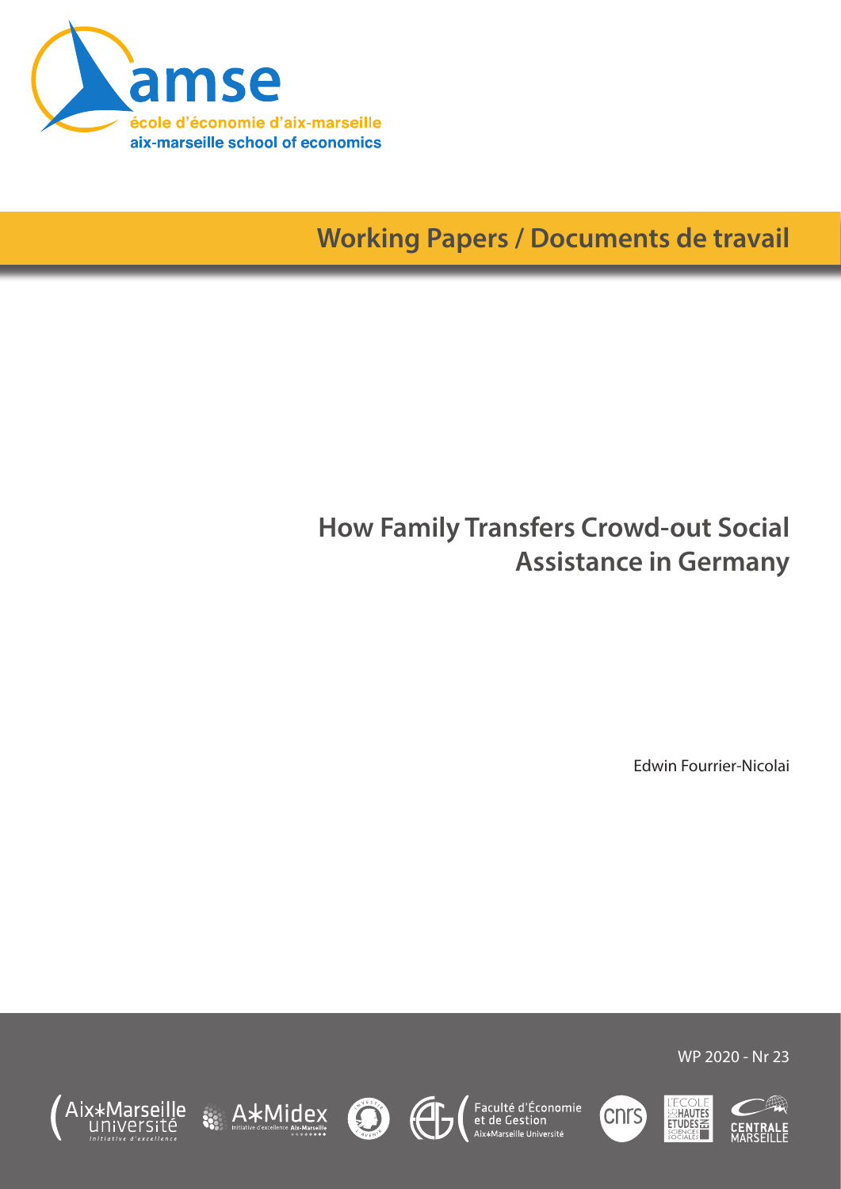# How Family Transfers Crowd-out Social Assistance in Germany

Edwin Fourrier-Nicolai

WP 2020 - Nr 23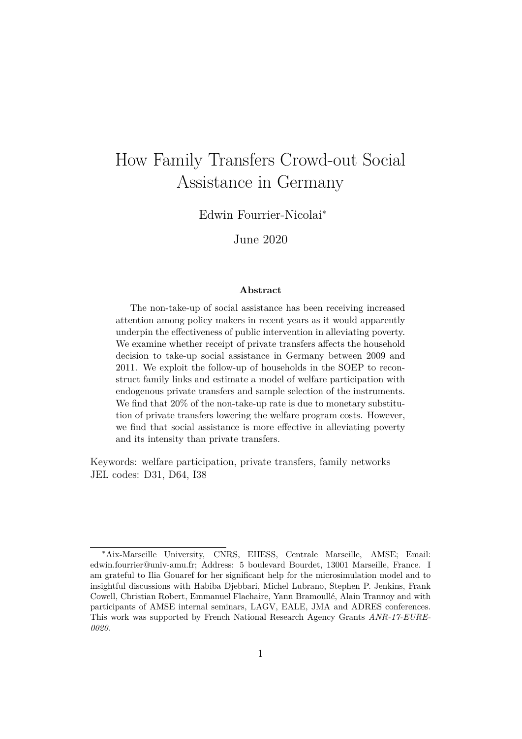# How Family Transfers Crowd-out Social Assistance in Germany

Edwin Fourrier-Nicolai[*]

June 2020

### Abstract

The non-take-up of social assistance has been receiving increased attention among policy makers in recent years as it would apparently underpin the effectiveness of public intervention in alleviating poverty. We examine whether receipt of private transfers affects the household decision to take-up social assistance in Germany between 2009 and 2011. We exploit the follow-up of households in the SOEP to reconstruct family links and estimate a model of welfare participation with endogenous private transfers and sample selection of the instruments. We find that 20% of the non-take-up rate is due to monetary substitution of private transfers lowering the welfare program costs. However, we find that social assistance is more effective in alleviating poverty and its intensity than private transfers.

Keywords: welfare participation, private transfers, family networks
JEL codes: D31, D64, I38

---

[*]Aix-Marseille University, CNRS, EHESS, Centrale Marseille, AMSE; Email: edwin.fourrier@univ-amu.fr; Address: 5 boulevard Bourdet, 13001 Marseille, France. I am grateful to Ilia Gouaref for her significant help for the microsimulation model and to insightful discussions with Habiba Djebbari, Michel Lubrano, Stephen P. Jenkins, Frank Cowell, Christian Robert, Emmanuel Flachaire, Yann Bramoullé, Alain Trannoy and with participants of AMSE internal seminars, LAGV, EALE, JMA and ADRES conferences. This work was supported by French National Research Agency Grants *ANR-17-EURE-0020*.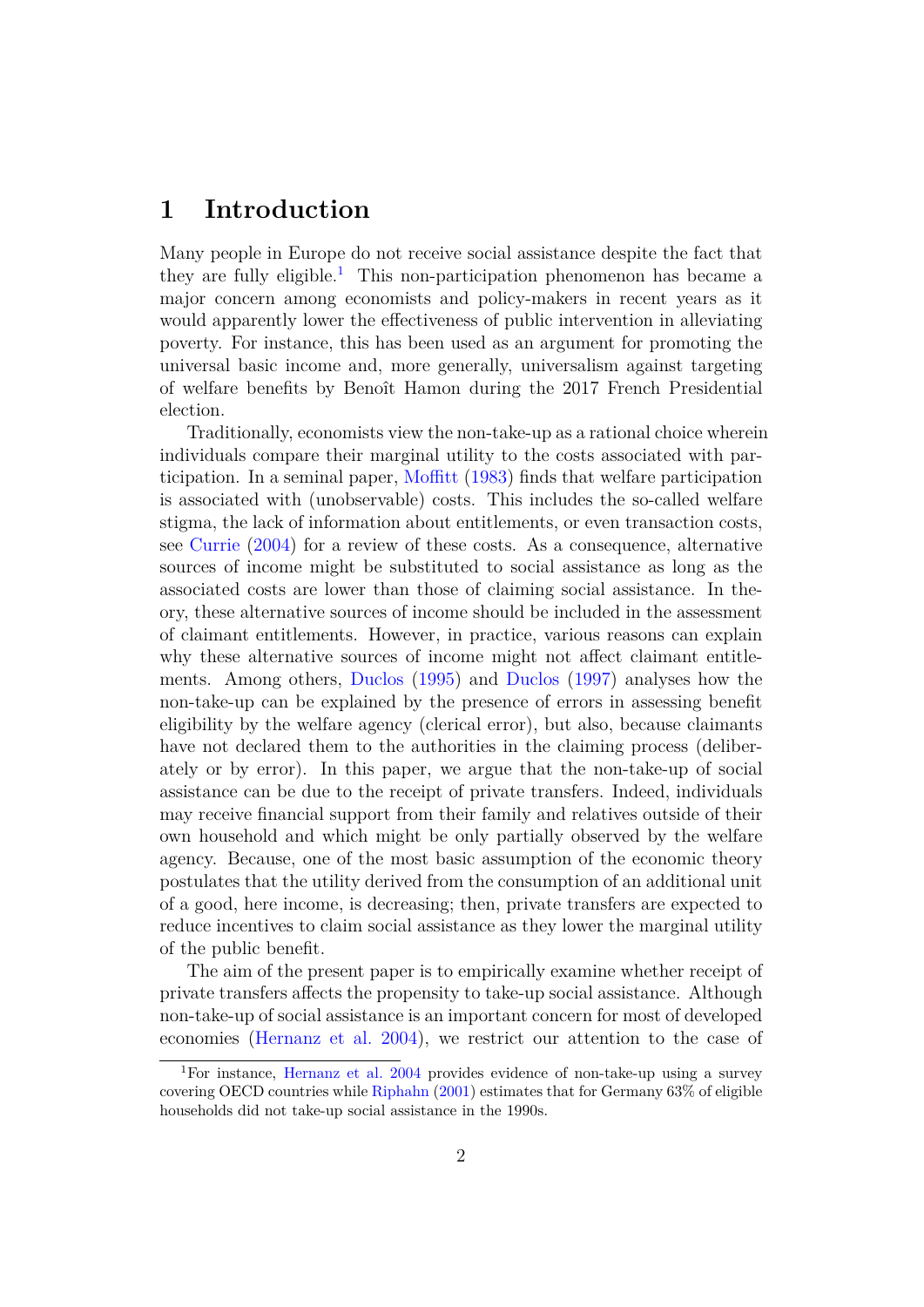# 1 Introduction

Many people in Europe do not receive social assistance despite the fact that they are fully eligible.[1] This non-participation phenomenon has became a major concern among economists and policy-makers in recent years as it would apparently lower the effectiveness of public intervention in alleviating poverty. For instance, this has been used as an argument for promoting the universal basic income and, more generally, universalism against targeting of welfare benefits by Benoît Hamon during the 2017 French Presidential election.

Traditionally, economists view the non-take-up as a rational choice wherein individuals compare their marginal utility to the costs associated with participation. In a seminal paper, Moffitt (1983) finds that welfare participation is associated with (unobservable) costs. This includes the so-called welfare stigma, the lack of information about entitlements, or even transaction costs, see Currie (2004) for a review of these costs. As a consequence, alternative sources of income might be substituted to social assistance as long as the associated costs are lower than those of claiming social assistance. In theory, these alternative sources of income should be included in the assessment of claimant entitlements. However, in practice, various reasons can explain why these alternative sources of income might not affect claimant entitlements. Among others, Duclos (1995) and Duclos (1997) analyses how the non-take-up can be explained by the presence of errors in assessing benefit eligibility by the welfare agency (clerical error), but also, because claimants have not declared them to the authorities in the claiming process (deliberately or by error). In this paper, we argue that the non-take-up of social assistance can be due to the receipt of private transfers. Indeed, individuals may receive financial support from their family and relatives outside of their own household and which might be only partially observed by the welfare agency. Because, one of the most basic assumption of the economic theory postulates that the utility derived from the consumption of an additional unit of a good, here income, is decreasing; then, private transfers are expected to reduce incentives to claim social assistance as they lower the marginal utility of the public benefit.

The aim of the present paper is to empirically examine whether receipt of private transfers affects the propensity to take-up social assistance. Although non-take-up of social assistance is an important concern for most of developed economies (Hernanz et al. 2004), we restrict our attention to the case of

[1] For instance, Hernanz et al. 2004 provides evidence of non-take-up using a survey covering OECD countries while Riphahn (2001) estimates that for Germany 63% of eligible households did not take-up social assistance in the 1990s.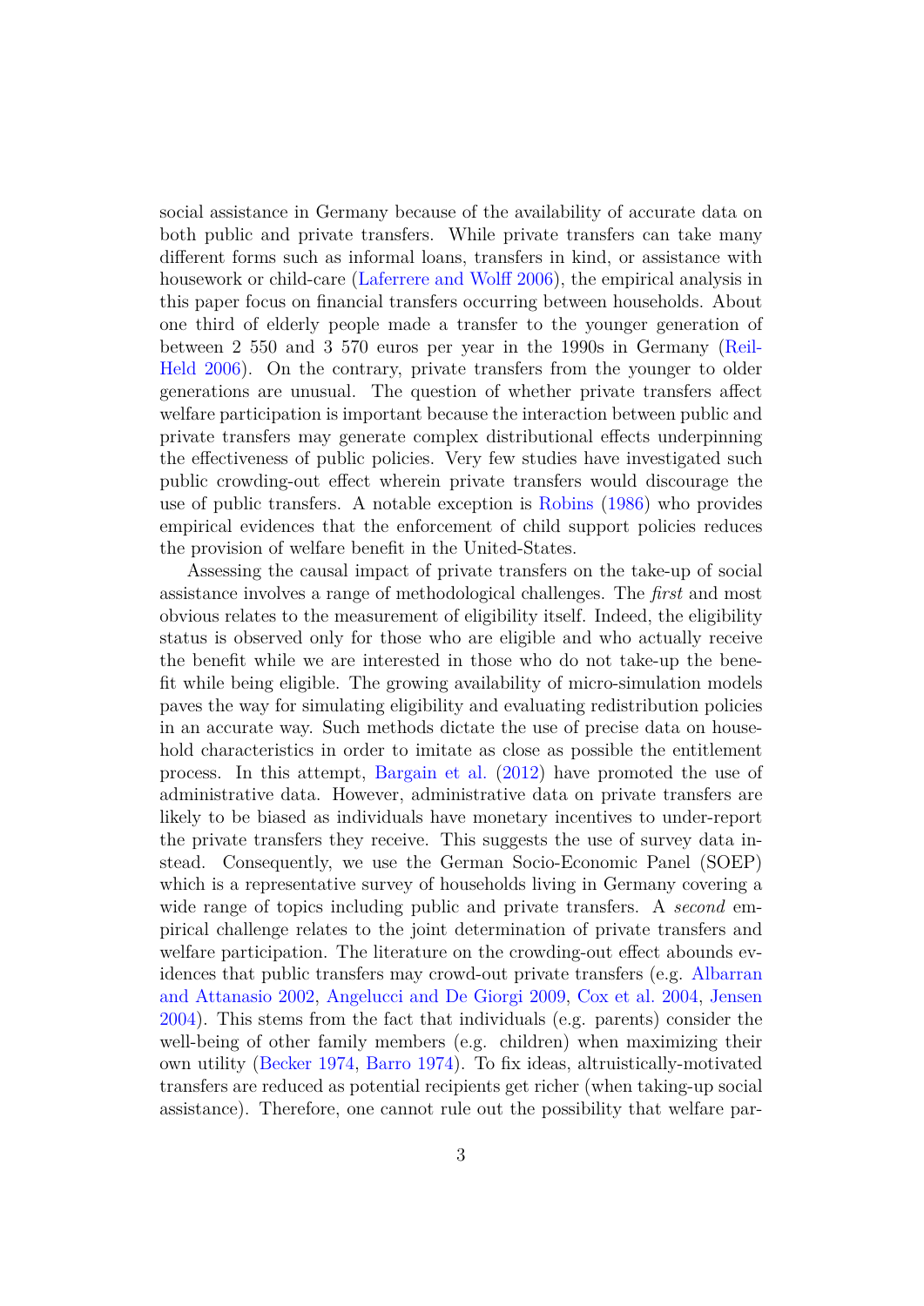social assistance in Germany because of the availability of accurate data on both public and private transfers. While private transfers can take many different forms such as informal loans, transfers in kind, or assistance with housework or child-care (Laferrere and Wolff 2006), the empirical analysis in this paper focus on financial transfers occurring between households. About one third of elderly people made a transfer to the younger generation of between 2 550 and 3 570 euros per year in the 1990s in Germany (Reil-Held 2006). On the contrary, private transfers from the younger to older generations are unusual. The question of whether private transfers affect welfare participation is important because the interaction between public and private transfers may generate complex distributional effects underpinning the effectiveness of public policies. Very few studies have investigated such public crowding-out effect wherein private transfers would discourage the use of public transfers. A notable exception is Robins (1986) who provides empirical evidences that the enforcement of child support policies reduces the provision of welfare benefit in the United-States.

Assessing the causal impact of private transfers on the take-up of social assistance involves a range of methodological challenges. The *first* and most obvious relates to the measurement of eligibility itself. Indeed, the eligibility status is observed only for those who are eligible and who actually receive the benefit while we are interested in those who do not take-up the benefit while being eligible. The growing availability of micro-simulation models paves the way for simulating eligibility and evaluating redistribution policies in an accurate way. Such methods dictate the use of precise data on household characteristics in order to imitate as close as possible the entitlement process. In this attempt, Bargain et al. (2012) have promoted the use of administrative data. However, administrative data on private transfers are likely to be biased as individuals have monetary incentives to under-report the private transfers they receive. This suggests the use of survey data instead. Consequently, we use the German Socio-Economic Panel (SOEP) which is a representative survey of households living in Germany covering a wide range of topics including public and private transfers. A *second* empirical challenge relates to the joint determination of private transfers and welfare participation. The literature on the crowding-out effect abounds evidences that public transfers may crowd-out private transfers (e.g. Albarran and Attanasio 2002, Angelucci and De Giorgi 2009, Cox et al. 2004, Jensen 2004). This stems from the fact that individuals (e.g. parents) consider the well-being of other family members (e.g. children) when maximizing their own utility (Becker 1974, Barro 1974). To fix ideas, altruistically-motivated transfers are reduced as potential recipients get richer (when taking-up social assistance). Therefore, one cannot rule out the possibility that welfare par-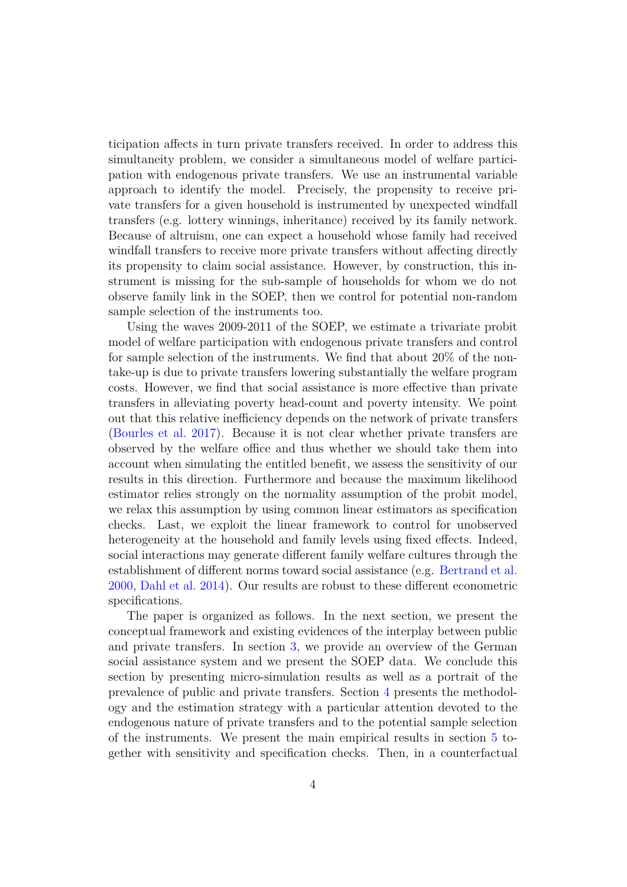ticipation affects in turn private transfers received. In order to address this simultaneity problem, we consider a simultaneous model of welfare participation with endogenous private transfers. We use an instrumental variable approach to identify the model. Precisely, the propensity to receive private transfers for a given household is instrumented by unexpected windfall transfers (e.g. lottery winnings, inheritance) received by its family network. Because of altruism, one can expect a household whose family had received windfall transfers to receive more private transfers without affecting directly its propensity to claim social assistance. However, by construction, this instrument is missing for the sub-sample of households for whom we do not observe family link in the SOEP, then we control for potential non-random sample selection of the instruments too.

Using the waves 2009-2011 of the SOEP, we estimate a trivariate probit model of welfare participation with endogenous private transfers and control for sample selection of the instruments. We find that about 20% of the non-take-up is due to private transfers lowering substantially the welfare program costs. However, we find that social assistance is more effective than private transfers in alleviating poverty head-count and poverty intensity. We point out that this relative inefficiency depends on the network of private transfers (Bourles et al. 2017). Because it is not clear whether private transfers are observed by the welfare office and thus whether we should take them into account when simulating the entitled benefit, we assess the sensitivity of our results in this direction. Furthermore and because the maximum likelihood estimator relies strongly on the normality assumption of the probit model, we relax this assumption by using common linear estimators as specification checks. Last, we exploit the linear framework to control for unobserved heterogeneity at the household and family levels using fixed effects. Indeed, social interactions may generate different family welfare cultures through the establishment of different norms toward social assistance (e.g. Bertrand et al. 2000, Dahl et al. 2014). Our results are robust to these different econometric specifications.

The paper is organized as follows. In the next section, we present the conceptual framework and existing evidences of the interplay between public and private transfers. In section 3, we provide an overview of the German social assistance system and we present the SOEP data. We conclude this section by presenting micro-simulation results as well as a portrait of the prevalence of public and private transfers. Section 4 presents the methodology and the estimation strategy with a particular attention devoted to the endogenous nature of private transfers and to the potential sample selection of the instruments. We present the main empirical results in section 5 together with sensitivity and specification checks. Then, in a counterfactual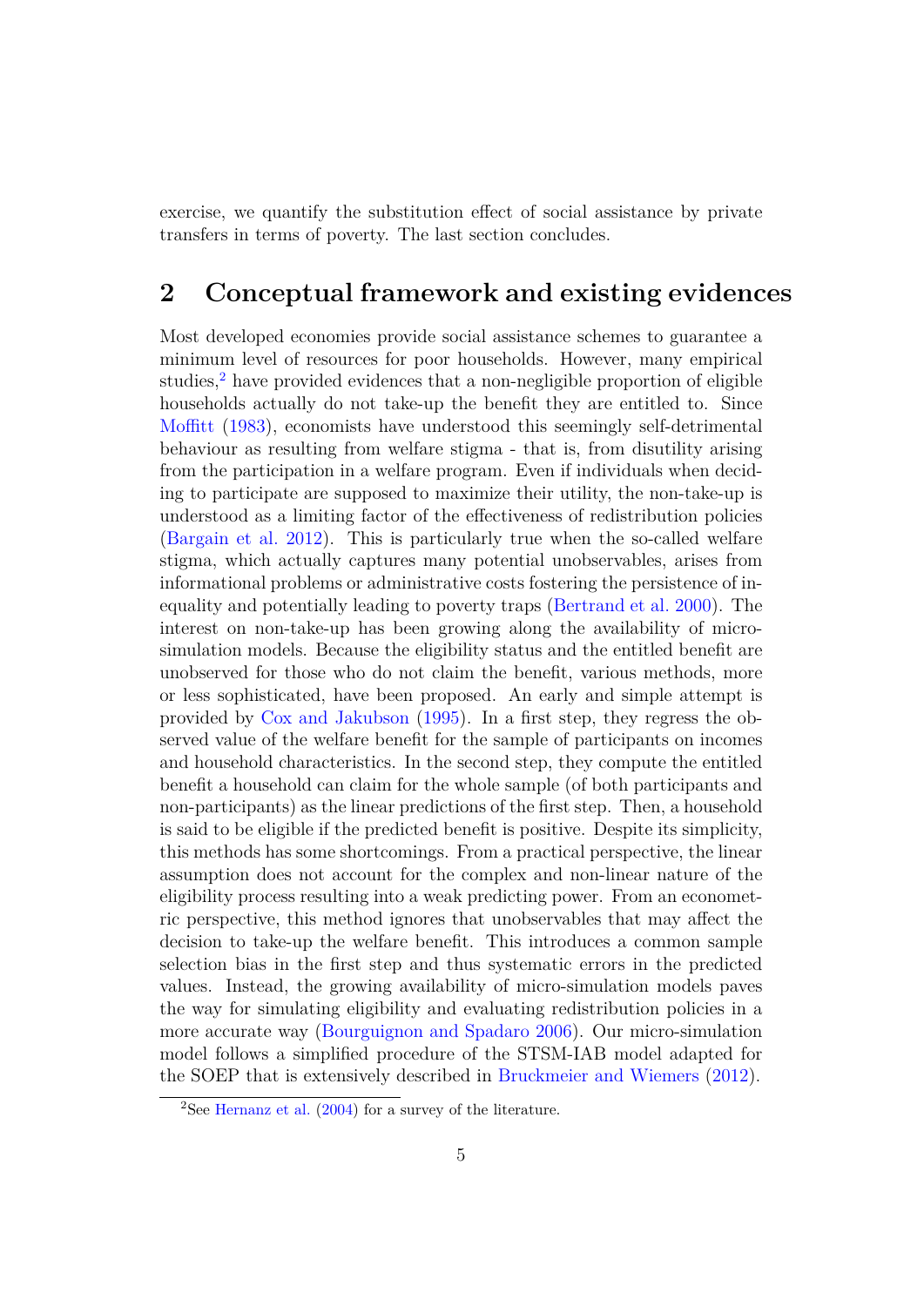exercise, we quantify the substitution effect of social assistance by private transfers in terms of poverty. The last section concludes.

## 2 Conceptual framework and existing evidences

Most developed economies provide social assistance schemes to guarantee a minimum level of resources for poor households. However, many empirical studies,[2] have provided evidences that a non-negligible proportion of eligible households actually do not take-up the benefit they are entitled to. Since Moffitt (1983), economists have understood this seemingly self-detrimental behaviour as resulting from welfare stigma - that is, from disutility arising from the participation in a welfare program. Even if individuals when deciding to participate are supposed to maximize their utility, the non-take-up is understood as a limiting factor of the effectiveness of redistribution policies (Bargain et al. 2012). This is particularly true when the so-called welfare stigma, which actually captures many potential unobservables, arises from informational problems or administrative costs fostering the persistence of inequality and potentially leading to poverty traps (Bertrand et al. 2000). The interest on non-take-up has been growing along the availability of micro-simulation models. Because the eligibility status and the entitled benefit are unobserved for those who do not claim the benefit, various methods, more or less sophisticated, have been proposed. An early and simple attempt is provided by Cox and Jakubson (1995). In a first step, they regress the observed value of the welfare benefit for the sample of participants on incomes and household characteristics. In the second step, they compute the entitled benefit a household can claim for the whole sample (of both participants and non-participants) as the linear predictions of the first step. Then, a household is said to be eligible if the predicted benefit is positive. Despite its simplicity, this methods has some shortcomings. From a practical perspective, the linear assumption does not account for the complex and non-linear nature of the eligibility process resulting into a weak predicting power. From an econometric perspective, this method ignores that unobservables that may affect the decision to take-up the welfare benefit. This introduces a common sample selection bias in the first step and thus systematic errors in the predicted values. Instead, the growing availability of micro-simulation models paves the way for simulating eligibility and evaluating redistribution policies in a more accurate way (Bourguignon and Spadaro 2006). Our micro-simulation model follows a simplified procedure of the STSM-IAB model adapted for the SOEP that is extensively described in Bruckmeier and Wiemers (2012).

[2] See Hernanz et al. (2004) for a survey of the literature.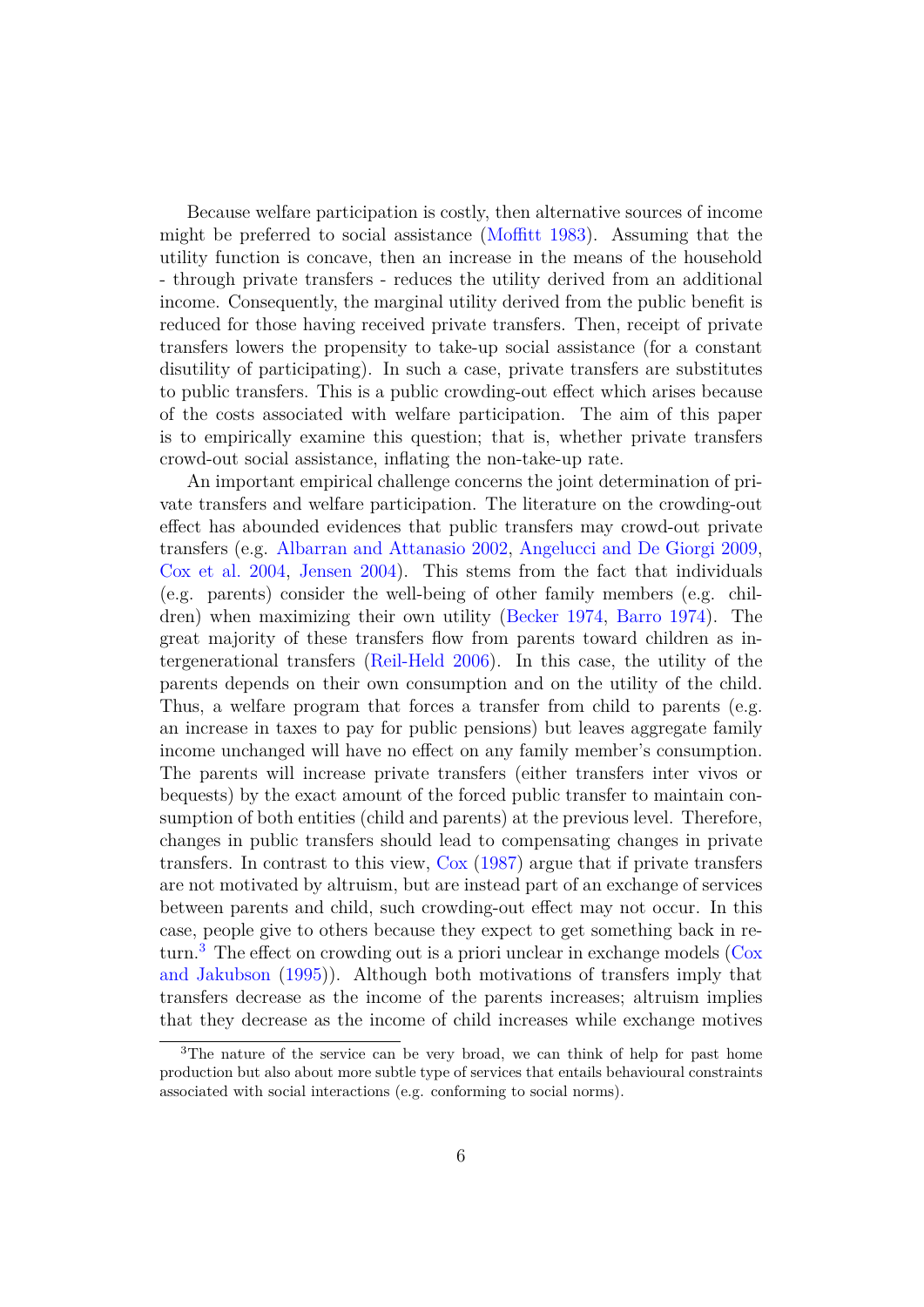Because welfare participation is costly, then alternative sources of income might be preferred to social assistance (Moffitt 1983). Assuming that the utility function is concave, then an increase in the means of the household - through private transfers - reduces the utility derived from an additional income. Consequently, the marginal utility derived from the public benefit is reduced for those having received private transfers. Then, receipt of private transfers lowers the propensity to take-up social assistance (for a constant disutility of participating). In such a case, private transfers are substitutes to public transfers. This is a public crowding-out effect which arises because of the costs associated with welfare participation. The aim of this paper is to empirically examine this question; that is, whether private transfers crowd-out social assistance, inflating the non-take-up rate.

An important empirical challenge concerns the joint determination of private transfers and welfare participation. The literature on the crowding-out effect has abounded evidences that public transfers may crowd-out private transfers (e.g. Albarran and Attanasio 2002, Angelucci and De Giorgi 2009, Cox et al. 2004, Jensen 2004). This stems from the fact that individuals (e.g. parents) consider the well-being of other family members (e.g. children) when maximizing their own utility (Becker 1974, Barro 1974). The great majority of these transfers flow from parents toward children as intergenerational transfers (Reil-Held 2006). In this case, the utility of the parents depends on their own consumption and on the utility of the child. Thus, a welfare program that forces a transfer from child to parents (e.g. an increase in taxes to pay for public pensions) but leaves aggregate family income unchanged will have no effect on any family member's consumption. The parents will increase private transfers (either transfers inter vivos or bequests) by the exact amount of the forced public transfer to maintain consumption of both entities (child and parents) at the previous level. Therefore, changes in public transfers should lead to compensating changes in private transfers. In contrast to this view, Cox (1987) argue that if private transfers are not motivated by altruism, but are instead part of an exchange of services between parents and child, such crowding-out effect may not occur. In this case, people give to others because they expect to get something back in return.[3] The effect on crowding out is a priori unclear in exchange models (Cox and Jakubson (1995)). Although both motivations of transfers imply that transfers decrease as the income of the parents increases; altruism implies that they decrease as the income of child increases while exchange motives

[3] The nature of the service can be very broad, we can think of help for past home production but also about more subtle type of services that entails behavioural constraints associated with social interactions (e.g. conforming to social norms).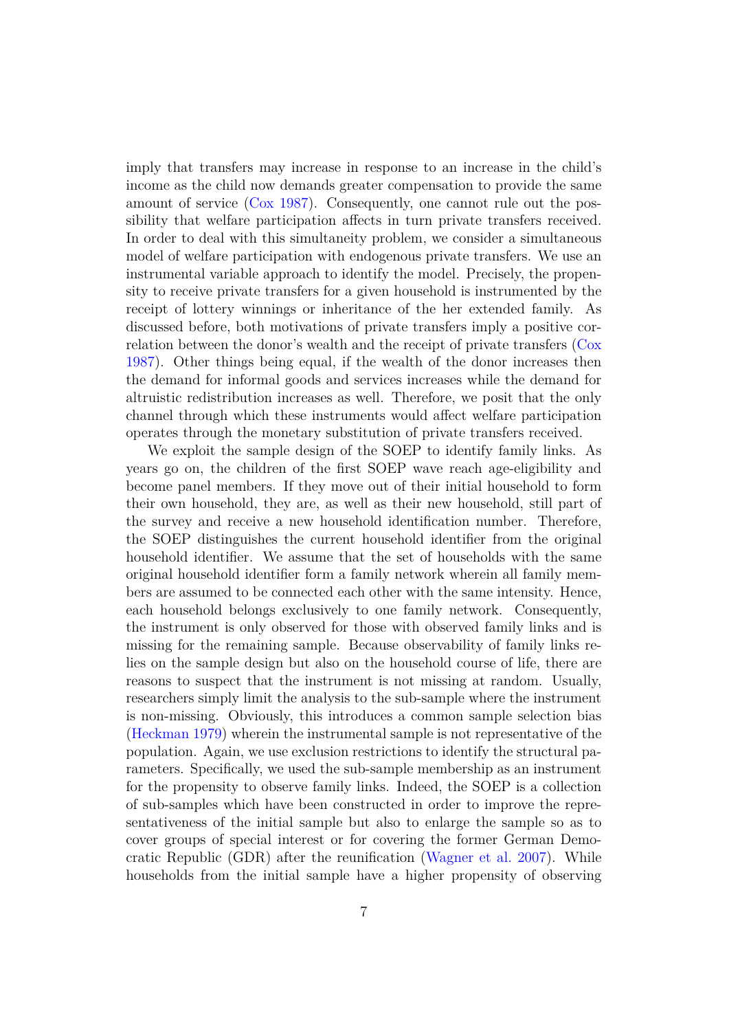imply that transfers may increase in response to an increase in the child's income as the child now demands greater compensation to provide the same amount of service (Cox 1987). Consequently, one cannot rule out the possibility that welfare participation affects in turn private transfers received. In order to deal with this simultaneity problem, we consider a simultaneous model of welfare participation with endogenous private transfers. We use an instrumental variable approach to identify the model. Precisely, the propensity to receive private transfers for a given household is instrumented by the receipt of lottery winnings or inheritance of the her extended family. As discussed before, both motivations of private transfers imply a positive correlation between the donor's wealth and the receipt of private transfers (Cox 1987). Other things being equal, if the wealth of the donor increases then the demand for informal goods and services increases while the demand for altruistic redistribution increases as well. Therefore, we posit that the only channel through which these instruments would affect welfare participation operates through the monetary substitution of private transfers received.

We exploit the sample design of the SOEP to identify family links. As years go on, the children of the first SOEP wave reach age-eligibility and become panel members. If they move out of their initial household to form their own household, they are, as well as their new household, still part of the survey and receive a new household identification number. Therefore, the SOEP distinguishes the current household identifier from the original household identifier. We assume that the set of households with the same original household identifier form a family network wherein all family members are assumed to be connected each other with the same intensity. Hence, each household belongs exclusively to one family network. Consequently, the instrument is only observed for those with observed family links and is missing for the remaining sample. Because observability of family links relies on the sample design but also on the household course of life, there are reasons to suspect that the instrument is not missing at random. Usually, researchers simply limit the analysis to the sub-sample where the instrument is non-missing. Obviously, this introduces a common sample selection bias (Heckman 1979) wherein the instrumental sample is not representative of the population. Again, we use exclusion restrictions to identify the structural parameters. Specifically, we used the sub-sample membership as an instrument for the propensity to observe family links. Indeed, the SOEP is a collection of sub-samples which have been constructed in order to improve the representativeness of the initial sample but also to enlarge the sample so as to cover groups of special interest or for covering the former German Democratic Republic (GDR) after the reunification (Wagner et al. 2007). While households from the initial sample have a higher propensity of observing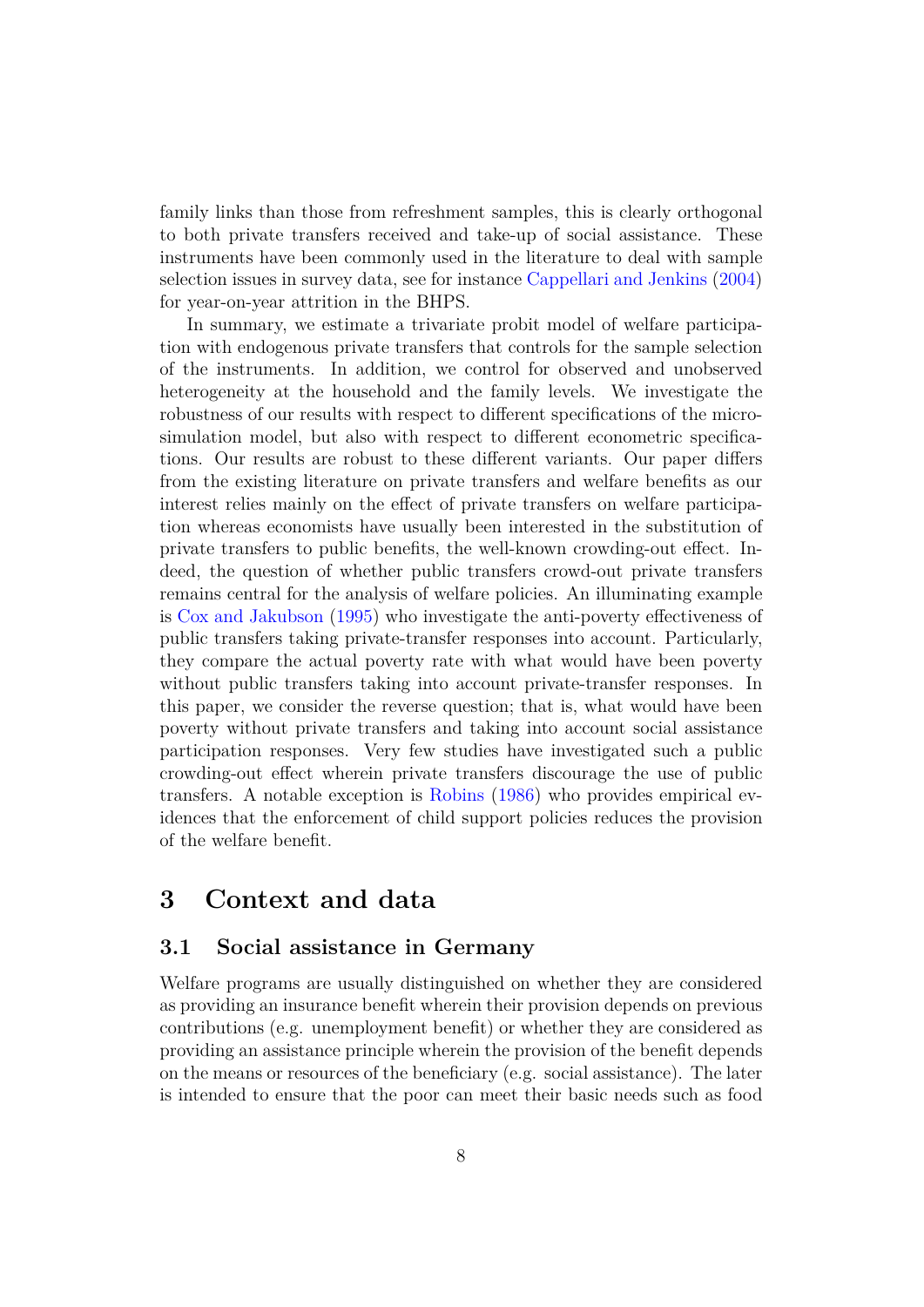family links than those from refreshment samples, this is clearly orthogonal to both private transfers received and take-up of social assistance. These instruments have been commonly used in the literature to deal with sample selection issues in survey data, see for instance Cappellari and Jenkins (2004) for year-on-year attrition in the BHPS.

In summary, we estimate a trivariate probit model of welfare participation with endogenous private transfers that controls for the sample selection of the instruments. In addition, we control for observed and unobserved heterogeneity at the household and the family levels. We investigate the robustness of our results with respect to different specifications of the micro-simulation model, but also with respect to different econometric specifications. Our results are robust to these different variants. Our paper differs from the existing literature on private transfers and welfare benefits as our interest relies mainly on the effect of private transfers on welfare participation whereas economists have usually been interested in the substitution of private transfers to public benefits, the well-known crowding-out effect. Indeed, the question of whether public transfers crowd-out private transfers remains central for the analysis of welfare policies. An illuminating example is Cox and Jakubson (1995) who investigate the anti-poverty effectiveness of public transfers taking private-transfer responses into account. Particularly, they compare the actual poverty rate with what would have been poverty without public transfers taking into account private-transfer responses. In this paper, we consider the reverse question; that is, what would have been poverty without private transfers and taking into account social assistance participation responses. Very few studies have investigated such a public crowding-out effect wherein private transfers discourage the use of public transfers. A notable exception is Robins (1986) who provides empirical evidences that the enforcement of child support policies reduces the provision of the welfare benefit.

# 3 Context and data

## 3.1 Social assistance in Germany

Welfare programs are usually distinguished on whether they are considered as providing an insurance benefit wherein their provision depends on previous contributions (e.g. unemployment benefit) or whether they are considered as providing an assistance principle wherein the provision of the benefit depends on the means or resources of the beneficiary (e.g. social assistance). The later is intended to ensure that the poor can meet their basic needs such as food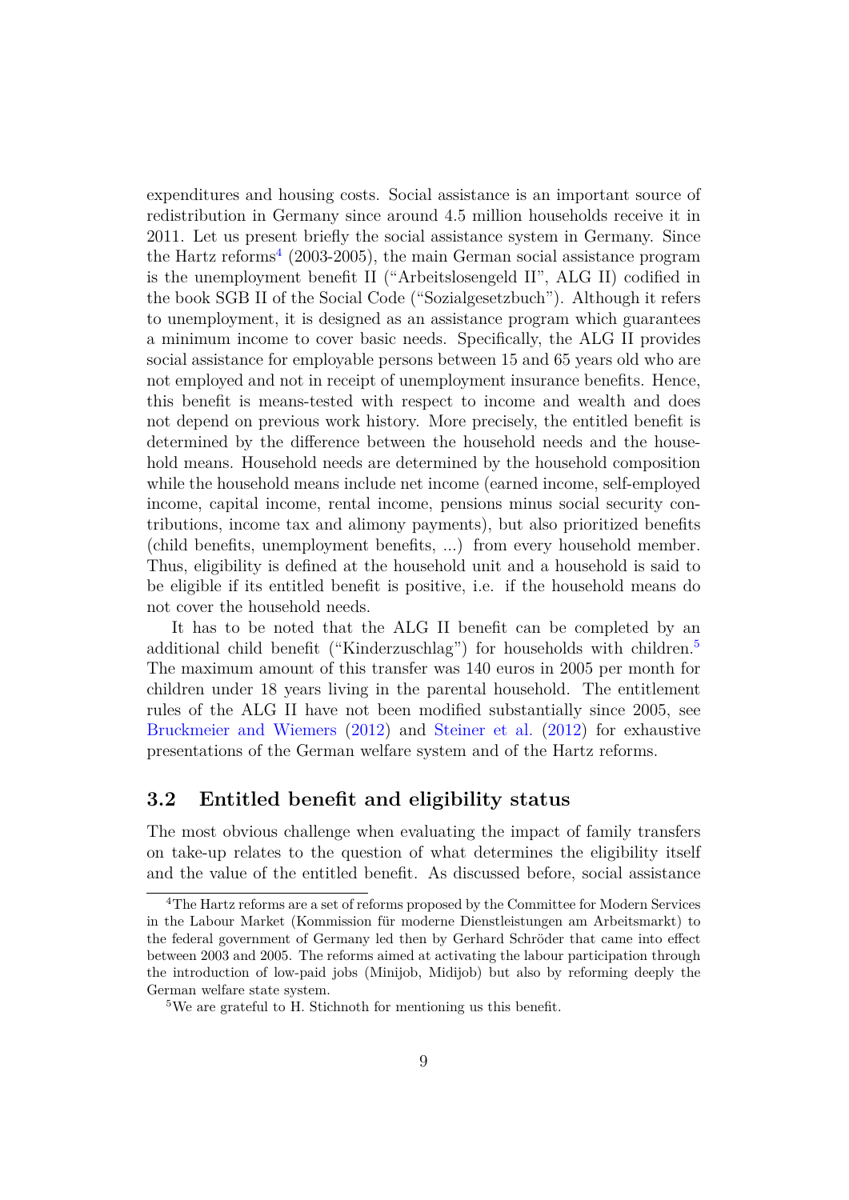expenditures and housing costs. Social assistance is an important source of redistribution in Germany since around 4.5 million households receive it in 2011. Let us present briefly the social assistance system in Germany. Since the Hartz reforms[4] (2003-2005), the main German social assistance program is the unemployment benefit II ("Arbeitslosengeld II", ALG II) codified in the book SGB II of the Social Code ("Sozialgesetzbuch"). Although it refers to unemployment, it is designed as an assistance program which guarantees a minimum income to cover basic needs. Specifically, the ALG II provides social assistance for employable persons between 15 and 65 years old who are not employed and not in receipt of unemployment insurance benefits. Hence, this benefit is means-tested with respect to income and wealth and does not depend on previous work history. More precisely, the entitled benefit is determined by the difference between the household needs and the household means. Household needs are determined by the household composition while the household means include net income (earned income, self-employed income, capital income, rental income, pensions minus social security contributions, income tax and alimony payments), but also prioritized benefits (child benefits, unemployment benefits, ...) from every household member. Thus, eligibility is defined at the household unit and a household is said to be eligible if its entitled benefit is positive, i.e. if the household means do not cover the household needs.

It has to be noted that the ALG II benefit can be completed by an additional child benefit ("Kinderzuschlag") for households with children.[5] The maximum amount of this transfer was 140 euros in 2005 per month for children under 18 years living in the parental household. The entitlement rules of the ALG II have not been modified substantially since 2005, see Bruckmeier and Wiemers (2012) and Steiner et al. (2012) for exhaustive presentations of the German welfare system and of the Hartz reforms.

## 3.2 Entitled benefit and eligibility status

The most obvious challenge when evaluating the impact of family transfers on take-up relates to the question of what determines the eligibility itself and the value of the entitled benefit. As discussed before, social assistance

---

[4] The Hartz reforms are a set of reforms proposed by the Committee for Modern Services in the Labour Market (Kommission für moderne Dienstleistungen am Arbeitsmarkt) to the federal government of Germany led then by Gerhard Schröder that came into effect between 2003 and 2005. The reforms aimed at activating the labour participation through the introduction of low-paid jobs (Minijob, Midijob) but also by reforming deeply the German welfare state system.

[5] We are grateful to H. Stichnoth for mentioning us this benefit.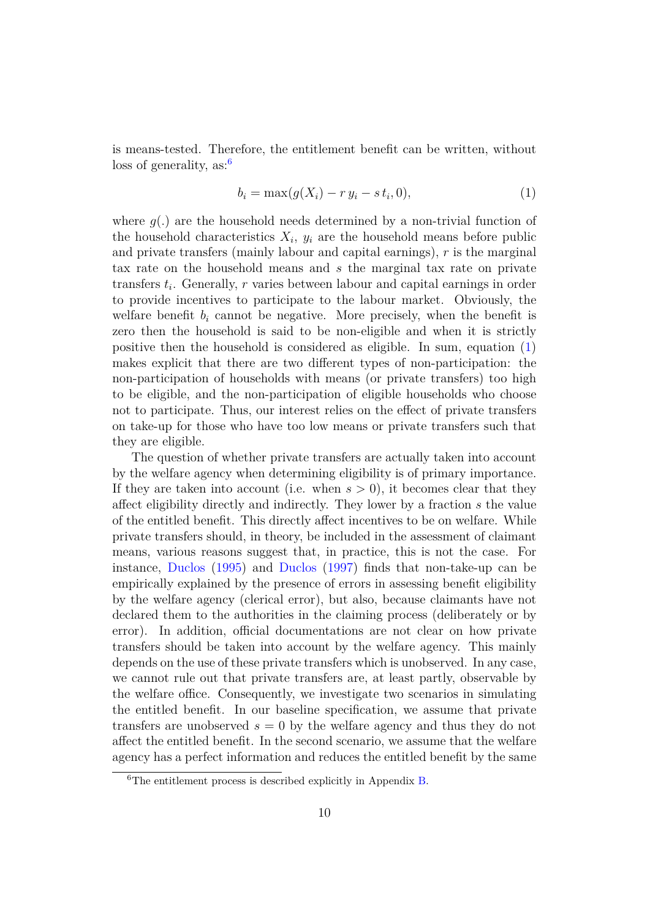is means-tested. Therefore, the entitlement benefit can be written, without loss of generality, as:[6]

$$b_i = \max(g(X_i) - r\, y_i - s\, t_i, 0), \tag{1}$$

where $g(.)$ are the household needs determined by a non-trivial function of the household characteristics $X_i$, $y_i$ are the household means before public and private transfers (mainly labour and capital earnings), $r$ is the marginal tax rate on the household means and $s$ the marginal tax rate on private transfers $t_i$. Generally, $r$ varies between labour and capital earnings in order to provide incentives to participate to the labour market. Obviously, the welfare benefit $b_i$ cannot be negative. More precisely, when the benefit is zero then the household is said to be non-eligible and when it is strictly positive then the household is considered as eligible. In sum, equation (1) makes explicit that there are two different types of non-participation: the non-participation of households with means (or private transfers) too high to be eligible, and the non-participation of eligible households who choose not to participate. Thus, our interest relies on the effect of private transfers on take-up for those who have too low means or private transfers such that they are eligible.

The question of whether private transfers are actually taken into account by the welfare agency when determining eligibility is of primary importance. If they are taken into account (i.e. when $s > 0$), it becomes clear that they affect eligibility directly and indirectly. They lower by a fraction $s$ the value of the entitled benefit. This directly affect incentives to be on welfare. While private transfers should, in theory, be included in the assessment of claimant means, various reasons suggest that, in practice, this is not the case. For instance, Duclos (1995) and Duclos (1997) finds that non-take-up can be empirically explained by the presence of errors in assessing benefit eligibility by the welfare agency (clerical error), but also, because claimants have not declared them to the authorities in the claiming process (deliberately or by error). In addition, official documentations are not clear on how private transfers should be taken into account by the welfare agency. This mainly depends on the use of these private transfers which is unobserved. In any case, we cannot rule out that private transfers are, at least partly, observable by the welfare office. Consequently, we investigate two scenarios in simulating the entitled benefit. In our baseline specification, we assume that private transfers are unobserved $s = 0$ by the welfare agency and thus they do not affect the entitled benefit. In the second scenario, we assume that the welfare agency has a perfect information and reduces the entitled benefit by the same

[6] The entitlement process is described explicitly in Appendix B.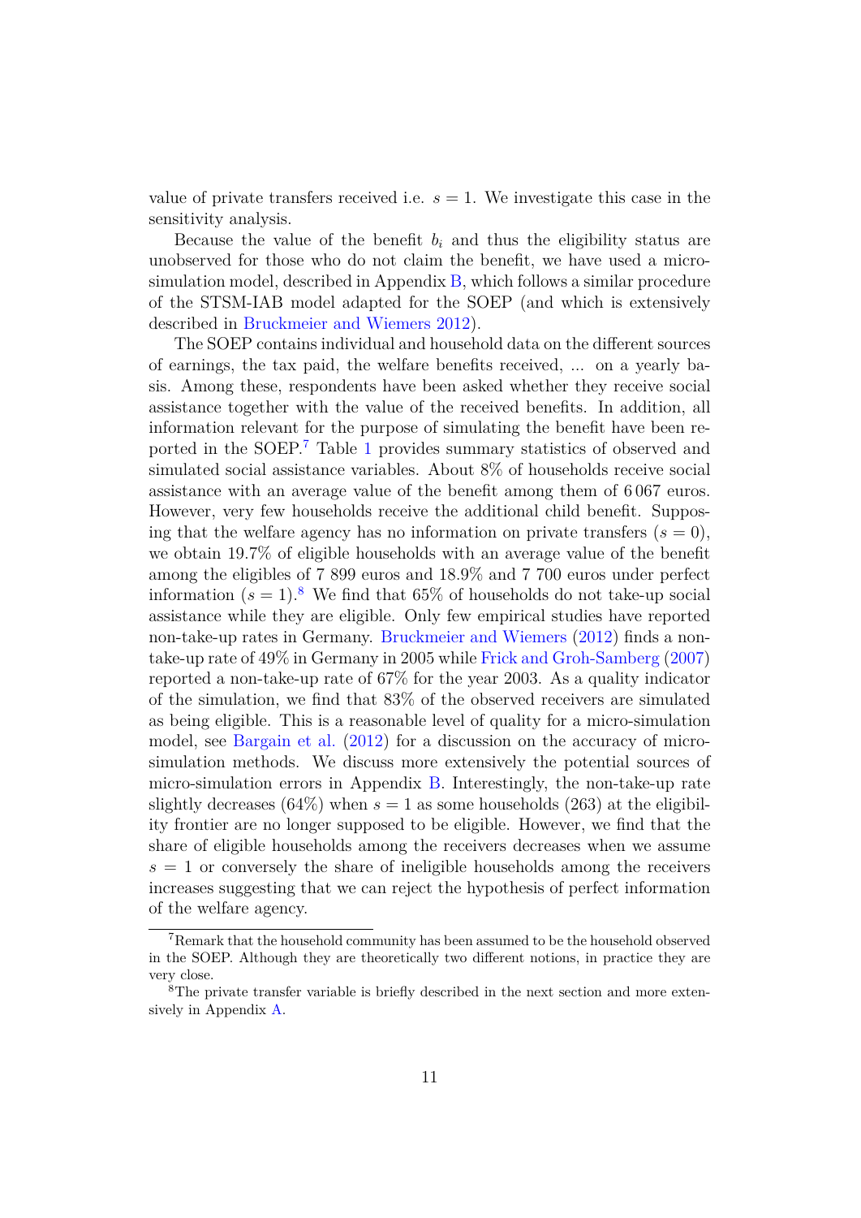value of private transfers received i.e. $s = 1$. We investigate this case in the sensitivity analysis.

Because the value of the benefit $b_i$ and thus the eligibility status are unobserved for those who do not claim the benefit, we have used a micro-simulation model, described in Appendix B, which follows a similar procedure of the STSM-IAB model adapted for the SOEP (and which is extensively described in Bruckmeier and Wiemers 2012).

The SOEP contains individual and household data on the different sources of earnings, the tax paid, the welfare benefits received, ... on a yearly basis. Among these, respondents have been asked whether they receive social assistance together with the value of the received benefits. In addition, all information relevant for the purpose of simulating the benefit have been reported in the SOEP.[7] Table 1 provides summary statistics of observed and simulated social assistance variables. About 8% of households receive social assistance with an average value of the benefit among them of 6 067 euros. However, very few households receive the additional child benefit. Supposing that the welfare agency has no information on private transfers ($s = 0$), we obtain 19.7% of eligible households with an average value of the benefit among the eligibles of 7 899 euros and 18.9% and 7 700 euros under perfect information ($s = 1$).[8] We find that 65% of households do not take-up social assistance while they are eligible. Only few empirical studies have reported non-take-up rates in Germany. Bruckmeier and Wiemers (2012) finds a non-take-up rate of 49% in Germany in 2005 while Frick and Groh-Samberg (2007) reported a non-take-up rate of 67% for the year 2003. As a quality indicator of the simulation, we find that 83% of the observed receivers are simulated as being eligible. This is a reasonable level of quality for a micro-simulation model, see Bargain et al. (2012) for a discussion on the accuracy of micro-simulation methods. We discuss more extensively the potential sources of micro-simulation errors in Appendix B. Interestingly, the non-take-up rate slightly decreases (64%) when $s = 1$ as some households (263) at the eligibility frontier are no longer supposed to be eligible. However, we find that the share of eligible households among the receivers decreases when we assume $s = 1$ or conversely the share of ineligible households among the receivers increases suggesting that we can reject the hypothesis of perfect information of the welfare agency.

[7] Remark that the household community has been assumed to be the household observed in the SOEP. Although they are theoretically two different notions, in practice they are very close.

[8] The private transfer variable is briefly described in the next section and more extensively in Appendix A.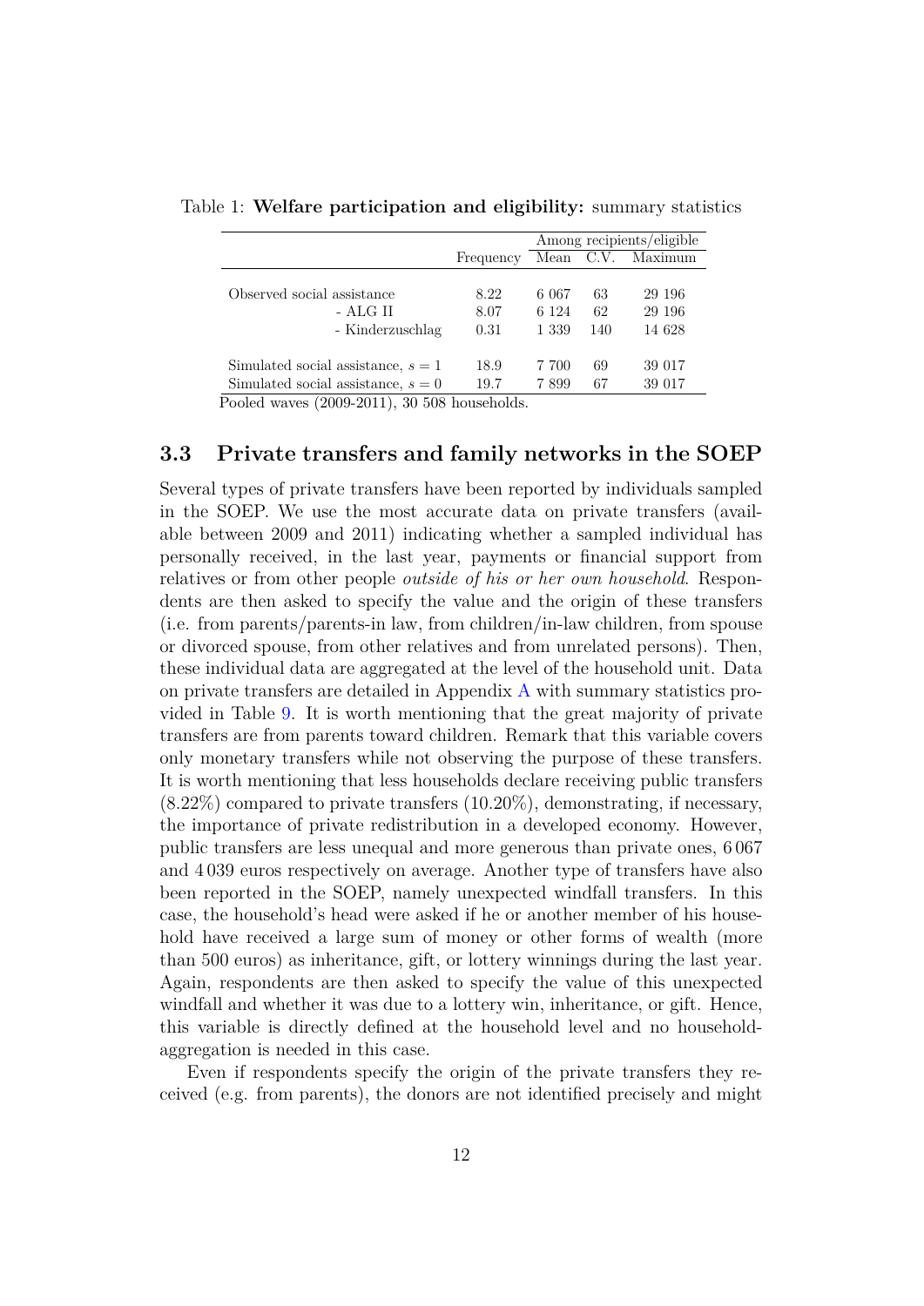Table 1: **Welfare participation and eligibility:** summary statistics

| | Frequency | Among recipients/eligible | | |
|---|---|---|---|---|
| | | Mean | C.V. | Maximum |
| Observed social assistance | 8.22 | 6 067 | 63 | 29 196 |
| - ALG II | 8.07 | 6 124 | 62 | 29 196 |
| - Kinderzuschlag | 0.31 | 1 339 | 140 | 14 628 |
| Simulated social assistance, $s = 1$ | 18.9 | 7 700 | 69 | 39 017 |
| Simulated social assistance, $s = 0$ | 19.7 | 7 899 | 67 | 39 017 |

Pooled waves (2009-2011), 30 508 households.

### 3.3 Private transfers and family networks in the SOEP

Several types of private transfers have been reported by individuals sampled in the SOEP. We use the most accurate data on private transfers (available between 2009 and 2011) indicating whether a sampled individual has personally received, in the last year, payments or financial support from relatives or from other people *outside of his or her own household*. Respondents are then asked to specify the value and the origin of these transfers (i.e. from parents/parents-in law, from children/in-law children, from spouse or divorced spouse, from other relatives and from unrelated persons). Then, these individual data are aggregated at the level of the household unit. Data on private transfers are detailed in Appendix A with summary statistics provided in Table 9. It is worth mentioning that the great majority of private transfers are from parents toward children. Remark that this variable covers only monetary transfers while not observing the purpose of these transfers. It is worth mentioning that less households declare receiving public transfers (8.22%) compared to private transfers (10.20%), demonstrating, if necessary, the importance of private redistribution in a developed economy. However, public transfers are less unequal and more generous than private ones, 6 067 and 4 039 euros respectively on average. Another type of transfers have also been reported in the SOEP, namely unexpected windfall transfers. In this case, the household's head were asked if he or another member of his household have received a large sum of money or other forms of wealth (more than 500 euros) as inheritance, gift, or lottery winnings during the last year. Again, respondents are then asked to specify the value of this unexpected windfall and whether it was due to a lottery win, inheritance, or gift. Hence, this variable is directly defined at the household level and no household-aggregation is needed in this case.

Even if respondents specify the origin of the private transfers they received (e.g. from parents), the donors are not identified precisely and might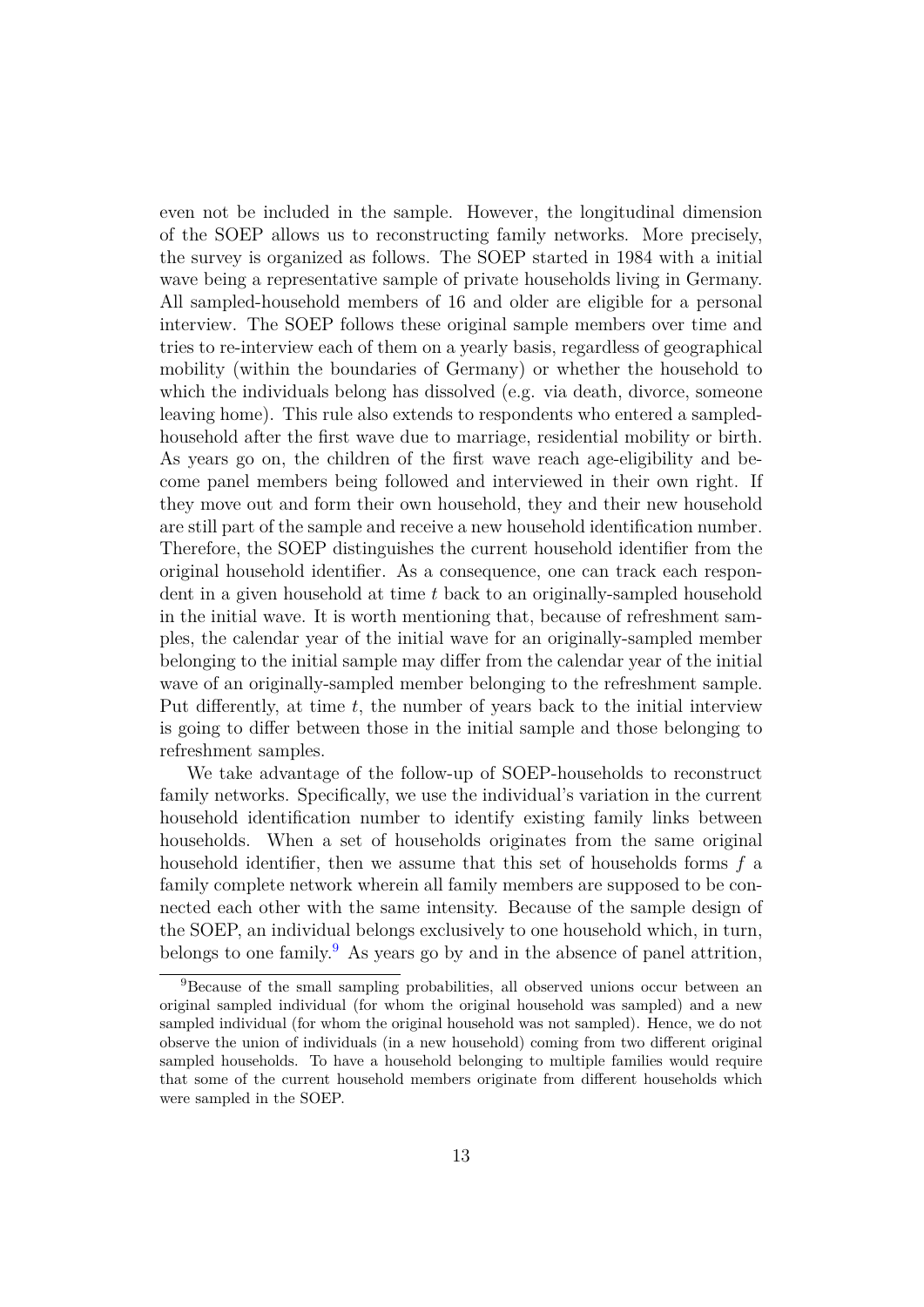even not be included in the sample. However, the longitudinal dimension of the SOEP allows us to reconstructing family networks. More precisely, the survey is organized as follows. The SOEP started in 1984 with a initial wave being a representative sample of private households living in Germany. All sampled-household members of 16 and older are eligible for a personal interview. The SOEP follows these original sample members over time and tries to re-interview each of them on a yearly basis, regardless of geographical mobility (within the boundaries of Germany) or whether the household to which the individuals belong has dissolved (e.g. via death, divorce, someone leaving home). This rule also extends to respondents who entered a sampled-household after the first wave due to marriage, residential mobility or birth. As years go on, the children of the first wave reach age-eligibility and become panel members being followed and interviewed in their own right. If they move out and form their own household, they and their new household are still part of the sample and receive a new household identification number. Therefore, the SOEP distinguishes the current household identifier from the original household identifier. As a consequence, one can track each respondent in a given household at time $t$ back to an originally-sampled household in the initial wave. It is worth mentioning that, because of refreshment samples, the calendar year of the initial wave for an originally-sampled member belonging to the initial sample may differ from the calendar year of the initial wave of an originally-sampled member belonging to the refreshment sample. Put differently, at time $t$, the number of years back to the initial interview is going to differ between those in the initial sample and those belonging to refreshment samples.

We take advantage of the follow-up of SOEP-households to reconstruct family networks. Specifically, we use the individual's variation in the current household identification number to identify existing family links between households. When a set of households originates from the same original household identifier, then we assume that this set of households forms $f$ a family complete network wherein all family members are supposed to be connected each other with the same intensity. Because of the sample design of the SOEP, an individual belongs exclusively to one household which, in turn, belongs to one family.[9] As years go by and in the absence of panel attrition,

[9]Because of the small sampling probabilities, all observed unions occur between an original sampled individual (for whom the original household was sampled) and a new sampled individual (for whom the original household was not sampled). Hence, we do not observe the union of individuals (in a new household) coming from two different original sampled households. To have a household belonging to multiple families would require that some of the current household members originate from different households which were sampled in the SOEP.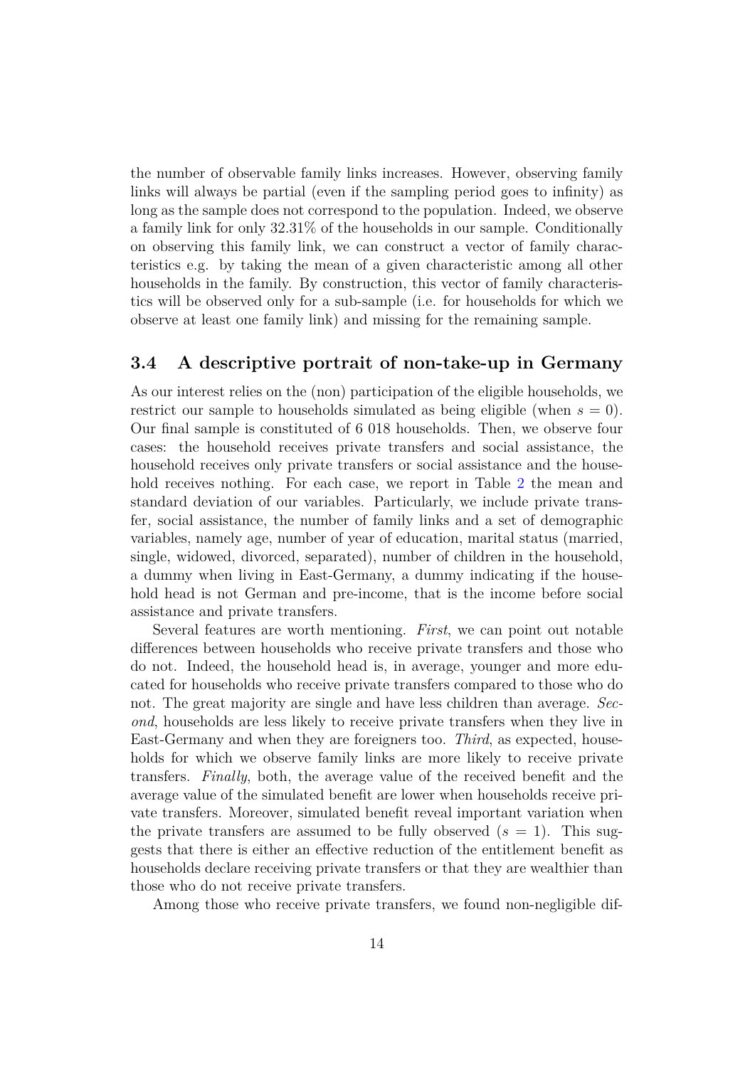the number of observable family links increases. However, observing family links will always be partial (even if the sampling period goes to infinity) as long as the sample does not correspond to the population. Indeed, we observe a family link for only 32.31% of the households in our sample. Conditionally on observing this family link, we can construct a vector of family characteristics e.g. by taking the mean of a given characteristic among all other households in the family. By construction, this vector of family characteristics will be observed only for a sub-sample (i.e. for households for which we observe at least one family link) and missing for the remaining sample.

### 3.4 A descriptive portrait of non-take-up in Germany

As our interest relies on the (non) participation of the eligible households, we restrict our sample to households simulated as being eligible (when $s = 0$). Our final sample is constituted of 6 018 households. Then, we observe four cases: the household receives private transfers and social assistance, the household receives only private transfers or social assistance and the household receives nothing. For each case, we report in Table 2 the mean and standard deviation of our variables. Particularly, we include private transfer, social assistance, the number of family links and a set of demographic variables, namely age, number of year of education, marital status (married, single, widowed, divorced, separated), number of children in the household, a dummy when living in East-Germany, a dummy indicating if the household head is not German and pre-income, that is the income before social assistance and private transfers.

Several features are worth mentioning. *First*, we can point out notable differences between households who receive private transfers and those who do not. Indeed, the household head is, in average, younger and more educated for households who receive private transfers compared to those who do not. The great majority are single and have less children than average. *Second*, households are less likely to receive private transfers when they live in East-Germany and when they are foreigners too. *Third*, as expected, households for which we observe family links are more likely to receive private transfers. *Finally*, both, the average value of the received benefit and the average value of the simulated benefit are lower when households receive private transfers. Moreover, simulated benefit reveal important variation when the private transfers are assumed to be fully observed ($s = 1$). This suggests that there is either an effective reduction of the entitlement benefit as households declare receiving private transfers or that they are wealthier than those who do not receive private transfers.

Among those who receive private transfers, we found non-negligible dif-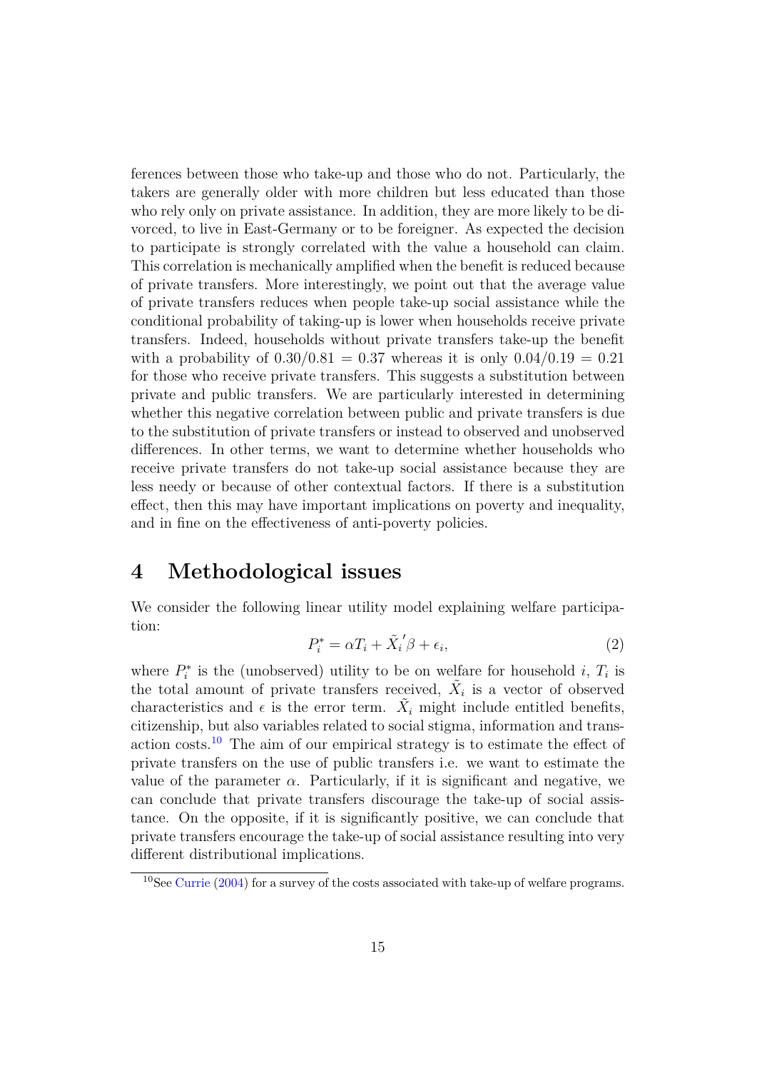ferences between those who take-up and those who do not. Particularly, the takers are generally older with more children but less educated than those who rely only on private assistance. In addition, they are more likely to be divorced, to live in East-Germany or to be foreigner. As expected the decision to participate is strongly correlated with the value a household can claim. This correlation is mechanically amplified when the benefit is reduced because of private transfers. More interestingly, we point out that the average value of private transfers reduces when people take-up social assistance while the conditional probability of taking-up is lower when households receive private transfers. Indeed, households without private transfers take-up the benefit with a probability of $0.30/0.81 = 0.37$ whereas it is only $0.04/0.19 = 0.21$ for those who receive private transfers. This suggests a substitution between private and public transfers. We are particularly interested in determining whether this negative correlation between public and private transfers is due to the substitution of private transfers or instead to observed and unobserved differences. In other terms, we want to determine whether households who receive private transfers do not take-up social assistance because they are less needy or because of other contextual factors. If there is a substitution effect, then this may have important implications on poverty and inequality, and in fine on the effectiveness of anti-poverty policies.

# 4 Methodological issues

We consider the following linear utility model explaining welfare participation:

$$P_i^* = \alpha T_i + \tilde{X_i}'\beta + \epsilon_i, \tag{2}$$

where $P_i^*$ is the (unobserved) utility to be on welfare for household $i$, $T_i$ is the total amount of private transfers received, $\tilde{X}_i$ is a vector of observed characteristics and $\epsilon$ is the error term. $\tilde{X}_i$ might include entitled benefits, citizenship, but also variables related to social stigma, information and transaction costs.[10] The aim of our empirical strategy is to estimate the effect of private transfers on the use of public transfers i.e. we want to estimate the value of the parameter $\alpha$. Particularly, if it is significant and negative, we can conclude that private transfers discourage the take-up of social assistance. On the opposite, if it is significantly positive, we can conclude that private transfers encourage the take-up of social assistance resulting into very different distributional implications.

[10] See Currie (2004) for a survey of the costs associated with take-up of welfare programs.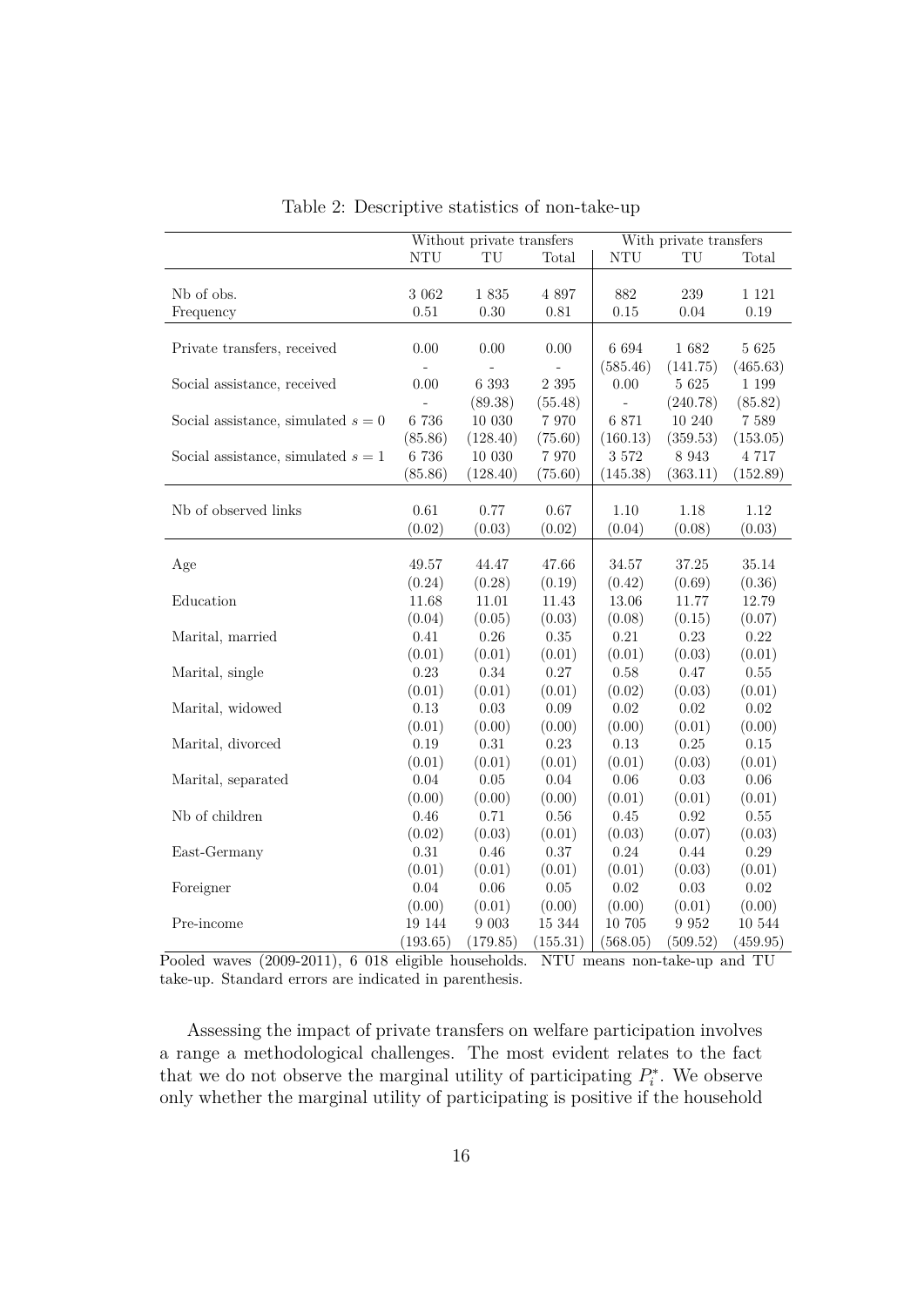Table 2: Descriptive statistics of non-take-up

| | Without private transfers | | | With private transfers | | |
|---|---|---|---|---|---|---|
| | NTU | TU | Total | NTU | TU | Total |
| Nb of obs. | 3 062 | 1 835 | 4 897 | 882 | 239 | 1 121 |
| Frequency | 0.51 | 0.30 | 0.81 | 0.15 | 0.04 | 0.19 |
| Private transfers, received | 0.00 | 0.00 | 0.00 | 6 694 | 1 682 | 5 625 |
| | - | - | - | (585.46) | (141.75) | (465.63) |
| Social assistance, received | 0.00 | 6 393 | 2 395 | 0.00 | 5 625 | 1 199 |
| | - | (89.38) | (55.48) | - | (240.78) | (85.82) |
| Social assistance, simulated $s=0$ | 6 736 | 10 030 | 7 970 | 6 871 | 10 240 | 7 589 |
| | (85.86) | (128.40) | (75.60) | (160.13) | (359.53) | (153.05) |
| Social assistance, simulated $s=1$ | 6 736 | 10 030 | 7 970 | 3 572 | 8 943 | 4 717 |
| | (85.86) | (128.40) | (75.60) | (145.38) | (363.11) | (152.89) |
| Nb of observed links | 0.61 | 0.77 | 0.67 | 1.10 | 1.18 | 1.12 |
| | (0.02) | (0.03) | (0.02) | (0.04) | (0.08) | (0.03) |
| Age | 49.57 | 44.47 | 47.66 | 34.57 | 37.25 | 35.14 |
| | (0.24) | (0.28) | (0.19) | (0.42) | (0.69) | (0.36) |
| Education | 11.68 | 11.01 | 11.43 | 13.06 | 11.77 | 12.79 |
| | (0.04) | (0.05) | (0.03) | (0.08) | (0.15) | (0.07) |
| Marital, married | 0.41 | 0.26 | 0.35 | 0.21 | 0.23 | 0.22 |
| | (0.01) | (0.01) | (0.01) | (0.01) | (0.03) | (0.01) |
| Marital, single | 0.23 | 0.34 | 0.27 | 0.58 | 0.47 | 0.55 |
| | (0.01) | (0.01) | (0.01) | (0.02) | (0.03) | (0.01) |
| Marital, widowed | 0.13 | 0.03 | 0.09 | 0.02 | 0.02 | 0.02 |
| | (0.01) | (0.00) | (0.00) | (0.00) | (0.01) | (0.00) |
| Marital, divorced | 0.19 | 0.31 | 0.23 | 0.13 | 0.25 | 0.15 |
| | (0.01) | (0.01) | (0.01) | (0.01) | (0.03) | (0.01) |
| Marital, separated | 0.04 | 0.05 | 0.04 | 0.06 | 0.03 | 0.06 |
| | (0.00) | (0.00) | (0.00) | (0.01) | (0.01) | (0.01) |
| Nb of children | 0.46 | 0.71 | 0.56 | 0.45 | 0.92 | 0.55 |
| | (0.02) | (0.03) | (0.01) | (0.03) | (0.07) | (0.03) |
| East-Germany | 0.31 | 0.46 | 0.37 | 0.24 | 0.44 | 0.29 |
| | (0.01) | (0.01) | (0.01) | (0.01) | (0.03) | (0.01) |
| Foreigner | 0.04 | 0.06 | 0.05 | 0.02 | 0.03 | 0.02 |
| | (0.00) | (0.01) | (0.00) | (0.00) | (0.01) | (0.00) |
| Pre-income | 19 144 | 9 003 | 15 344 | 10 705 | 9 952 | 10 544 |
| | (193.65) | (179.85) | (155.31) | (568.05) | (509.52) | (459.95) |

Pooled waves (2009-2011), 6 018 eligible households. NTU means non-take-up and TU take-up. Standard errors are indicated in parenthesis.

Assessing the impact of private transfers on welfare participation involves a range a methodological challenges. The most evident relates to the fact that we do not observe the marginal utility of participating $P_i^*$. We observe only whether the marginal utility of participating is positive if the household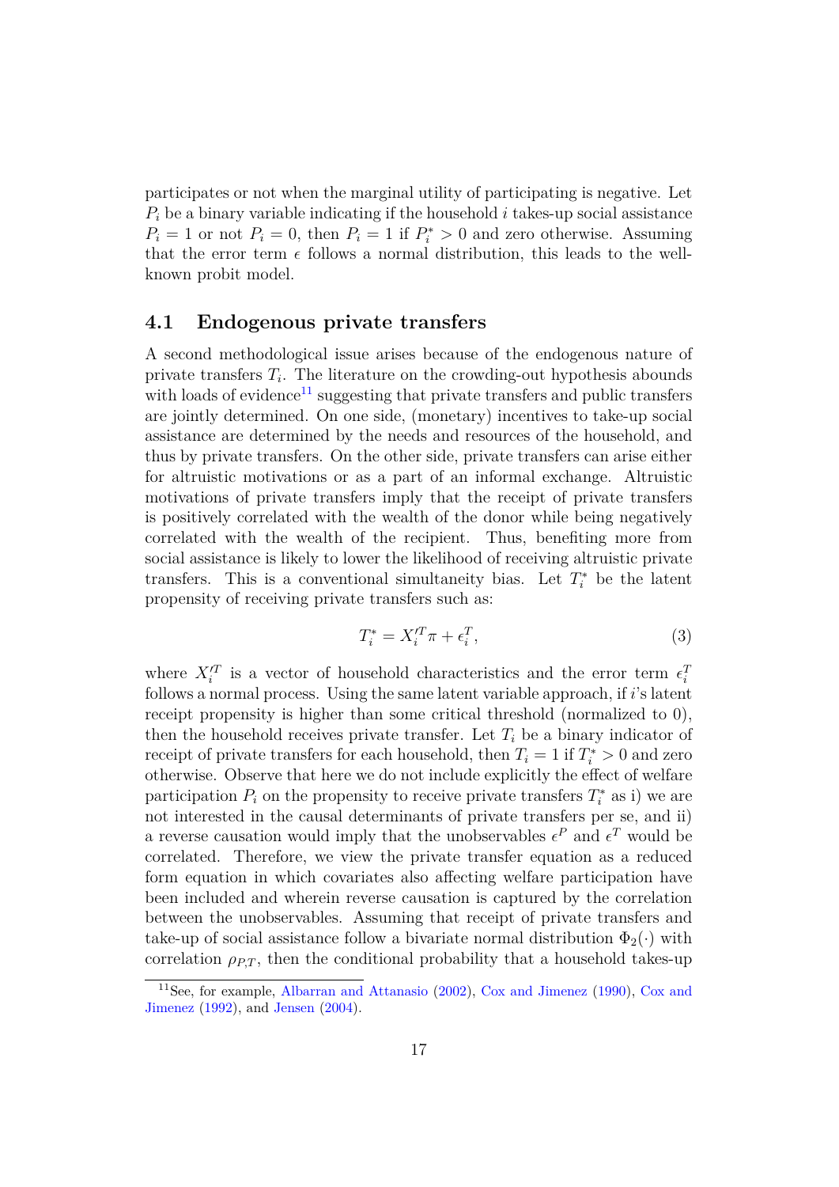participates or not when the marginal utility of participating is negative. Let $P_i$ be a binary variable indicating if the household $i$ takes-up social assistance $P_i = 1$ or not $P_i = 0$, then $P_i = 1$ if $P_i^* > 0$ and zero otherwise. Assuming that the error term $\epsilon$ follows a normal distribution, this leads to the well-known probit model.

## 4.1 Endogenous private transfers

A second methodological issue arises because of the endogenous nature of private transfers $T_i$. The literature on the crowding-out hypothesis abounds with loads of evidence[11] suggesting that private transfers and public transfers are jointly determined. On one side, (monetary) incentives to take-up social assistance are determined by the needs and resources of the household, and thus by private transfers. On the other side, private transfers can arise either for altruistic motivations or as a part of an informal exchange. Altruistic motivations of private transfers imply that the receipt of private transfers is positively correlated with the wealth of the donor while being negatively correlated with the wealth of the recipient. Thus, benefiting more from social assistance is likely to lower the likelihood of receiving altruistic private transfers. This is a conventional simultaneity bias. Let $T_i^*$ be the latent propensity of receiving private transfers such as:

$$T_i^* = X_i'^T \pi + \epsilon_i^T, \tag{3}$$

where $X_i'^T$ is a vector of household characteristics and the error term $\epsilon_i^T$ follows a normal process. Using the same latent variable approach, if $i$'s latent receipt propensity is higher than some critical threshold (normalized to 0), then the household receives private transfer. Let $T_i$ be a binary indicator of receipt of private transfers for each household, then $T_i = 1$ if $T_i^* > 0$ and zero otherwise. Observe that here we do not include explicitly the effect of welfare participation $P_i$ on the propensity to receive private transfers $T_i^*$ as i) we are not interested in the causal determinants of private transfers per se, and ii) a reverse causation would imply that the unobservables $\epsilon^P$ and $\epsilon^T$ would be correlated. Therefore, we view the private transfer equation as a reduced form equation in which covariates also affecting welfare participation have been included and wherein reverse causation is captured by the correlation between the unobservables. Assuming that receipt of private transfers and take-up of social assistance follow a bivariate normal distribution $\Phi_2(\cdot)$ with correlation $\rho_{P,T}$, then the conditional probability that a household takes-up

[11] See, for example, Albarran and Attanasio (2002), Cox and Jimenez (1990), Cox and Jimenez (1992), and Jensen (2004).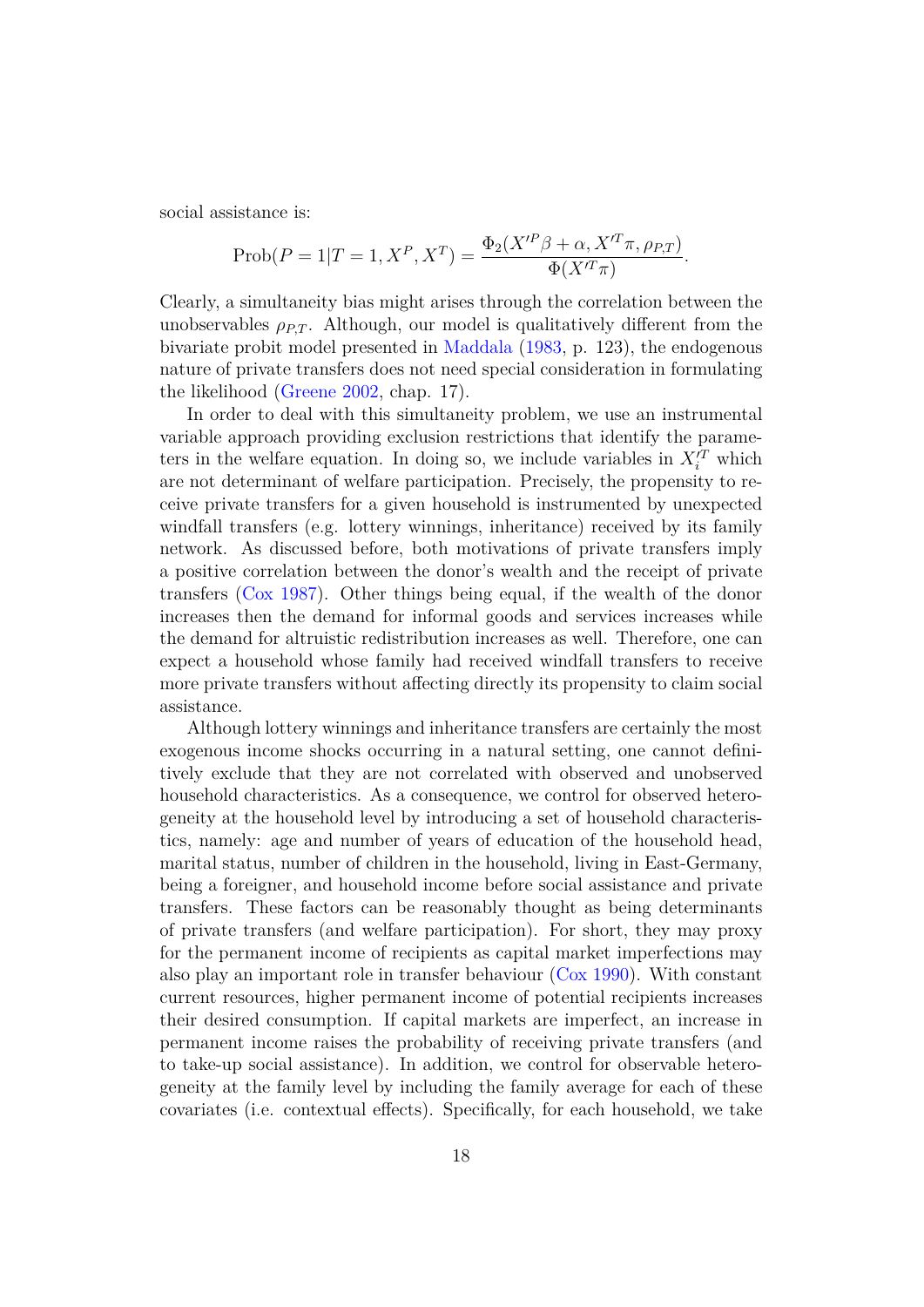social assistance is:

$$\text{Prob}(P = 1|T = 1, X^P, X^T) = \frac{\Phi_2(X'^P\beta + \alpha, X'^T\pi, \rho_{P,T})}{\Phi(X'^T\pi)}.$$

Clearly, a simultaneity bias might arises through the correlation between the unobservables $\rho_{P,T}$. Although, our model is qualitatively different from the bivariate probit model presented in Maddala (1983, p. 123), the endogenous nature of private transfers does not need special consideration in formulating the likelihood (Greene 2002, chap. 17).

In order to deal with this simultaneity problem, we use an instrumental variable approach providing exclusion restrictions that identify the parameters in the welfare equation. In doing so, we include variables in $X_i'^T$ which are not determinant of welfare participation. Precisely, the propensity to receive private transfers for a given household is instrumented by unexpected windfall transfers (e.g. lottery winnings, inheritance) received by its family network. As discussed before, both motivations of private transfers imply a positive correlation between the donor's wealth and the receipt of private transfers (Cox 1987). Other things being equal, if the wealth of the donor increases then the demand for informal goods and services increases while the demand for altruistic redistribution increases as well. Therefore, one can expect a household whose family had received windfall transfers to receive more private transfers without affecting directly its propensity to claim social assistance.

Although lottery winnings and inheritance transfers are certainly the most exogenous income shocks occurring in a natural setting, one cannot definitively exclude that they are not correlated with observed and unobserved household characteristics. As a consequence, we control for observed heterogeneity at the household level by introducing a set of household characteristics, namely: age and number of years of education of the household head, marital status, number of children in the household, living in East-Germany, being a foreigner, and household income before social assistance and private transfers. These factors can be reasonably thought as being determinants of private transfers (and welfare participation). For short, they may proxy for the permanent income of recipients as capital market imperfections may also play an important role in transfer behaviour (Cox 1990). With constant current resources, higher permanent income of potential recipients increases their desired consumption. If capital markets are imperfect, an increase in permanent income raises the probability of receiving private transfers (and to take-up social assistance). In addition, we control for observable heterogeneity at the family level by including the family average for each of these covariates (i.e. contextual effects). Specifically, for each household, we take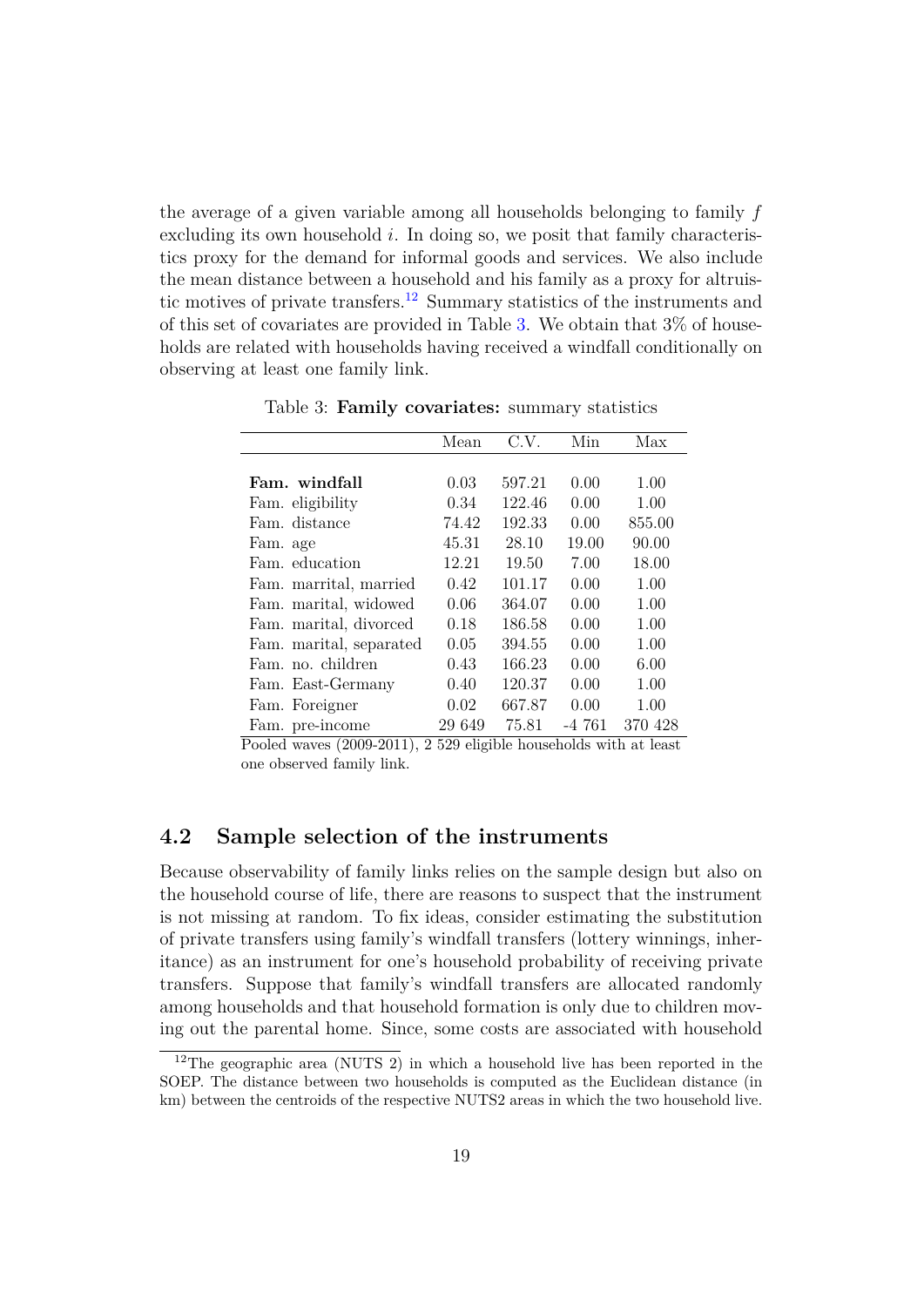the average of a given variable among all households belonging to family $f$ excluding its own household $i$. In doing so, we posit that family characteristics proxy for the demand for informal goods and services. We also include the mean distance between a household and his family as a proxy for altruistic motives of private transfers.[12] Summary statistics of the instruments and of this set of covariates are provided in Table 3. We obtain that 3% of households are related with households having received a windfall conditionally on observing at least one family link.

Table 3: **Family covariates:** summary statistics

| | Mean | C.V. | Min | Max |
|---|---|---|---|---|
| **Fam. windfall** | 0.03 | 597.21 | 0.00 | 1.00 |
| Fam. eligibility | 0.34 | 122.46 | 0.00 | 1.00 |
| Fam. distance | 74.42 | 192.33 | 0.00 | 855.00 |
| Fam. age | 45.31 | 28.10 | 19.00 | 90.00 |
| Fam. education | 12.21 | 19.50 | 7.00 | 18.00 |
| Fam. marrital, married | 0.42 | 101.17 | 0.00 | 1.00 |
| Fam. marital, widowed | 0.06 | 364.07 | 0.00 | 1.00 |
| Fam. marital, divorced | 0.18 | 186.58 | 0.00 | 1.00 |
| Fam. marital, separated | 0.05 | 394.55 | 0.00 | 1.00 |
| Fam. no. children | 0.43 | 166.23 | 0.00 | 6.00 |
| Fam. East-Germany | 0.40 | 120.37 | 0.00 | 1.00 |
| Fam. Foreigner | 0.02 | 667.87 | 0.00 | 1.00 |
| Fam. pre-income | 29 649 | 75.81 | -4 761 | 370 428 |

Pooled waves (2009-2011), 2 529 eligible households with at least one observed family link.

## 4.2 Sample selection of the instruments

Because observability of family links relies on the sample design but also on the household course of life, there are reasons to suspect that the instrument is not missing at random. To fix ideas, consider estimating the substitution of private transfers using family's windfall transfers (lottery winnings, inheritance) as an instrument for one's household probability of receiving private transfers. Suppose that family's windfall transfers are allocated randomly among households and that household formation is only due to children moving out the parental home. Since, some costs are associated with household

[12] The geographic area (NUTS 2) in which a household live has been reported in the SOEP. The distance between two households is computed as the Euclidean distance (in km) between the centroids of the respective NUTS2 areas in which the two household live.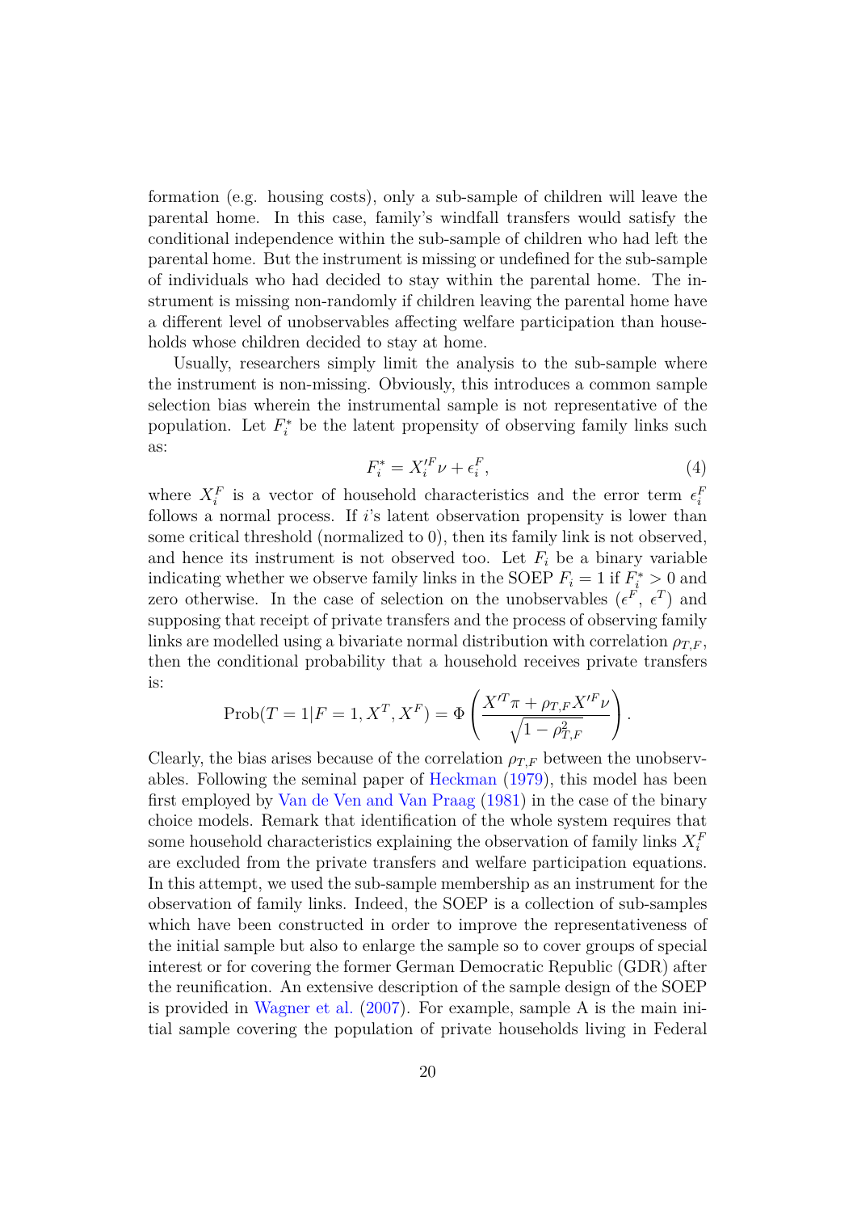formation (e.g. housing costs), only a sub-sample of children will leave the parental home. In this case, family's windfall transfers would satisfy the conditional independence within the sub-sample of children who had left the parental home. But the instrument is missing or undefined for the sub-sample of individuals who had decided to stay within the parental home. The instrument is missing non-randomly if children leaving the parental home have a different level of unobservables affecting welfare participation than households whose children decided to stay at home.

Usually, researchers simply limit the analysis to the sub-sample where the instrument is non-missing. Obviously, this introduces a common sample selection bias wherein the instrumental sample is not representative of the population. Let $F_i^*$ be the latent propensity of observing family links such as:

$$F_i^* = X_i'^F \nu + \epsilon_i^F, \tag{4}$$

where $X_i^F$ is a vector of household characteristics and the error term $\epsilon_i^F$ follows a normal process. If $i$'s latent observation propensity is lower than some critical threshold (normalized to 0), then its family link is not observed, and hence its instrument is not observed too. Let $F_i$ be a binary variable indicating whether we observe family links in the SOEP $F_i = 1$ if $F_i^* > 0$ and zero otherwise. In the case of selection on the unobservables ($\epsilon^F$, $\epsilon^T$) and supposing that receipt of private transfers and the process of observing family links are modelled using a bivariate normal distribution with correlation $\rho_{T,F}$, then the conditional probability that a household receives private transfers is:

$$\text{Prob}(T = 1 | F = 1, X^T, X^F) = \Phi\left(\frac{X'^T \pi + \rho_{T,F} X'^F \nu}{\sqrt{1 - \rho_{T,F}^2}}\right).$$

Clearly, the bias arises because of the correlation $\rho_{T,F}$ between the unobservables. Following the seminal paper of Heckman (1979), this model has been first employed by Van de Ven and Van Praag (1981) in the case of the binary choice models. Remark that identification of the whole system requires that some household characteristics explaining the observation of family links $X_i^F$ are excluded from the private transfers and welfare participation equations. In this attempt, we used the sub-sample membership as an instrument for the observation of family links. Indeed, the SOEP is a collection of sub-samples which have been constructed in order to improve the representativeness of the initial sample but also to enlarge the sample so to cover groups of special interest or for covering the former German Democratic Republic (GDR) after the reunification. An extensive description of the sample design of the SOEP is provided in Wagner et al. (2007). For example, sample A is the main initial sample covering the population of private households living in Federal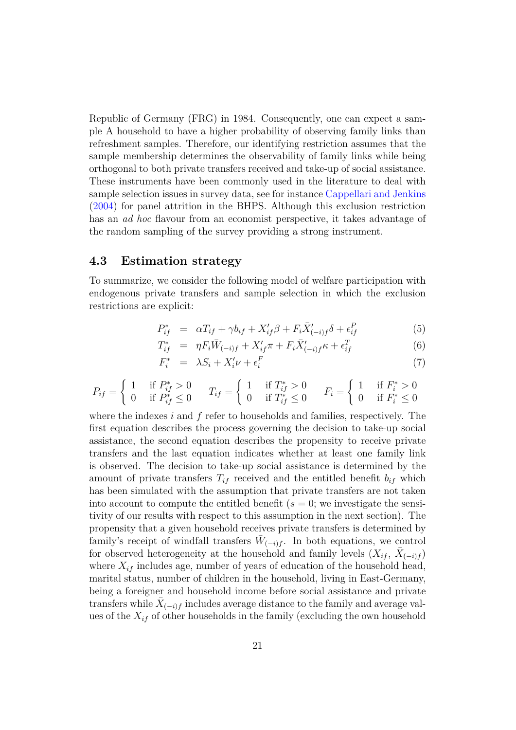Republic of Germany (FRG) in 1984. Consequently, one can expect a sample A household to have a higher probability of observing family links than refreshment samples. Therefore, our identifying restriction assumes that the sample membership determines the observability of family links while being orthogonal to both private transfers received and take-up of social assistance. These instruments have been commonly used in the literature to deal with sample selection issues in survey data, see for instance Cappellari and Jenkins (2004) for panel attrition in the BHPS. Although this exclusion restriction has an *ad hoc* flavour from an economist perspective, it takes advantage of the random sampling of the survey providing a strong instrument.

### 4.3 Estimation strategy

To summarize, we consider the following model of welfare participation with endogenous private transfers and sample selection in which the exclusion restrictions are explicit:

$$P^*_{if} = \alpha T_{if} + \gamma b_{if} + X'_{if}\beta + F_i \bar{X}'_{(-i)f}\delta + \epsilon^P_{if} \tag{5}$$

$$T^*_{if} = \eta F_i \bar{W}_{(-i)f} + X'_{if}\pi + F_i \bar{X}'_{(-i)f}\kappa + \epsilon^T_{if} \tag{6}$$

$$F^*_i = \lambda S_i + X'_i \nu + \epsilon^F_i \tag{7}$$

$$P_{if} = \begin{cases} 1 & \text{if } P^*_{if} > 0 \\ 0 & \text{if } P^*_{if} \leq 0 \end{cases} \qquad T_{if} = \begin{cases} 1 & \text{if } T^*_{if} > 0 \\ 0 & \text{if } T^*_{if} \leq 0 \end{cases} \qquad F_i = \begin{cases} 1 & \text{if } F^*_i > 0 \\ 0 & \text{if } F^*_i \leq 0 \end{cases}$$

where the indexes $i$ and $f$ refer to households and families, respectively. The first equation describes the process governing the decision to take-up social assistance, the second equation describes the propensity to receive private transfers and the last equation indicates whether at least one family link is observed. The decision to take-up social assistance is determined by the amount of private transfers $T_{if}$ received and the entitled benefit $b_{if}$ which has been simulated with the assumption that private transfers are not taken into account to compute the entitled benefit ($s = 0$; we investigate the sensitivity of our results with respect to this assumption in the next section). The propensity that a given household receives private transfers is determined by family's receipt of windfall transfers $\bar{W}_{(-i)f}$. In both equations, we control for observed heterogeneity at the household and family levels ($X_{if}$, $\bar{X}_{(-i)f}$) where $X_{if}$ includes age, number of years of education of the household head, marital status, number of children in the household, living in East-Germany, being a foreigner and household income before social assistance and private transfers while $\bar{X}_{(-i)f}$ includes average distance to the family and average values of the $X_{if}$ of other households in the family (excluding the own household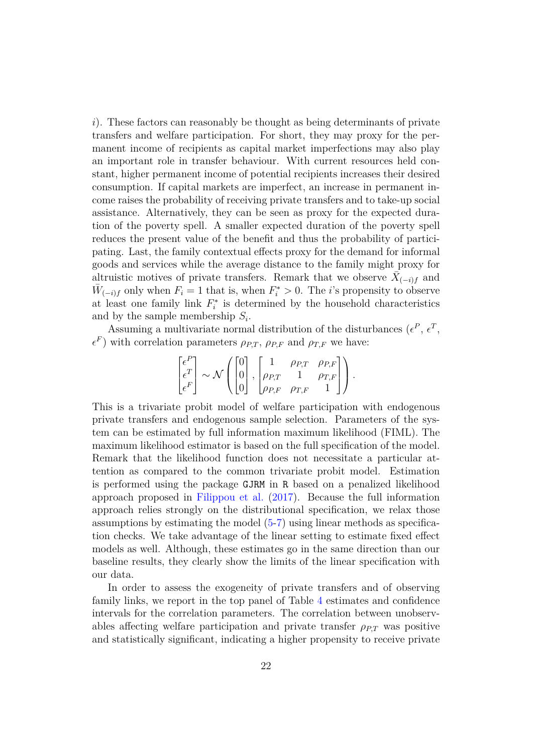$i$). These factors can reasonably be thought as being determinants of private transfers and welfare participation. For short, they may proxy for the permanent income of recipients as capital market imperfections may also play an important role in transfer behaviour. With current resources held constant, higher permanent income of potential recipients increases their desired consumption. If capital markets are imperfect, an increase in permanent income raises the probability of receiving private transfers and to take-up social assistance. Alternatively, they can be seen as proxy for the expected duration of the poverty spell. A smaller expected duration of the poverty spell reduces the present value of the benefit and thus the probability of participating. Last, the family contextual effects proxy for the demand for informal goods and services while the average distance to the family might proxy for altruistic motives of private transfers. Remark that we observe $\bar{X}_{(-i)f}$ and $\bar{W}_{(-i)f}$ only when $F_i = 1$ that is, when $F_i^* > 0$. The $i$'s propensity to observe at least one family link $F_i^*$ is determined by the household characteristics and by the sample membership $S_i$.

Assuming a multivariate normal distribution of the disturbances ($\epsilon^P$, $\epsilon^T$, $\epsilon^F$) with correlation parameters $\rho_{P,T}$, $\rho_{P,F}$ and $\rho_{T,F}$ we have:

$$\begin{bmatrix} \epsilon^P \\ \epsilon^T \\ \epsilon^F \end{bmatrix} \sim \mathcal{N}\left( \begin{bmatrix} 0 \\ 0 \\ 0 \end{bmatrix}, \begin{bmatrix} 1 & \rho_{P,T} & \rho_{P,F} \\ \rho_{P,T} & 1 & \rho_{T,F} \\ \rho_{P,F} & \rho_{T,F} & 1 \end{bmatrix} \right).$$

This is a trivariate probit model of welfare participation with endogenous private transfers and endogenous sample selection. Parameters of the system can be estimated by full information maximum likelihood (FIML). The maximum likelihood estimator is based on the full specification of the model. Remark that the likelihood function does not necessitate a particular attention as compared to the common trivariate probit model. Estimation is performed using the package `GJRM` in `R` based on a penalized likelihood approach proposed in Filippou et al. (2017). Because the full information approach relies strongly on the distributional specification, we relax those assumptions by estimating the model (5-7) using linear methods as specification checks. We take advantage of the linear setting to estimate fixed effect models as well. Although, these estimates go in the same direction than our baseline results, they clearly show the limits of the linear specification with our data.

In order to assess the exogeneity of private transfers and of observing family links, we report in the top panel of Table 4 estimates and confidence intervals for the correlation parameters. The correlation between unobservables affecting welfare participation and private transfer $\rho_{P,T}$ was positive and statistically significant, indicating a higher propensity to receive private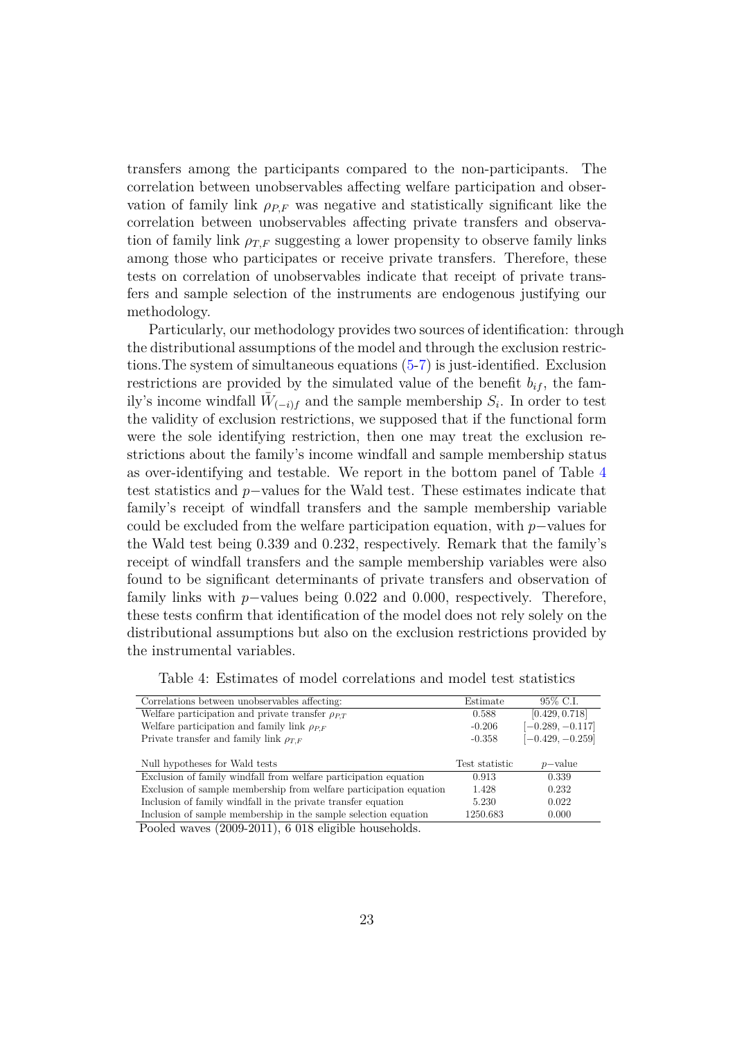transfers among the participants compared to the non-participants. The correlation between unobservables affecting welfare participation and observation of family link $\rho_{P,F}$ was negative and statistically significant like the correlation between unobservables affecting private transfers and observation of family link $\rho_{T,F}$ suggesting a lower propensity to observe family links among those who participates or receive private transfers. Therefore, these tests on correlation of unobservables indicate that receipt of private transfers and sample selection of the instruments are endogenous justifying our methodology.

Particularly, our methodology provides two sources of identification: through the distributional assumptions of the model and through the exclusion restrictions.The system of simultaneous equations (5-7) is just-identified. Exclusion restrictions are provided by the simulated value of the benefit $b_{if}$, the family's income windfall $\bar{W}_{(-i)f}$ and the sample membership $S_i$. In order to test the validity of exclusion restrictions, we supposed that if the functional form were the sole identifying restriction, then one may treat the exclusion restrictions about the family's income windfall and sample membership status as over-identifying and testable. We report in the bottom panel of Table 4 test statistics and $p-$values for the Wald test. These estimates indicate that family's receipt of windfall transfers and the sample membership variable could be excluded from the welfare participation equation, with $p-$values for the Wald test being 0.339 and 0.232, respectively. Remark that the family's receipt of windfall transfers and the sample membership variables were also found to be significant determinants of private transfers and observation of family links with $p-$values being 0.022 and 0.000, respectively. Therefore, these tests confirm that identification of the model does not rely solely on the distributional assumptions but also on the exclusion restrictions provided by the instrumental variables.

Table 4: Estimates of model correlations and model test statistics

| Correlations between unobservables affecting: | Estimate | 95% C.I. |
|---|---|---|
| Welfare participation and private transfer $\rho_{P,T}$ | 0.588 | $[0.429, 0.718]$ |
| Welfare participation and family link $\rho_{P,F}$ | -0.206 | $[-0.289, -0.117]$ |
| Private transfer and family link $\rho_{T,F}$ | -0.358 | $[-0.429, -0.259]$ |
| | | |
| Null hypotheses for Wald tests | Test statistic | $p-$value |
| Exclusion of family windfall from welfare participation equation | 0.913 | 0.339 |
| Exclusion of sample membership from welfare participation equation | 1.428 | 0.232 |
| Inclusion of family windfall in the private transfer equation | 5.230 | 0.022 |
| Inclusion of sample membership in the sample selection equation | 1250.683 | 0.000 |

Pooled waves (2009-2011), 6 018 eligible households.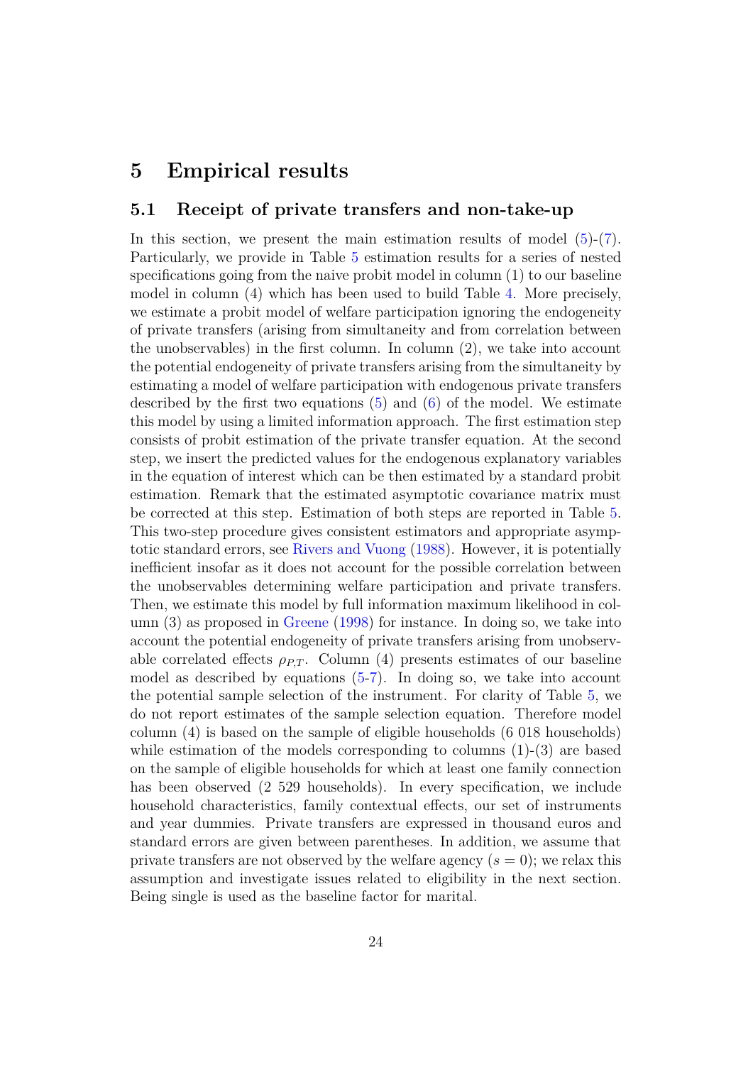# 5 Empirical results

## 5.1 Receipt of private transfers and non-take-up

In this section, we present the main estimation results of model (5)-(7). Particularly, we provide in Table 5 estimation results for a series of nested specifications going from the naive probit model in column (1) to our baseline model in column (4) which has been used to build Table 4. More precisely, we estimate a probit model of welfare participation ignoring the endogeneity of private transfers (arising from simultaneity and from correlation between the unobservables) in the first column. In column (2), we take into account the potential endogeneity of private transfers arising from the simultaneity by estimating a model of welfare participation with endogenous private transfers described by the first two equations (5) and (6) of the model. We estimate this model by using a limited information approach. The first estimation step consists of probit estimation of the private transfer equation. At the second step, we insert the predicted values for the endogenous explanatory variables in the equation of interest which can be then estimated by a standard probit estimation. Remark that the estimated asymptotic covariance matrix must be corrected at this step. Estimation of both steps are reported in Table 5. This two-step procedure gives consistent estimators and appropriate asymptotic standard errors, see Rivers and Vuong (1988). However, it is potentially inefficient insofar as it does not account for the possible correlation between the unobservables determining welfare participation and private transfers. Then, we estimate this model by full information maximum likelihood in column (3) as proposed in Greene (1998) for instance. In doing so, we take into account the potential endogeneity of private transfers arising from unobservable correlated effects $\rho_{P,T}$. Column (4) presents estimates of our baseline model as described by equations (5-7). In doing so, we take into account the potential sample selection of the instrument. For clarity of Table 5, we do not report estimates of the sample selection equation. Therefore model column (4) is based on the sample of eligible households (6 018 households) while estimation of the models corresponding to columns (1)-(3) are based on the sample of eligible households for which at least one family connection has been observed (2 529 households). In every specification, we include household characteristics, family contextual effects, our set of instruments and year dummies. Private transfers are expressed in thousand euros and standard errors are given between parentheses. In addition, we assume that private transfers are not observed by the welfare agency ($s = 0$); we relax this assumption and investigate issues related to eligibility in the next section. Being single is used as the baseline factor for marital.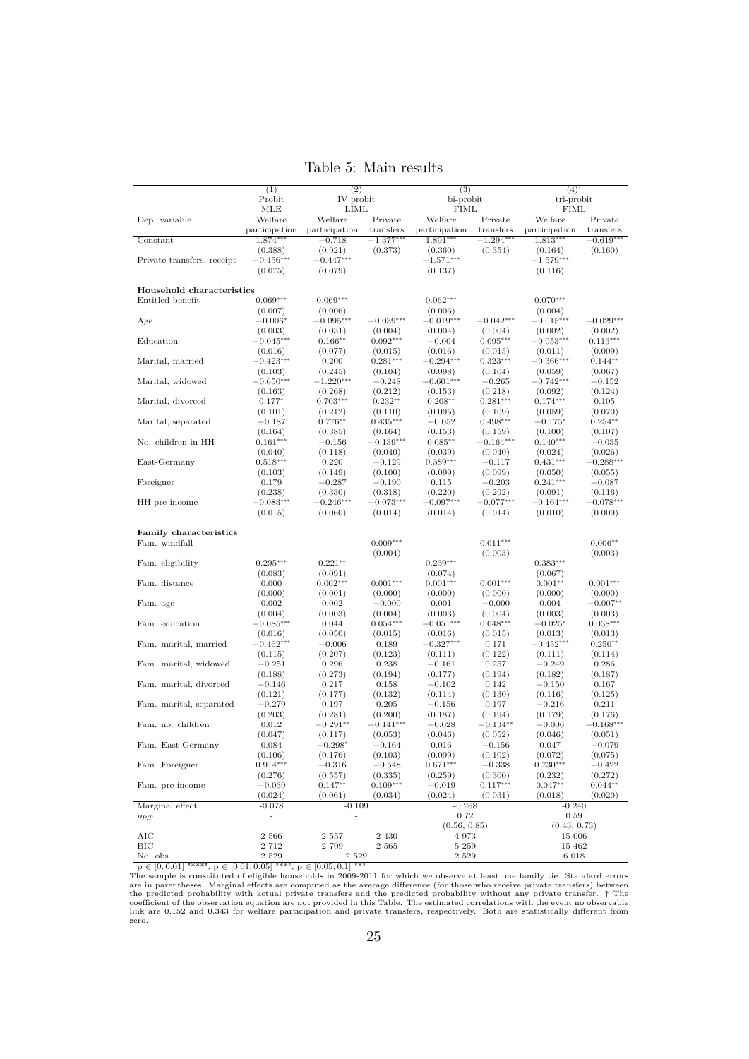Table 5: Main results

| | (1) | (2) | | (3) | | (4)[†] | |
|---|---|---|---|---|---|---|---|
| | Probit | IV probit | | bi-probit | | tri-probit | |
| | MLE | LIML | | FIML | | FIML | |
| Dep. variable | Welfare participation | Welfare participation | Private transfers | Welfare participation | Private transfers | Welfare participation | Private transfers |
| Constant | $1.874^{***}$ | $-0.718$ | $-1.377^{***}$ | $1.891^{***}$ | $-1.294^{***}$ | $1.813^{***}$ | $-0.619^{***}$ |
| | (0.388) | (0.921) | (0.373) | (0.360) | (0.354) | (0.164) | (0.160) |
| Private transfers, receipt | $-0.456^{***}$ | $-0.447^{***}$ | | $-1.571^{***}$ | | $-1.579^{***}$ | |
| | (0.075) | (0.079) | | (0.137) | | (0.116) | |
| **Household characteristics** | | | | | | | |
| Entitled benefit | $0.069^{***}$ | $0.069^{***}$ | | $0.062^{***}$ | | $0.070^{***}$ | |
| | (0.007) | (0.006) | | (0.006) | | (0.004) | |
| Age | $-0.006^{*}$ | $-0.095^{***}$ | $-0.039^{***}$ | $-0.019^{***}$ | $-0.042^{***}$ | $-0.015^{***}$ | $-0.029^{***}$ |
| | (0.003) | (0.031) | (0.004) | (0.004) | (0.004) | (0.002) | (0.002) |
| Education | $-0.045^{***}$ | $0.166^{**}$ | $0.092^{***}$ | $-0.004$ | $0.095^{***}$ | $-0.053^{***}$ | $0.113^{***}$ |
| | (0.016) | (0.077) | (0.015) | (0.016) | (0.015) | (0.011) | (0.009) |
| Marital, married | $-0.423^{***}$ | 0.200 | $0.281^{***}$ | $-0.294^{***}$ | $0.323^{***}$ | $-0.366^{***}$ | $0.144^{**}$ |
| | (0.103) | (0.245) | (0.104) | (0.098) | (0.104) | (0.059) | (0.067) |
| Marital, widowed | $-0.650^{***}$ | $-1.220^{***}$ | $-0.248$ | $-0.601^{***}$ | $-0.265$ | $-0.742^{***}$ | $-0.152$ |
| | (0.163) | (0.268) | (0.212) | (0.153) | (0.218) | (0.092) | (0.124) |
| Marital, divorced | $0.177^{*}$ | $0.703^{***}$ | $0.232^{**}$ | $0.208^{**}$ | $0.281^{***}$ | $0.174^{***}$ | 0.105 |
| | (0.101) | (0.212) | (0.110) | (0.095) | (0.109) | (0.059) | (0.070) |
| Marital, separated | $-0.187$ | $0.776^{**}$ | $0.435^{***}$ | $-0.052$ | $0.498^{***}$ | $-0.175^{*}$ | $0.254^{**}$ |
| | (0.164) | (0.385) | (0.164) | (0.153) | (0.159) | (0.100) | (0.107) |
| No. children in HH | $0.161^{***}$ | $-0.156$ | $-0.139^{***}$ | $0.085^{**}$ | $-0.164^{***}$ | $0.140^{***}$ | $-0.035$ |
| | (0.040) | (0.118) | (0.040) | (0.039) | (0.040) | (0.024) | (0.026) |
| East-Germany | $0.518^{***}$ | 0.220 | $-0.129$ | $0.389^{***}$ | $-0.117$ | $0.431^{***}$ | $-0.288^{***}$ |
| | (0.103) | (0.149) | (0.100) | (0.099) | (0.099) | (0.050) | (0.055) |
| Foreigner | 0.179 | $-0.287$ | $-0.190$ | 0.115 | $-0.203$ | $0.241^{***}$ | $-0.087$ |
| | (0.238) | (0.330) | (0.318) | (0.220) | (0.292) | (0.091) | (0.116) |
| HH pre-income | $-0.083^{***}$ | $-0.246^{***}$ | $-0.073^{***}$ | $-0.097^{***}$ | $-0.077^{***}$ | $-0.164^{***}$ | $-0.078^{***}$ |
| | (0.015) | (0.060) | (0.014) | (0.014) | (0.014) | (0.010) | (0.009) |
| **Family characteristics** | | | | | | | |
| Fam. windfall | | | $0.009^{***}$ | | $0.011^{***}$ | | $0.006^{**}$ |
| | | | (0.004) | | (0.003) | | (0.003) |
| Fam. eligibility | $0.295^{***}$ | $0.221^{**}$ | | $0.239^{***}$ | | $0.383^{***}$ | |
| | (0.083) | (0.091) | | (0.074) | | (0.067) | |
| Fam. distance | 0.000 | $0.002^{***}$ | $0.001^{***}$ | $0.001^{***}$ | $0.001^{***}$ | $0.001^{**}$ | $0.001^{***}$ |
| | (0.000) | (0.001) | (0.000) | (0.000) | (0.000) | (0.000) | (0.000) |
| Fam. age | 0.002 | 0.002 | $-0.000$ | 0.001 | $-0.000$ | 0.004 | $-0.007^{**}$ |
| | (0.004) | (0.003) | (0.004) | (0.003) | (0.004) | (0.003) | (0.003) |
| Fam. education | $-0.085^{***}$ | 0.044 | $0.054^{***}$ | $-0.051^{***}$ | $0.048^{***}$ | $-0.025^{*}$ | $0.038^{***}$ |
| | (0.016) | (0.050) | (0.015) | (0.016) | (0.015) | (0.013) | (0.013) |
| Fam. marital, married | $-0.462^{***}$ | $-0.006$ | 0.189 | $-0.327^{***}$ | 0.171 | $-0.452^{***}$ | $0.250^{**}$ |
| | (0.115) | (0.207) | (0.123) | (0.111) | (0.122) | (0.111) | (0.114) |
| Fam. marital, widowed | $-0.251$ | 0.296 | 0.238 | $-0.161$ | 0.257 | $-0.249$ | 0.286 |
| | (0.188) | (0.273) | (0.194) | (0.177) | (0.194) | (0.182) | (0.187) |
| Fam. marital, divorced | $-0.146$ | 0.217 | 0.158 | $-0.102$ | 0.142 | $-0.150$ | 0.167 |
| | (0.121) | (0.177) | (0.132) | (0.114) | (0.130) | (0.116) | (0.125) |
| Fam. marital, separated | $-0.279$ | 0.197 | 0.205 | $-0.156$ | 0.197 | $-0.216$ | 0.211 |
| | (0.203) | (0.281) | (0.200) | (0.187) | (0.194) | (0.179) | (0.176) |
| Fam. no. children | 0.012 | $-0.291^{**}$ | $-0.141^{***}$ | $-0.028$ | $-0.134^{**}$ | $-0.006$ | $-0.168^{***}$ |
| | (0.047) | (0.117) | (0.053) | (0.046) | (0.052) | (0.046) | (0.051) |
| Fam. East-Germany | 0.084 | $-0.298^{*}$ | $-0.164$ | 0.016 | $-0.156$ | 0.047 | $-0.079$ |
| | (0.106) | (0.176) | (0.103) | (0.099) | (0.102) | (0.072) | (0.075) |
| Fam. Foreigner | $0.914^{***}$ | $-0.316$ | $-0.548$ | $0.671^{***}$ | $-0.338$ | $0.730^{***}$ | $-0.422$ |
| | (0.276) | (0.557) | (0.335) | (0.259) | (0.300) | (0.232) | (0.272) |
| Fam. pre-income | $-0.039$ | $0.147^{**}$ | $0.109^{***}$ | $-0.019$ | $0.117^{***}$ | $0.047^{**}$ | $0.044^{**}$ |
| | (0.024) | (0.061) | (0.034) | (0.024) | (0.031) | (0.018) | (0.020) |
| Marginal effect | -0.078 | -0.109 | | -0.268 | | -0.240 | |
| $\rho_{P,T}$ | - | - | | 0.72 | | 0.59 | |
| | | | | (0.56, 0.85) | | (0.43, 0.73) | |
| AIC | 2 566 | 2 557 | 2 430 | 4 973 | | 15 006 | |
| BIC | 2 712 | 2 709 | 2 565 | 5 259 | | 15 462 | |
| No. obs. | 2 529 | 2 529 | | 2 529 | | 6 018 | |

$p \in [0, 0.01]$ '***', $p \in [0.01, 0.05]$ '**', $p \in [0.05, 0.1]$ '*'

The sample is constituted of eligible households in 2009-2011 for which we observe at least one family tie. Standard errors are in parentheses. Marginal effects are computed as the average difference (for those who receive private transfers) between the predicted probability with actual private transfers and the predicted probability without any private transfer. † The coefficient of the observation equation are not provided in this Table. The estimated correlations with the event no observable link are 0.152 and 0.343 for welfare participation and private transfers, respectively. Both are statistically different from zero.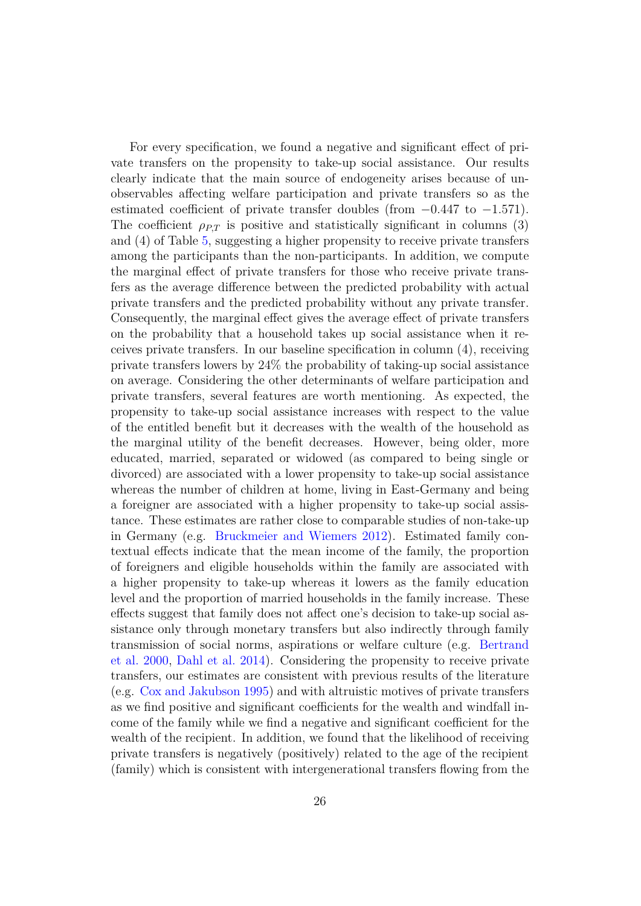For every specification, we found a negative and significant effect of private transfers on the propensity to take-up social assistance. Our results clearly indicate that the main source of endogeneity arises because of unobservables affecting welfare participation and private transfers so as the estimated coefficient of private transfer doubles (from $-0.447$ to $-1.571$). The coefficient $\rho_{P,T}$ is positive and statistically significant in columns (3) and (4) of Table 5, suggesting a higher propensity to receive private transfers among the participants than the non-participants. In addition, we compute the marginal effect of private transfers for those who receive private transfers as the average difference between the predicted probability with actual private transfers and the predicted probability without any private transfer. Consequently, the marginal effect gives the average effect of private transfers on the probability that a household takes up social assistance when it receives private transfers. In our baseline specification in column (4), receiving private transfers lowers by 24% the probability of taking-up social assistance on average. Considering the other determinants of welfare participation and private transfers, several features are worth mentioning. As expected, the propensity to take-up social assistance increases with respect to the value of the entitled benefit but it decreases with the wealth of the household as the marginal utility of the benefit decreases. However, being older, more educated, married, separated or widowed (as compared to being single or divorced) are associated with a lower propensity to take-up social assistance whereas the number of children at home, living in East-Germany and being a foreigner are associated with a higher propensity to take-up social assistance. These estimates are rather close to comparable studies of non-take-up in Germany (e.g. Bruckmeier and Wiemers 2012). Estimated family contextual effects indicate that the mean income of the family, the proportion of foreigners and eligible households within the family are associated with a higher propensity to take-up whereas it lowers as the family education level and the proportion of married households in the family increase. These effects suggest that family does not affect one's decision to take-up social assistance only through monetary transfers but also indirectly through family transmission of social norms, aspirations or welfare culture (e.g. Bertrand et al. 2000, Dahl et al. 2014). Considering the propensity to receive private transfers, our estimates are consistent with previous results of the literature (e.g. Cox and Jakubson 1995) and with altruistic motives of private transfers as we find positive and significant coefficients for the wealth and windfall income of the family while we find a negative and significant coefficient for the wealth of the recipient. In addition, we found that the likelihood of receiving private transfers is negatively (positively) related to the age of the recipient (family) which is consistent with intergenerational transfers flowing from the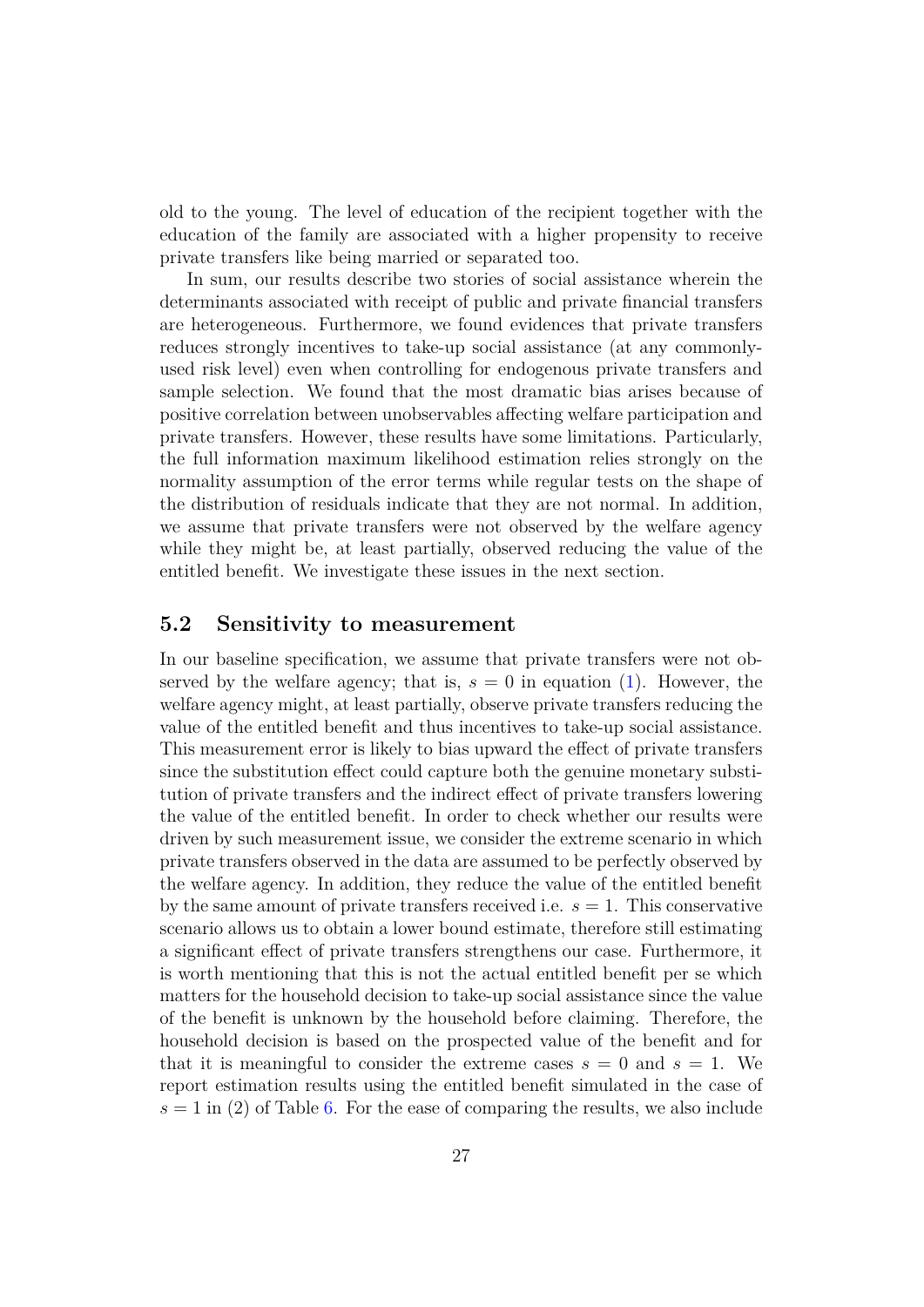old to the young. The level of education of the recipient together with the education of the family are associated with a higher propensity to receive private transfers like being married or separated too.

In sum, our results describe two stories of social assistance wherein the determinants associated with receipt of public and private financial transfers are heterogeneous. Furthermore, we found evidences that private transfers reduces strongly incentives to take-up social assistance (at any commonly-used risk level) even when controlling for endogenous private transfers and sample selection. We found that the most dramatic bias arises because of positive correlation between unobservables affecting welfare participation and private transfers. However, these results have some limitations. Particularly, the full information maximum likelihood estimation relies strongly on the normality assumption of the error terms while regular tests on the shape of the distribution of residuals indicate that they are not normal. In addition, we assume that private transfers were not observed by the welfare agency while they might be, at least partially, observed reducing the value of the entitled benefit. We investigate these issues in the next section.

## 5.2 Sensitivity to measurement

In our baseline specification, we assume that private transfers were not observed by the welfare agency; that is, $s = 0$ in equation (1). However, the welfare agency might, at least partially, observe private transfers reducing the value of the entitled benefit and thus incentives to take-up social assistance. This measurement error is likely to bias upward the effect of private transfers since the substitution effect could capture both the genuine monetary substitution of private transfers and the indirect effect of private transfers lowering the value of the entitled benefit. In order to check whether our results were driven by such measurement issue, we consider the extreme scenario in which private transfers observed in the data are assumed to be perfectly observed by the welfare agency. In addition, they reduce the value of the entitled benefit by the same amount of private transfers received i.e. $s = 1$. This conservative scenario allows us to obtain a lower bound estimate, therefore still estimating a significant effect of private transfers strengthens our case. Furthermore, it is worth mentioning that this is not the actual entitled benefit per se which matters for the household decision to take-up social assistance since the value of the benefit is unknown by the household before claiming. Therefore, the household decision is based on the prospected value of the benefit and for that it is meaningful to consider the extreme cases $s = 0$ and $s = 1$. We report estimation results using the entitled benefit simulated in the case of $s = 1$ in (2) of Table 6. For the ease of comparing the results, we also include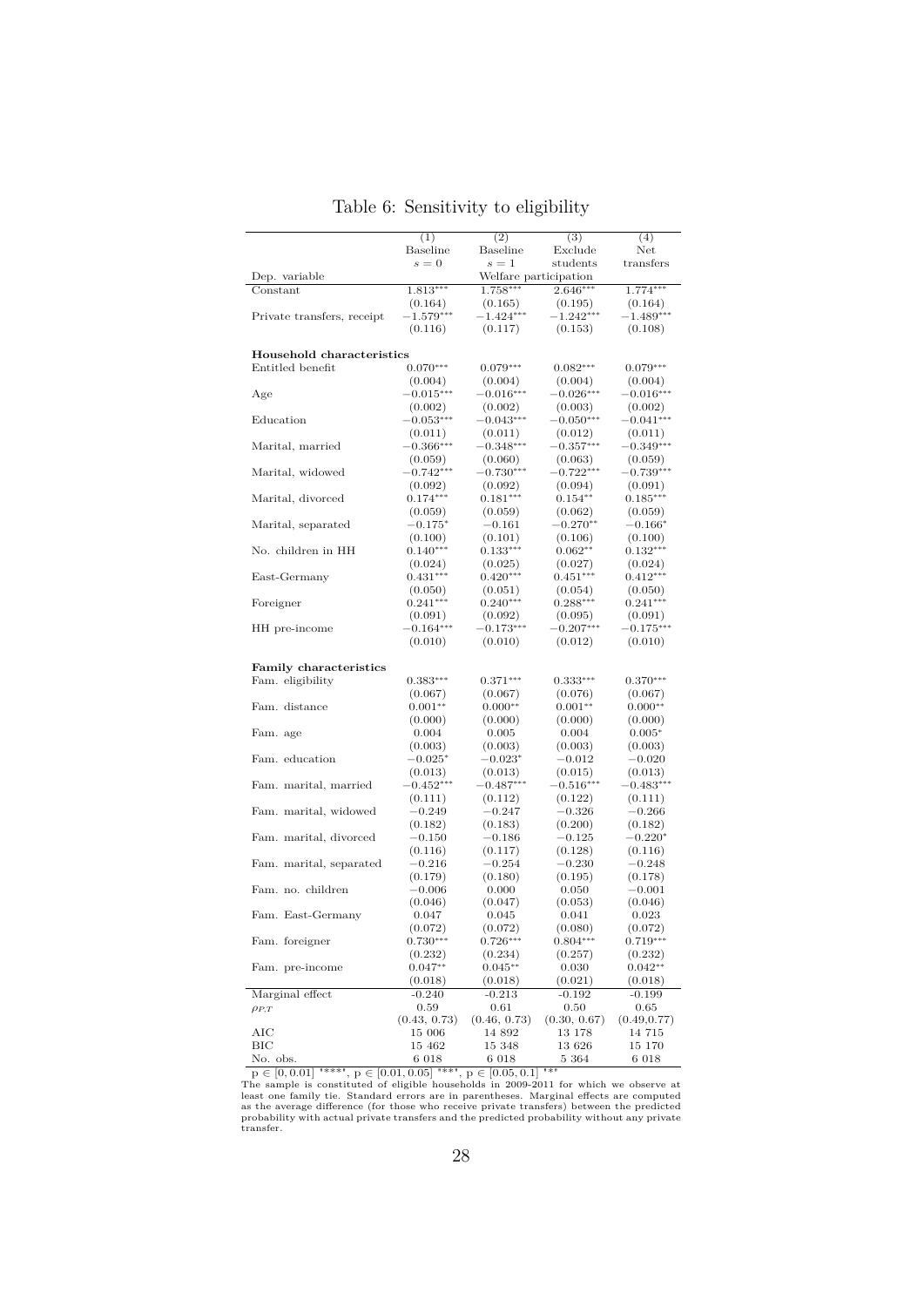# Table 6: Sensitivity to eligibility

| | (1) | (2) | (3) | (4) |
|---|---|---|---|---|
| | Baseline | Baseline | Exclude | Net |
| | $s = 0$ | $s = 1$ | students | transfers |
| Dep. variable | Welfare participation | | | |
| Constant | 1.813*** | 1.758*** | 2.646*** | 1.774*** |
| | (0.164) | (0.165) | (0.195) | (0.164) |
| Private transfers, receipt | −1.579*** | −1.424*** | −1.242*** | −1.489*** |
| | (0.116) | (0.117) | (0.153) | (0.108) |
| **Household characteristics** | | | | |
| Entitled benefit | 0.070*** | 0.079*** | 0.082*** | 0.079*** |
| | (0.004) | (0.004) | (0.004) | (0.004) |
| Age | −0.015*** | −0.016*** | −0.026*** | −0.016*** |
| | (0.002) | (0.002) | (0.003) | (0.002) |
| Education | −0.053*** | −0.043*** | −0.050*** | −0.041*** |
| | (0.011) | (0.011) | (0.012) | (0.011) |
| Marital, married | −0.366*** | −0.348*** | −0.357*** | −0.349*** |
| | (0.059) | (0.060) | (0.063) | (0.059) |
| Marital, widowed | −0.742*** | −0.730*** | −0.722*** | −0.739*** |
| | (0.092) | (0.092) | (0.094) | (0.091) |
| Marital, divorced | 0.174*** | 0.181*** | 0.154** | 0.185*** |
| | (0.059) | (0.059) | (0.062) | (0.059) |
| Marital, separated | −0.175* | −0.161 | −0.270** | −0.166* |
| | (0.100) | (0.101) | (0.106) | (0.100) |
| No. children in HH | 0.140*** | 0.133*** | 0.062** | 0.132*** |
| | (0.024) | (0.025) | (0.027) | (0.024) |
| East-Germany | 0.431*** | 0.420*** | 0.451*** | 0.412*** |
| | (0.050) | (0.051) | (0.054) | (0.050) |
| Foreigner | 0.241*** | 0.240*** | 0.288*** | 0.241*** |
| | (0.091) | (0.092) | (0.095) | (0.091) |
| HH pre-income | −0.164*** | −0.173*** | −0.207*** | −0.175*** |
| | (0.010) | (0.010) | (0.012) | (0.010) |
| **Family characteristics** | | | | |
| Fam. eligibility | 0.383*** | 0.371*** | 0.333*** | 0.370*** |
| | (0.067) | (0.067) | (0.076) | (0.067) |
| Fam. distance | 0.001** | 0.000** | 0.001** | 0.000** |
| | (0.000) | (0.000) | (0.000) | (0.000) |
| Fam. age | 0.004 | 0.005 | 0.004 | 0.005* |
| | (0.003) | (0.003) | (0.003) | (0.003) |
| Fam. education | −0.025* | −0.023* | −0.012 | −0.020 |
| | (0.013) | (0.013) | (0.015) | (0.013) |
| Fam. marital, married | −0.452*** | −0.487*** | −0.516*** | −0.483*** |
| | (0.111) | (0.112) | (0.122) | (0.111) |
| Fam. marital, widowed | −0.249 | −0.247 | −0.326 | −0.266 |
| | (0.182) | (0.183) | (0.200) | (0.182) |
| Fam. marital, divorced | −0.150 | −0.186 | −0.125 | −0.220* |
| | (0.116) | (0.117) | (0.128) | (0.116) |
| Fam. marital, separated | −0.216 | −0.254 | −0.230 | −0.248 |
| | (0.179) | (0.180) | (0.195) | (0.178) |
| Fam. no. children | −0.006 | 0.000 | 0.050 | −0.001 |
| | (0.046) | (0.047) | (0.053) | (0.046) |
| Fam. East-Germany | 0.047 | 0.045 | 0.041 | 0.023 |
| | (0.072) | (0.072) | (0.080) | (0.072) |
| Fam. foreigner | 0.730*** | 0.726*** | 0.804*** | 0.719*** |
| | (0.232) | (0.234) | (0.257) | (0.232) |
| Fam. pre-income | 0.047** | 0.045** | 0.030 | 0.042** |
| | (0.018) | (0.018) | (0.021) | (0.018) |
| Marginal effect | -0.240 | -0.213 | -0.192 | -0.199 |
| $\rho_{P,T}$ | 0.59 | 0.61 | 0.50 | 0.65 |
| | (0.43, 0.73) | (0.46, 0.73) | (0.30, 0.67) | (0.49,0.77) |
| AIC | 15 006 | 14 892 | 13 178 | 14 715 |
| BIC | 15 462 | 15 348 | 13 626 | 15 170 |
| No. obs. | 6 018 | 6 018 | 5 364 | 6 018 |

p ∈ [0, 0.01] '***', p ∈ [0.01, 0.05] '**', p ∈ [0.05, 0.1] '*'

The sample is constituted of eligible households in 2009-2011 for which we observe at least one family tie. Standard errors are in parentheses. Marginal effects are computed as the average difference (for those who receive private transfers) between the predicted probability with actual private transfers and the predicted probability without any private transfer.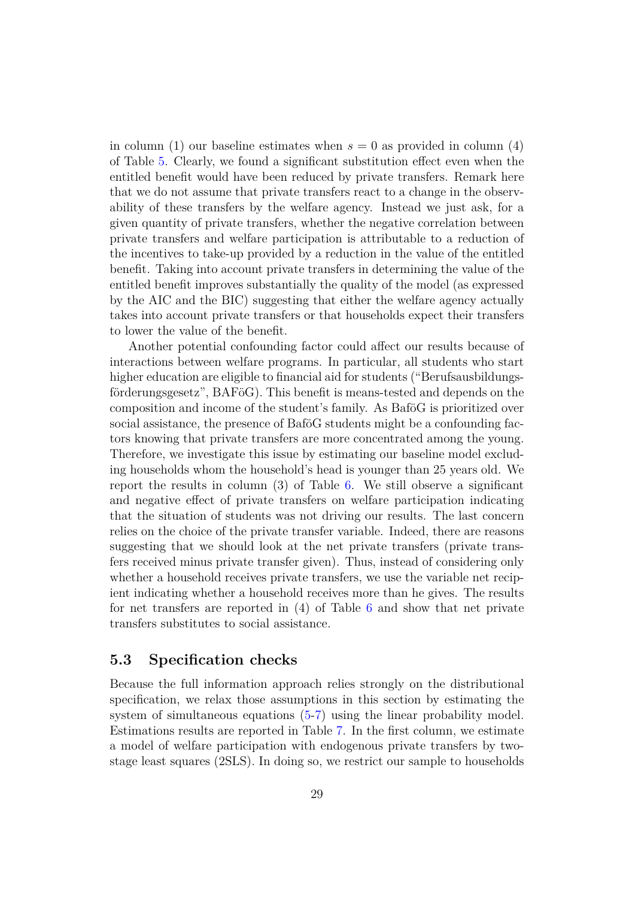in column (1) our baseline estimates when $s = 0$ as provided in column (4) of Table 5. Clearly, we found a significant substitution effect even when the entitled benefit would have been reduced by private transfers. Remark here that we do not assume that private transfers react to a change in the observability of these transfers by the welfare agency. Instead we just ask, for a given quantity of private transfers, whether the negative correlation between private transfers and welfare participation is attributable to a reduction of the incentives to take-up provided by a reduction in the value of the entitled benefit. Taking into account private transfers in determining the value of the entitled benefit improves substantially the quality of the model (as expressed by the AIC and the BIC) suggesting that either the welfare agency actually takes into account private transfers or that households expect their transfers to lower the value of the benefit.

Another potential confounding factor could affect our results because of interactions between welfare programs. In particular, all students who start higher education are eligible to financial aid for students ("Berufsausbildungsförderungsgesetz", BAFöG). This benefit is means-tested and depends on the composition and income of the student's family. As BaföG is prioritized over social assistance, the presence of BaföG students might be a confounding factors knowing that private transfers are more concentrated among the young. Therefore, we investigate this issue by estimating our baseline model excluding households whom the household's head is younger than 25 years old. We report the results in column (3) of Table 6. We still observe a significant and negative effect of private transfers on welfare participation indicating that the situation of students was not driving our results. The last concern relies on the choice of the private transfer variable. Indeed, there are reasons suggesting that we should look at the net private transfers (private transfers received minus private transfer given). Thus, instead of considering only whether a household receives private transfers, we use the variable net recipient indicating whether a household receives more than he gives. The results for net transfers are reported in (4) of Table 6 and show that net private transfers substitutes to social assistance.

## 5.3 Specification checks

Because the full information approach relies strongly on the distributional specification, we relax those assumptions in this section by estimating the system of simultaneous equations (5-7) using the linear probability model. Estimations results are reported in Table 7. In the first column, we estimate a model of welfare participation with endogenous private transfers by two-stage least squares (2SLS). In doing so, we restrict our sample to households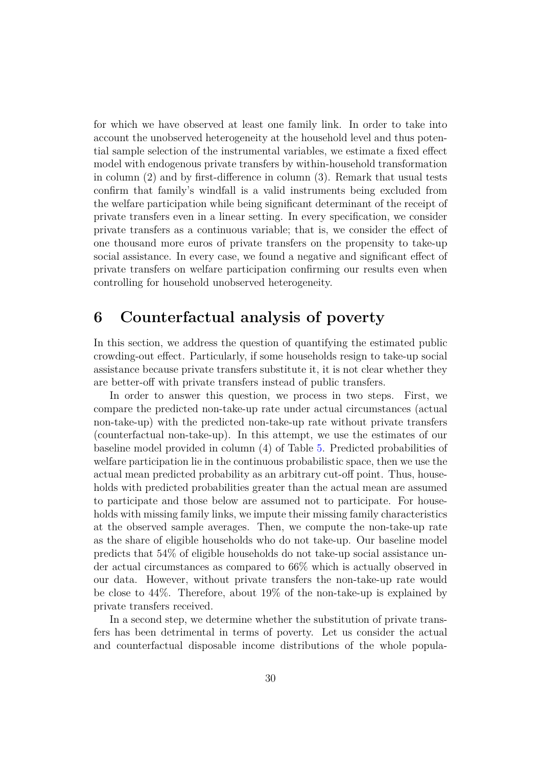for which we have observed at least one family link. In order to take into account the unobserved heterogeneity at the household level and thus potential sample selection of the instrumental variables, we estimate a fixed effect model with endogenous private transfers by within-household transformation in column (2) and by first-difference in column (3). Remark that usual tests confirm that family's windfall is a valid instruments being excluded from the welfare participation while being significant determinant of the receipt of private transfers even in a linear setting. In every specification, we consider private transfers as a continuous variable; that is, we consider the effect of one thousand more euros of private transfers on the propensity to take-up social assistance. In every case, we found a negative and significant effect of private transfers on welfare participation confirming our results even when controlling for household unobserved heterogeneity.

# 6 Counterfactual analysis of poverty

In this section, we address the question of quantifying the estimated public crowding-out effect. Particularly, if some households resign to take-up social assistance because private transfers substitute it, it is not clear whether they are better-off with private transfers instead of public transfers.

In order to answer this question, we process in two steps. First, we compare the predicted non-take-up rate under actual circumstances (actual non-take-up) with the predicted non-take-up rate without private transfers (counterfactual non-take-up). In this attempt, we use the estimates of our baseline model provided in column (4) of Table 5. Predicted probabilities of welfare participation lie in the continuous probabilistic space, then we use the actual mean predicted probability as an arbitrary cut-off point. Thus, households with predicted probabilities greater than the actual mean are assumed to participate and those below are assumed not to participate. For households with missing family links, we impute their missing family characteristics at the observed sample averages. Then, we compute the non-take-up rate as the share of eligible households who do not take-up. Our baseline model predicts that 54% of eligible households do not take-up social assistance under actual circumstances as compared to 66% which is actually observed in our data. However, without private transfers the non-take-up rate would be close to 44%. Therefore, about 19% of the non-take-up is explained by private transfers received.

In a second step, we determine whether the substitution of private transfers has been detrimental in terms of poverty. Let us consider the actual and counterfactual disposable income distributions of the whole popula-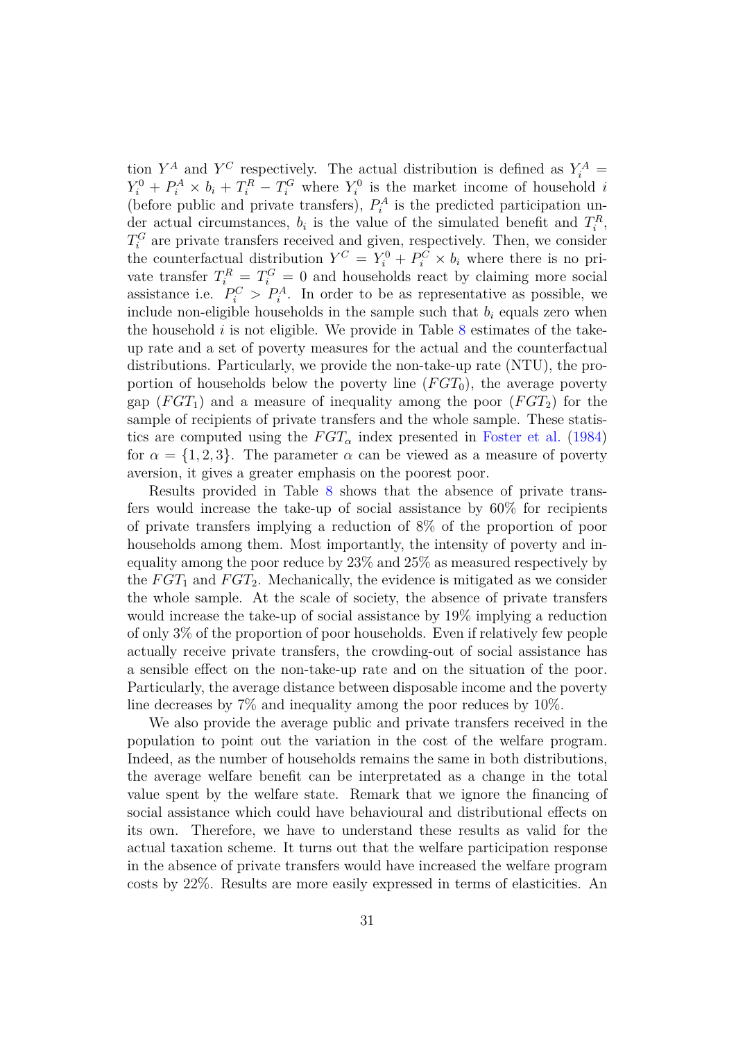tion $Y^A$ and $Y^C$ respectively. The actual distribution is defined as $Y_i^A = Y_i^0 + P_i^A \times b_i + T_i^R - T_i^G$ where $Y_i^0$ is the market income of household $i$ (before public and private transfers), $P_i^A$ is the predicted participation under actual circumstances, $b_i$ is the value of the simulated benefit and $T_i^R$, $T_i^G$ are private transfers received and given, respectively. Then, we consider the counterfactual distribution $Y^C = Y_i^0 + P_i^C \times b_i$ where there is no private transfer $T_i^R = T_i^G = 0$ and households react by claiming more social assistance i.e. $P_i^C > P_i^A$. In order to be as representative as possible, we include non-eligible households in the sample such that $b_i$ equals zero when the household $i$ is not eligible. We provide in Table 8 estimates of the take-up rate and a set of poverty measures for the actual and the counterfactual distributions. Particularly, we provide the non-take-up rate (NTU), the proportion of households below the poverty line ($FGT_0$), the average poverty gap ($FGT_1$) and a measure of inequality among the poor ($FGT_2$) for the sample of recipients of private transfers and the whole sample. These statistics are computed using the $FGT_\alpha$ index presented in Foster et al. (1984) for $\alpha = \{1, 2, 3\}$. The parameter $\alpha$ can be viewed as a measure of poverty aversion, it gives a greater emphasis on the poorest poor.

Results provided in Table 8 shows that the absence of private transfers would increase the take-up of social assistance by 60% for recipients of private transfers implying a reduction of 8% of the proportion of poor households among them. Most importantly, the intensity of poverty and inequality among the poor reduce by 23% and 25% as measured respectively by the $FGT_1$ and $FGT_2$. Mechanically, the evidence is mitigated as we consider the whole sample. At the scale of society, the absence of private transfers would increase the take-up of social assistance by 19% implying a reduction of only 3% of the proportion of poor households. Even if relatively few people actually receive private transfers, the crowding-out of social assistance has a sensible effect on the non-take-up rate and on the situation of the poor. Particularly, the average distance between disposable income and the poverty line decreases by 7% and inequality among the poor reduces by 10%.

We also provide the average public and private transfers received in the population to point out the variation in the cost of the welfare program. Indeed, as the number of households remains the same in both distributions, the average welfare benefit can be interpretated as a change in the total value spent by the welfare state. Remark that we ignore the financing of social assistance which could have behavioural and distributional effects on its own. Therefore, we have to understand these results as valid for the actual taxation scheme. It turns out that the welfare participation response in the absence of private transfers would have increased the welfare program costs by 22%. Results are more easily expressed in terms of elasticities. An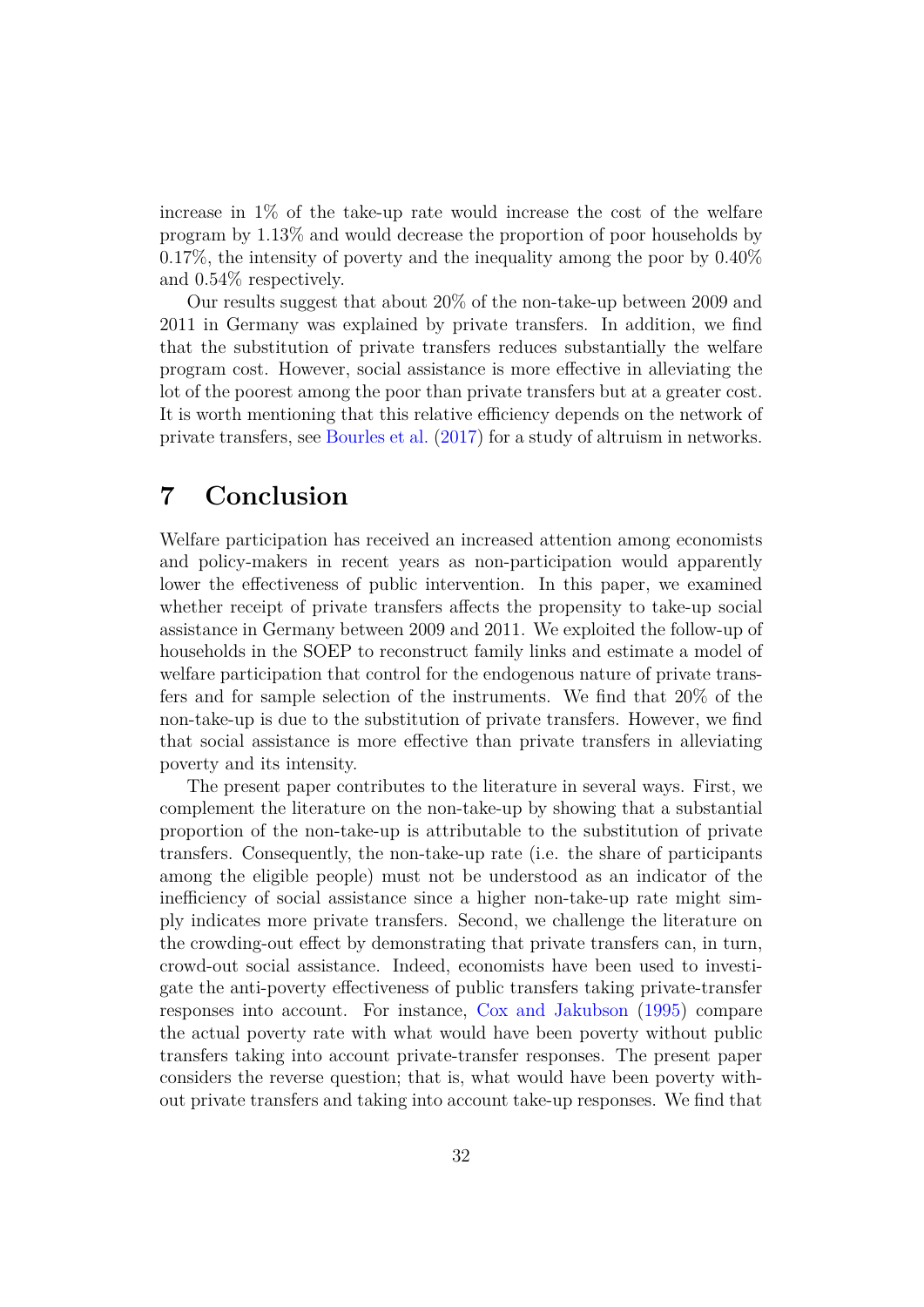increase in 1% of the take-up rate would increase the cost of the welfare program by 1.13% and would decrease the proportion of poor households by 0.17%, the intensity of poverty and the inequality among the poor by 0.40% and 0.54% respectively.

Our results suggest that about 20% of the non-take-up between 2009 and 2011 in Germany was explained by private transfers. In addition, we find that the substitution of private transfers reduces substantially the welfare program cost. However, social assistance is more effective in alleviating the lot of the poorest among the poor than private transfers but at a greater cost. It is worth mentioning that this relative efficiency depends on the network of private transfers, see Bourles et al. (2017) for a study of altruism in networks.

# 7 Conclusion

Welfare participation has received an increased attention among economists and policy-makers in recent years as non-participation would apparently lower the effectiveness of public intervention. In this paper, we examined whether receipt of private transfers affects the propensity to take-up social assistance in Germany between 2009 and 2011. We exploited the follow-up of households in the SOEP to reconstruct family links and estimate a model of welfare participation that control for the endogenous nature of private transfers and for sample selection of the instruments. We find that 20% of the non-take-up is due to the substitution of private transfers. However, we find that social assistance is more effective than private transfers in alleviating poverty and its intensity.

The present paper contributes to the literature in several ways. First, we complement the literature on the non-take-up by showing that a substantial proportion of the non-take-up is attributable to the substitution of private transfers. Consequently, the non-take-up rate (i.e. the share of participants among the eligible people) must not be understood as an indicator of the inefficiency of social assistance since a higher non-take-up rate might simply indicates more private transfers. Second, we challenge the literature on the crowding-out effect by demonstrating that private transfers can, in turn, crowd-out social assistance. Indeed, economists have been used to investigate the anti-poverty effectiveness of public transfers taking private-transfer responses into account. For instance, Cox and Jakubson (1995) compare the actual poverty rate with what would have been poverty without public transfers taking into account private-transfer responses. The present paper considers the reverse question; that is, what would have been poverty without private transfers and taking into account take-up responses. We find that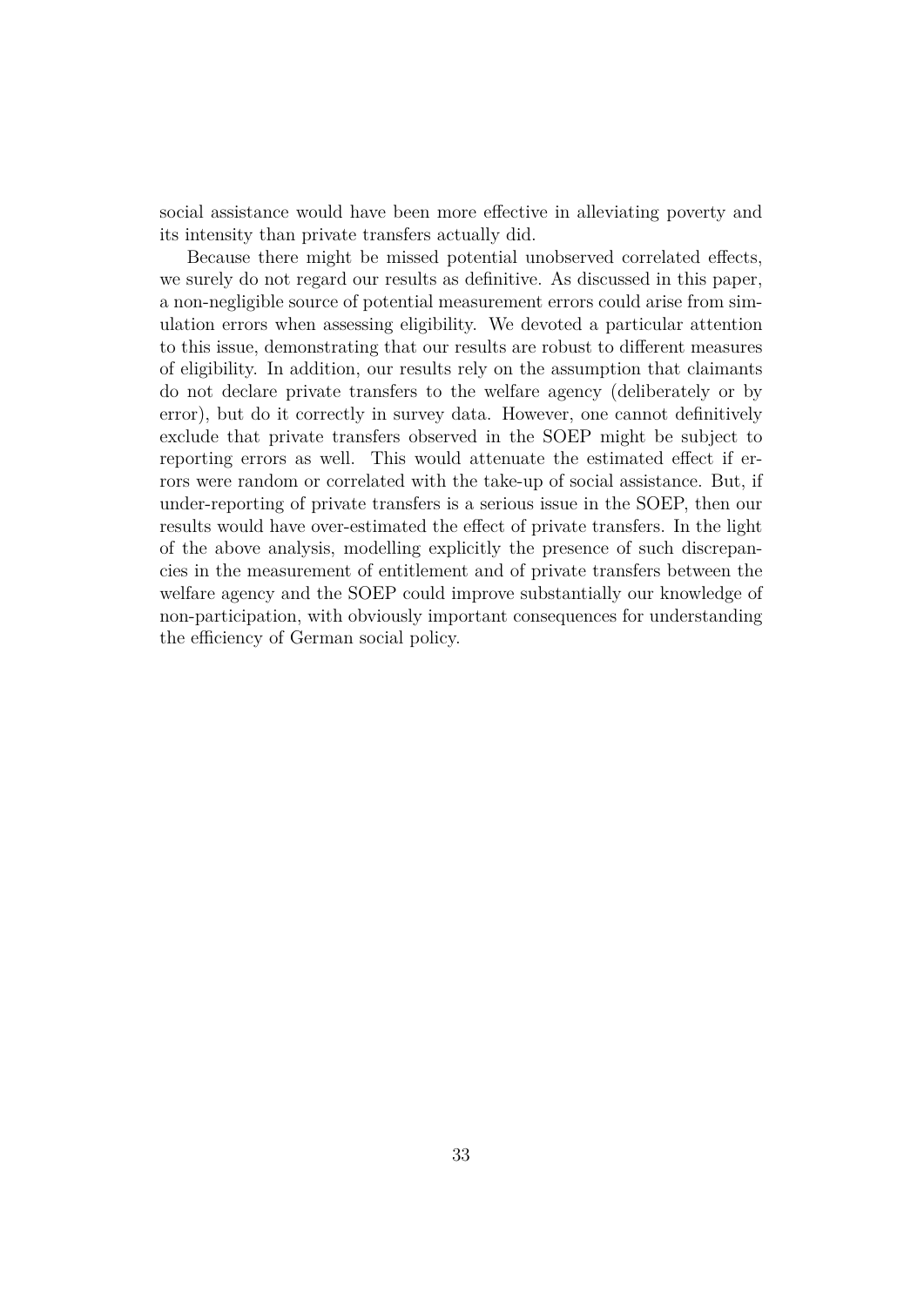social assistance would have been more effective in alleviating poverty and its intensity than private transfers actually did.

Because there might be missed potential unobserved correlated effects, we surely do not regard our results as definitive. As discussed in this paper, a non-negligible source of potential measurement errors could arise from simulation errors when assessing eligibility. We devoted a particular attention to this issue, demonstrating that our results are robust to different measures of eligibility. In addition, our results rely on the assumption that claimants do not declare private transfers to the welfare agency (deliberately or by error), but do it correctly in survey data. However, one cannot definitively exclude that private transfers observed in the SOEP might be subject to reporting errors as well. This would attenuate the estimated effect if errors were random or correlated with the take-up of social assistance. But, if under-reporting of private transfers is a serious issue in the SOEP, then our results would have over-estimated the effect of private transfers. In the light of the above analysis, modelling explicitly the presence of such discrepancies in the measurement of entitlement and of private transfers between the welfare agency and the SOEP could improve substantially our knowledge of non-participation, with obviously important consequences for understanding the efficiency of German social policy.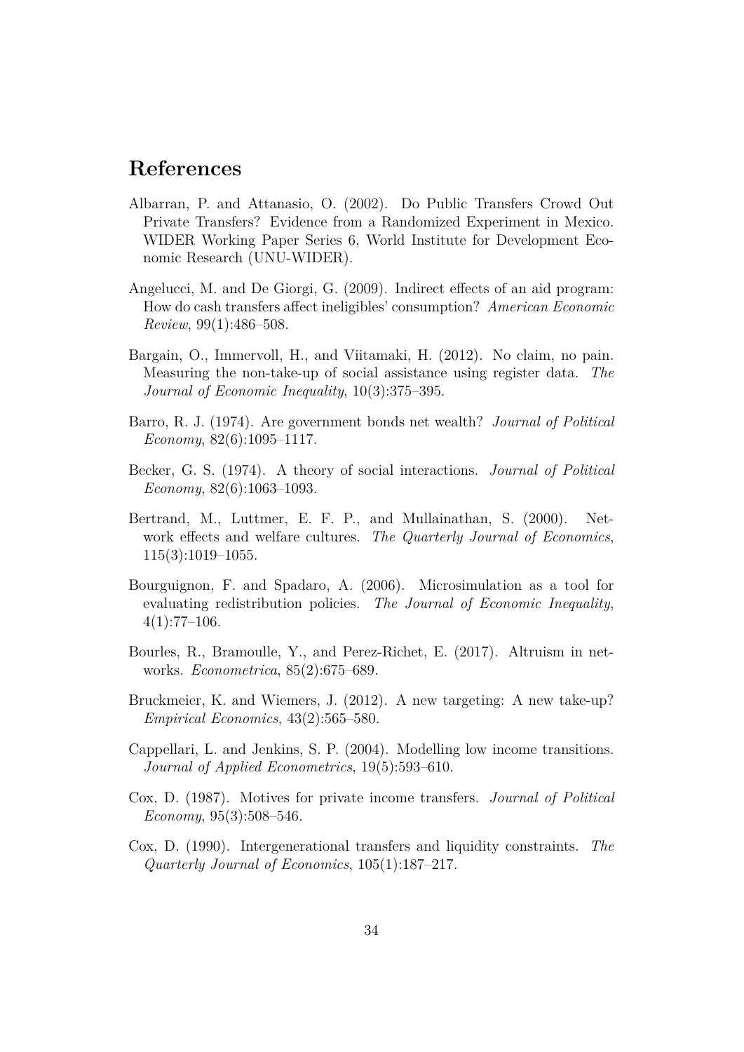# References

Albarran, P. and Attanasio, O. (2002). Do Public Transfers Crowd Out Private Transfers? Evidence from a Randomized Experiment in Mexico. WIDER Working Paper Series 6, World Institute for Development Economic Research (UNU-WIDER).

Angelucci, M. and De Giorgi, G. (2009). Indirect effects of an aid program: How do cash transfers affect ineligibles' consumption? *American Economic Review*, 99(1):486–508.

Bargain, O., Immervoll, H., and Viitamaki, H. (2012). No claim, no pain. Measuring the non-take-up of social assistance using register data. *The Journal of Economic Inequality*, 10(3):375–395.

Barro, R. J. (1974). Are government bonds net wealth? *Journal of Political Economy*, 82(6):1095–1117.

Becker, G. S. (1974). A theory of social interactions. *Journal of Political Economy*, 82(6):1063–1093.

Bertrand, M., Luttmer, E. F. P., and Mullainathan, S. (2000). Network effects and welfare cultures. *The Quarterly Journal of Economics*, 115(3):1019–1055.

Bourguignon, F. and Spadaro, A. (2006). Microsimulation as a tool for evaluating redistribution policies. *The Journal of Economic Inequality*, 4(1):77–106.

Bourles, R., Bramoulle, Y., and Perez-Richet, E. (2017). Altruism in networks. *Econometrica*, 85(2):675–689.

Bruckmeier, K. and Wiemers, J. (2012). A new targeting: A new take-up? *Empirical Economics*, 43(2):565–580.

Cappellari, L. and Jenkins, S. P. (2004). Modelling low income transitions. *Journal of Applied Econometrics*, 19(5):593–610.

Cox, D. (1987). Motives for private income transfers. *Journal of Political Economy*, 95(3):508–546.

Cox, D. (1990). Intergenerational transfers and liquidity constraints. *The Quarterly Journal of Economics*, 105(1):187–217.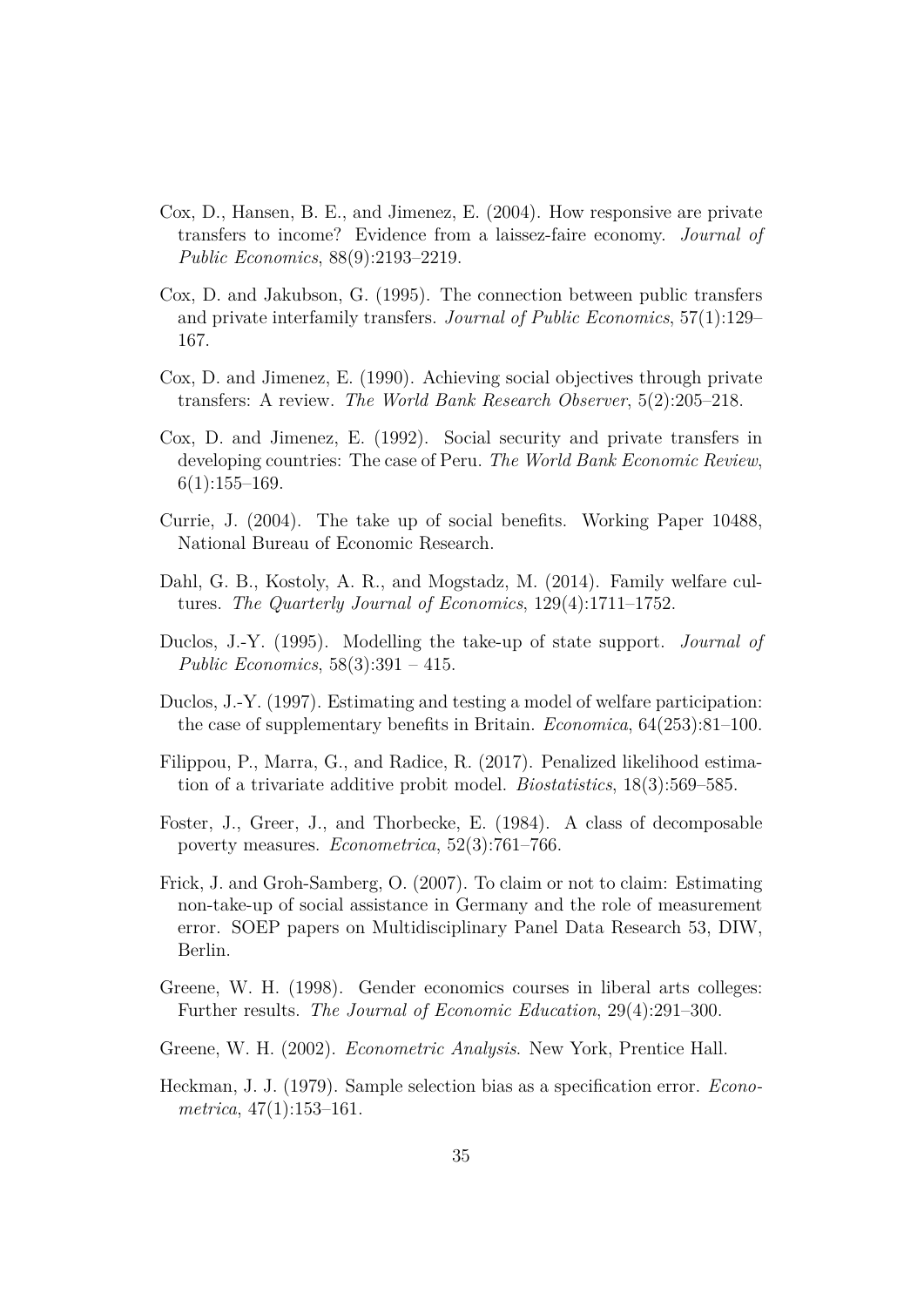Cox, D., Hansen, B. E., and Jimenez, E. (2004). How responsive are private transfers to income? Evidence from a laissez-faire economy. *Journal of Public Economics*, 88(9):2193–2219.

Cox, D. and Jakubson, G. (1995). The connection between public transfers and private interfamily transfers. *Journal of Public Economics*, 57(1):129–167.

Cox, D. and Jimenez, E. (1990). Achieving social objectives through private transfers: A review. *The World Bank Research Observer*, 5(2):205–218.

Cox, D. and Jimenez, E. (1992). Social security and private transfers in developing countries: The case of Peru. *The World Bank Economic Review*, 6(1):155–169.

Currie, J. (2004). The take up of social benefits. Working Paper 10488, National Bureau of Economic Research.

Dahl, G. B., Kostoly, A. R., and Mogstadz, M. (2014). Family welfare cultures. *The Quarterly Journal of Economics*, 129(4):1711–1752.

Duclos, J.-Y. (1995). Modelling the take-up of state support. *Journal of Public Economics*, 58(3):391 – 415.

Duclos, J.-Y. (1997). Estimating and testing a model of welfare participation: the case of supplementary benefits in Britain. *Economica*, 64(253):81–100.

Filippou, P., Marra, G., and Radice, R. (2017). Penalized likelihood estimation of a trivariate additive probit model. *Biostatistics*, 18(3):569–585.

Foster, J., Greer, J., and Thorbecke, E. (1984). A class of decomposable poverty measures. *Econometrica*, 52(3):761–766.

Frick, J. and Groh-Samberg, O. (2007). To claim or not to claim: Estimating non-take-up of social assistance in Germany and the role of measurement error. SOEP papers on Multidisciplinary Panel Data Research 53, DIW, Berlin.

Greene, W. H. (1998). Gender economics courses in liberal arts colleges: Further results. *The Journal of Economic Education*, 29(4):291–300.

Greene, W. H. (2002). *Econometric Analysis*. New York, Prentice Hall.

Heckman, J. J. (1979). Sample selection bias as a specification error. *Econometrica*, 47(1):153–161.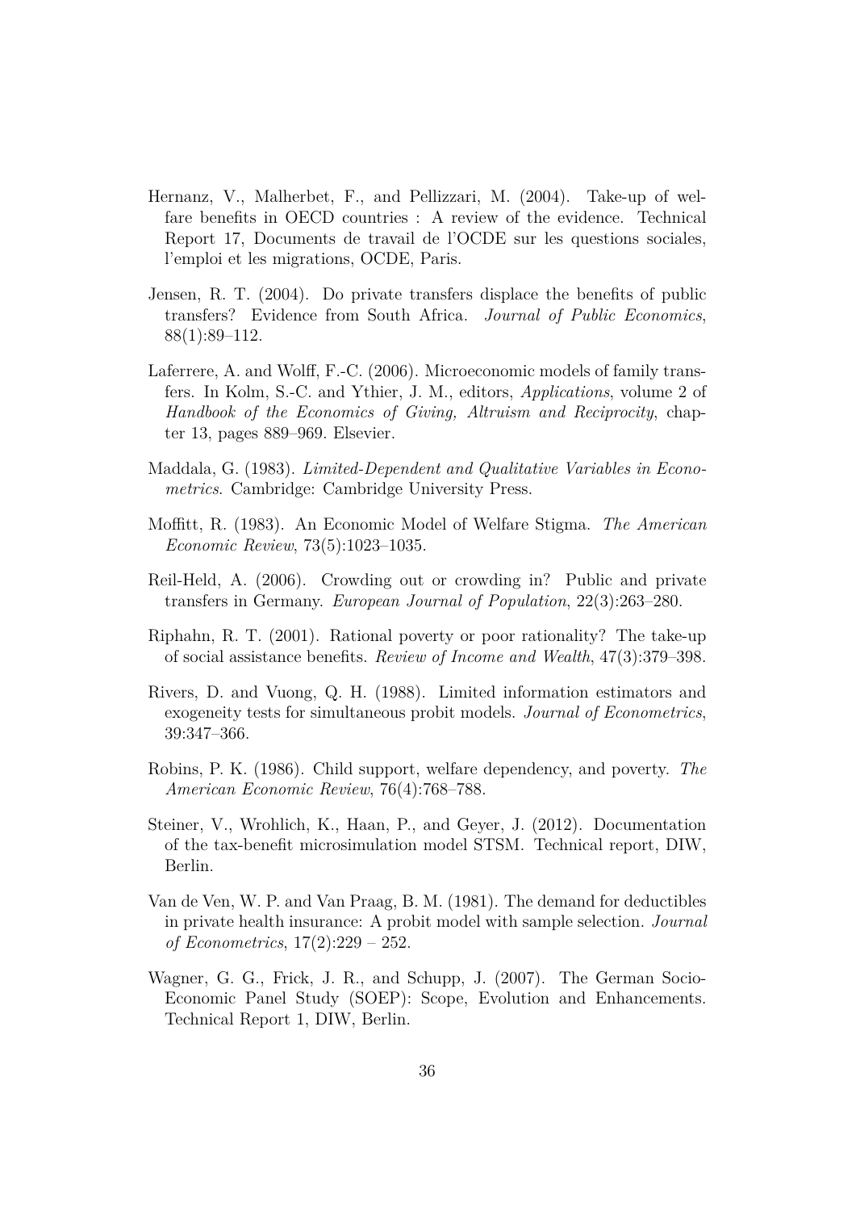Hernanz, V., Malherbet, F., and Pellizzari, M. (2004). Take-up of welfare benefits in OECD countries : A review of the evidence. Technical Report 17, Documents de travail de l'OCDE sur les questions sociales, l'emploi et les migrations, OCDE, Paris.

Jensen, R. T. (2004). Do private transfers displace the benefits of public transfers? Evidence from South Africa. *Journal of Public Economics*, 88(1):89–112.

Laferrere, A. and Wolff, F.-C. (2006). Microeconomic models of family transfers. In Kolm, S.-C. and Ythier, J. M., editors, *Applications*, volume 2 of *Handbook of the Economics of Giving, Altruism and Reciprocity*, chapter 13, pages 889–969. Elsevier.

Maddala, G. (1983). *Limited-Dependent and Qualitative Variables in Econometrics*. Cambridge: Cambridge University Press.

Moffitt, R. (1983). An Economic Model of Welfare Stigma. *The American Economic Review*, 73(5):1023–1035.

Reil-Held, A. (2006). Crowding out or crowding in? Public and private transfers in Germany. *European Journal of Population*, 22(3):263–280.

Riphahn, R. T. (2001). Rational poverty or poor rationality? The take-up of social assistance benefits. *Review of Income and Wealth*, 47(3):379–398.

Rivers, D. and Vuong, Q. H. (1988). Limited information estimators and exogeneity tests for simultaneous probit models. *Journal of Econometrics*, 39:347–366.

Robins, P. K. (1986). Child support, welfare dependency, and poverty. *The American Economic Review*, 76(4):768–788.

Steiner, V., Wrohlich, K., Haan, P., and Geyer, J. (2012). Documentation of the tax-benefit microsimulation model STSM. Technical report, DIW, Berlin.

Van de Ven, W. P. and Van Praag, B. M. (1981). The demand for deductibles in private health insurance: A probit model with sample selection. *Journal of Econometrics*, 17(2):229 – 252.

Wagner, G. G., Frick, J. R., and Schupp, J. (2007). The German Socio-Economic Panel Study (SOEP): Scope, Evolution and Enhancements. Technical Report 1, DIW, Berlin.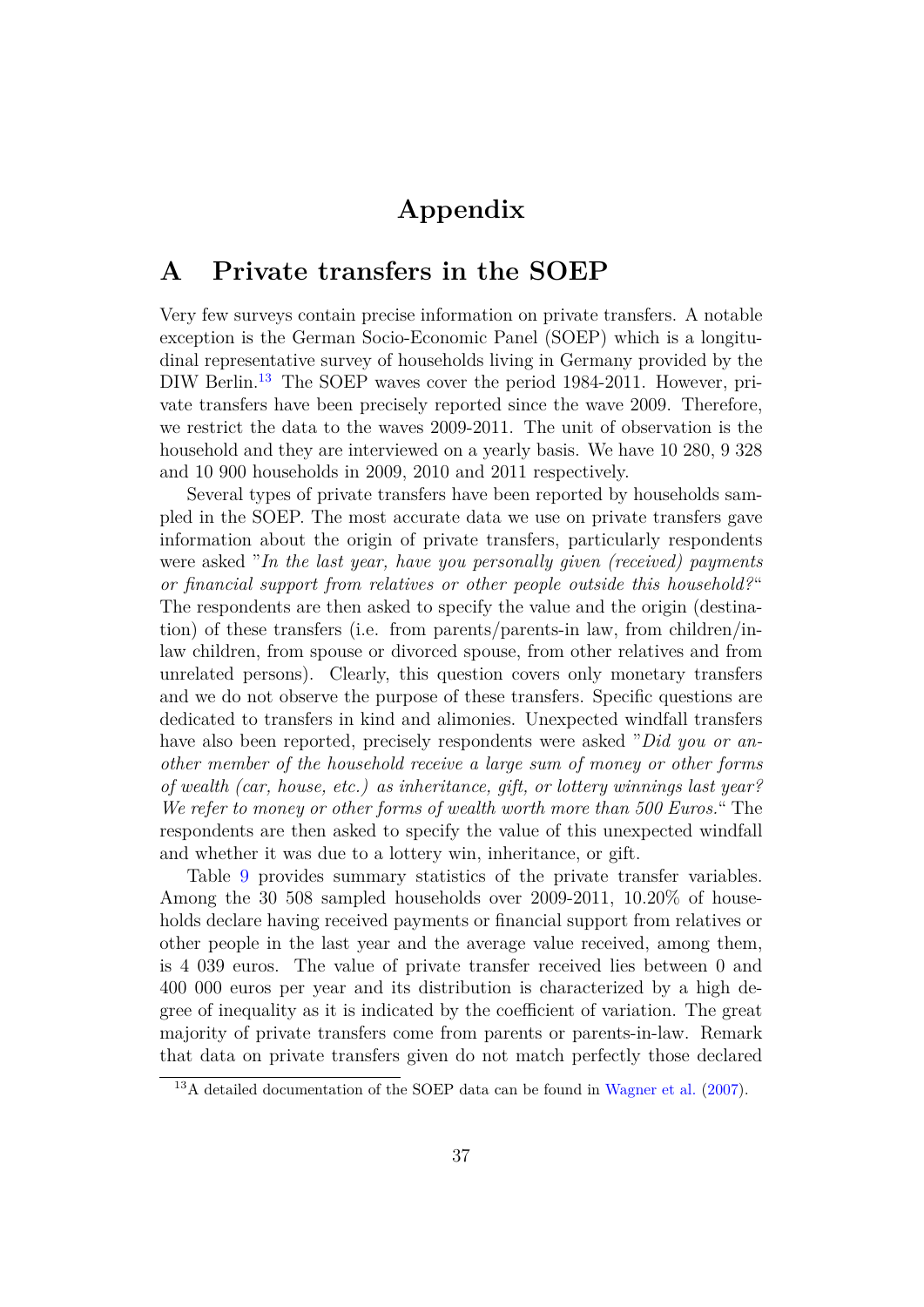# Appendix

## A Private transfers in the SOEP

Very few surveys contain precise information on private transfers. A notable exception is the German Socio-Economic Panel (SOEP) which is a longitudinal representative survey of households living in Germany provided by the DIW Berlin.[13] The SOEP waves cover the period 1984-2011. However, private transfers have been precisely reported since the wave 2009. Therefore, we restrict the data to the waves 2009-2011. The unit of observation is the household and they are interviewed on a yearly basis. We have 10 280, 9 328 and 10 900 households in 2009, 2010 and 2011 respectively.

Several types of private transfers have been reported by households sampled in the SOEP. The most accurate data we use on private transfers gave information about the origin of private transfers, particularly respondents were asked "*In the last year, have you personally given (received) payments or financial support from relatives or other people outside this household?*" The respondents are then asked to specify the value and the origin (destination) of these transfers (i.e. from parents/parents-in law, from children/in-law children, from spouse or divorced spouse, from other relatives and from unrelated persons). Clearly, this question covers only monetary transfers and we do not observe the purpose of these transfers. Specific questions are dedicated to transfers in kind and alimonies. Unexpected windfall transfers have also been reported, precisely respondents were asked "*Did you or another member of the household receive a large sum of money or other forms of wealth (car, house, etc.) as inheritance, gift, or lottery winnings last year? We refer to money or other forms of wealth worth more than 500 Euros.*" The respondents are then asked to specify the value of this unexpected windfall and whether it was due to a lottery win, inheritance, or gift.

Table 9 provides summary statistics of the private transfer variables. Among the 30 508 sampled households over 2009-2011, 10.20% of households declare having received payments or financial support from relatives or other people in the last year and the average value received, among them, is 4 039 euros. The value of private transfer received lies between 0 and 400 000 euros per year and its distribution is characterized by a high degree of inequality as it is indicated by the coefficient of variation. The great majority of private transfers come from parents or parents-in-law. Remark that data on private transfers given do not match perfectly those declared

[13] A detailed documentation of the SOEP data can be found in Wagner et al. (2007).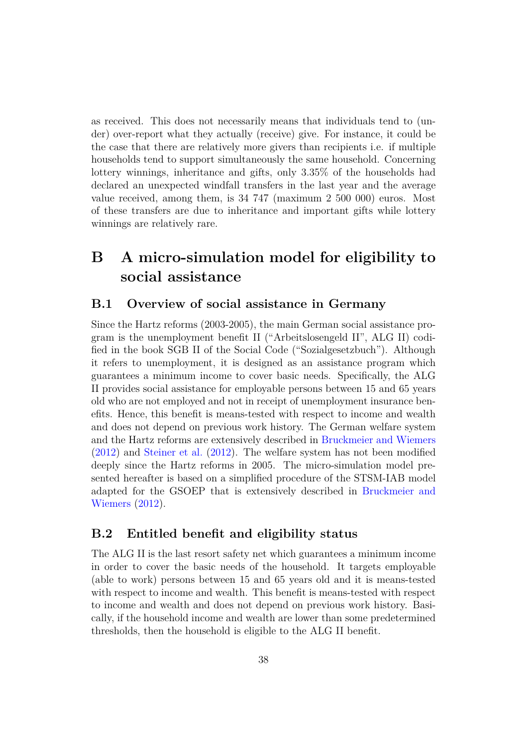as received. This does not necessarily means that individuals tend to (under) over-report what they actually (receive) give. For instance, it could be the case that there are relatively more givers than recipients i.e. if multiple households tend to support simultaneously the same household. Concerning lottery winnings, inheritance and gifts, only 3.35% of the households had declared an unexpected windfall transfers in the last year and the average value received, among them, is 34 747 (maximum 2 500 000) euros. Most of these transfers are due to inheritance and important gifts while lottery winnings are relatively rare.

# B A micro-simulation model for eligibility to social assistance

## B.1 Overview of social assistance in Germany

Since the Hartz reforms (2003-2005), the main German social assistance program is the unemployment benefit II ("Arbeitslosengeld II", ALG II) codified in the book SGB II of the Social Code ("Sozialgesetzbuch"). Although it refers to unemployment, it is designed as an assistance program which guarantees a minimum income to cover basic needs. Specifically, the ALG II provides social assistance for employable persons between 15 and 65 years old who are not employed and not in receipt of unemployment insurance benefits. Hence, this benefit is means-tested with respect to income and wealth and does not depend on previous work history. The German welfare system and the Hartz reforms are extensively described in Bruckmeier and Wiemers (2012) and Steiner et al. (2012). The welfare system has not been modified deeply since the Hartz reforms in 2005. The micro-simulation model presented hereafter is based on a simplified procedure of the STSM-IAB model adapted for the GSOEP that is extensively described in Bruckmeier and Wiemers (2012).

## B.2 Entitled benefit and eligibility status

The ALG II is the last resort safety net which guarantees a minimum income in order to cover the basic needs of the household. It targets employable (able to work) persons between 15 and 65 years old and it is means-tested with respect to income and wealth. This benefit is means-tested with respect to income and wealth and does not depend on previous work history. Basically, if the household income and wealth are lower than some predetermined thresholds, then the household is eligible to the ALG II benefit.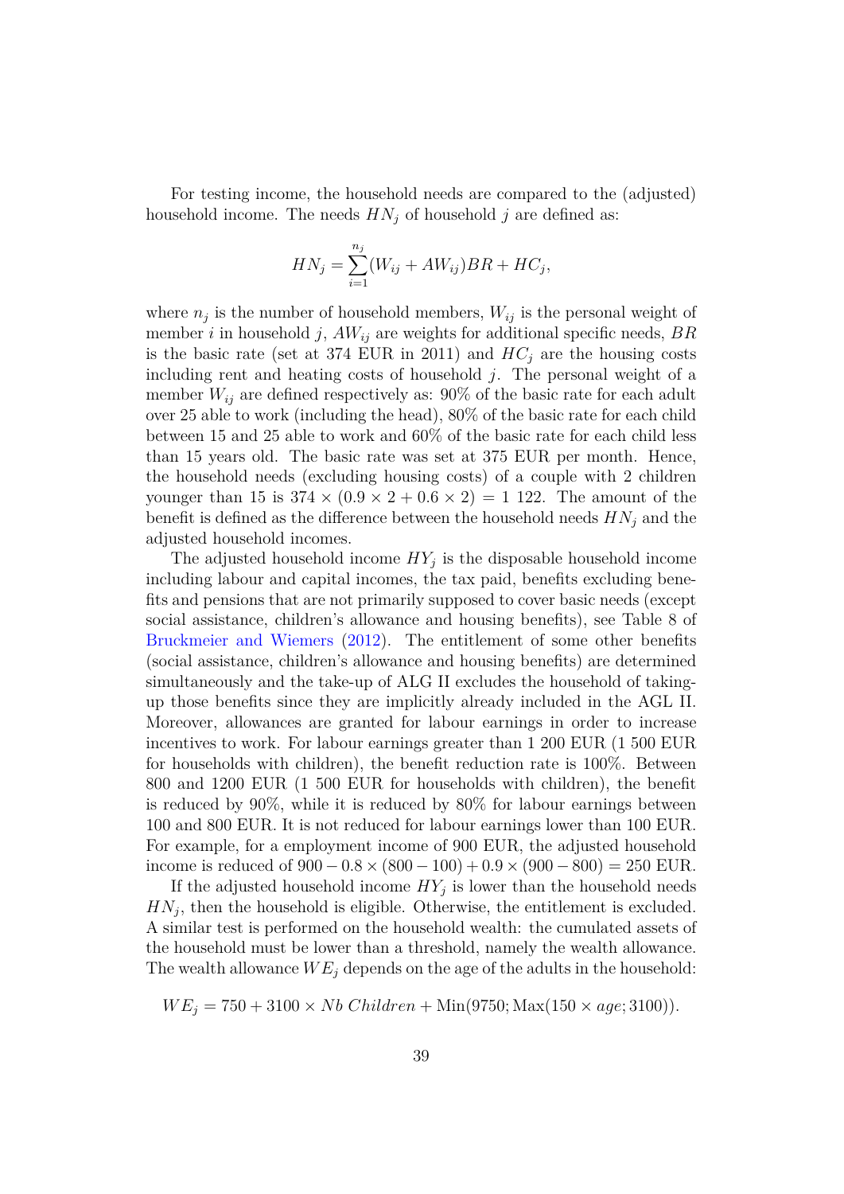For testing income, the household needs are compared to the (adjusted) household income. The needs $HN_j$ of household $j$ are defined as:

$$HN_j = \sum_{i=1}^{n_j} (W_{ij} + AW_{ij}) BR + HC_j,$$

where $n_j$ is the number of household members, $W_{ij}$ is the personal weight of member $i$ in household $j$, $AW_{ij}$ are weights for additional specific needs, $BR$ is the basic rate (set at 374 EUR in 2011) and $HC_j$ are the housing costs including rent and heating costs of household $j$. The personal weight of a member $W_{ij}$ are defined respectively as: 90% of the basic rate for each adult over 25 able to work (including the head), 80% of the basic rate for each child between 15 and 25 able to work and 60% of the basic rate for each child less than 15 years old. The basic rate was set at 375 EUR per month. Hence, the household needs (excluding housing costs) of a couple with 2 children younger than 15 is $374 \times (0.9 \times 2 + 0.6 \times 2) = 1\ 122$. The amount of the benefit is defined as the difference between the household needs $HN_j$ and the adjusted household incomes.

The adjusted household income $HY_j$ is the disposable household income including labour and capital incomes, the tax paid, benefits excluding benefits and pensions that are not primarily supposed to cover basic needs (except social assistance, children's allowance and housing benefits), see Table 8 of Bruckmeier and Wiemers (2012). The entitlement of some other benefits (social assistance, children's allowance and housing benefits) are determined simultaneously and the take-up of ALG II excludes the household of taking-up those benefits since they are implicitly already included in the AGL II. Moreover, allowances are granted for labour earnings in order to increase incentives to work. For labour earnings greater than 1 200 EUR (1 500 EUR for households with children), the benefit reduction rate is 100%. Between 800 and 1200 EUR (1 500 EUR for households with children), the benefit is reduced by 90%, while it is reduced by 80% for labour earnings between 100 and 800 EUR. It is not reduced for labour earnings lower than 100 EUR. For example, for a employment income of 900 EUR, the adjusted household income is reduced of $900 - 0.8 \times (800 - 100) + 0.9 \times (900 - 800) = 250$ EUR.

If the adjusted household income $HY_j$ is lower than the household needs $HN_j$, then the household is eligible. Otherwise, the entitlement is excluded. A similar test is performed on the household wealth: the cumulated assets of the household must be lower than a threshold, namely the wealth allowance. The wealth allowance $WE_j$ depends on the age of the adults in the household:

$$WE_j = 750 + 3100 \times Nb\ Children + \text{Min}(9750; \text{Max}(150 \times age; 3100)).$$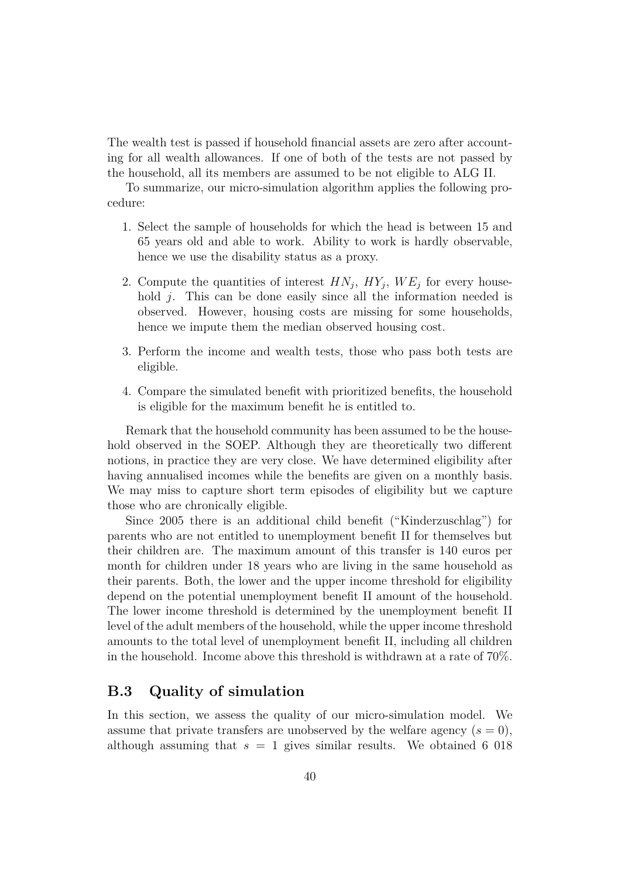The wealth test is passed if household financial assets are zero after accounting for all wealth allowances. If one of both of the tests are not passed by the household, all its members are assumed to be not eligible to ALG II.

To summarize, our micro-simulation algorithm applies the following procedure:

1. Select the sample of households for which the head is between 15 and 65 years old and able to work. Ability to work is hardly observable, hence we use the disability status as a proxy.
2. Compute the quantities of interest $HN_j$, $HY_j$, $WE_j$ for every household $j$. This can be done easily since all the information needed is observed. However, housing costs are missing for some households, hence we impute them the median observed housing cost.
3. Perform the income and wealth tests, those who pass both tests are eligible.
4. Compare the simulated benefit with prioritized benefits, the household is eligible for the maximum benefit he is entitled to.

Remark that the household community has been assumed to be the household observed in the SOEP. Although they are theoretically two different notions, in practice they are very close. We have determined eligibility after having annualised incomes while the benefits are given on a monthly basis. We may miss to capture short term episodes of eligibility but we capture those who are chronically eligible.

Since 2005 there is an additional child benefit ("Kinderzuschlag") for parents who are not entitled to unemployment benefit II for themselves but their children are. The maximum amount of this transfer is 140 euros per month for children under 18 years who are living in the same household as their parents. Both, the lower and the upper income threshold for eligibility depend on the potential unemployment benefit II amount of the household. The lower income threshold is determined by the unemployment benefit II level of the adult members of the household, while the upper income threshold amounts to the total level of unemployment benefit II, including all children in the household. Income above this threshold is withdrawn at a rate of 70%.

## B.3 Quality of simulation

In this section, we assess the quality of our micro-simulation model. We assume that private transfers are unobserved by the welfare agency ($s = 0$), although assuming that $s = 1$ gives similar results. We obtained 6 018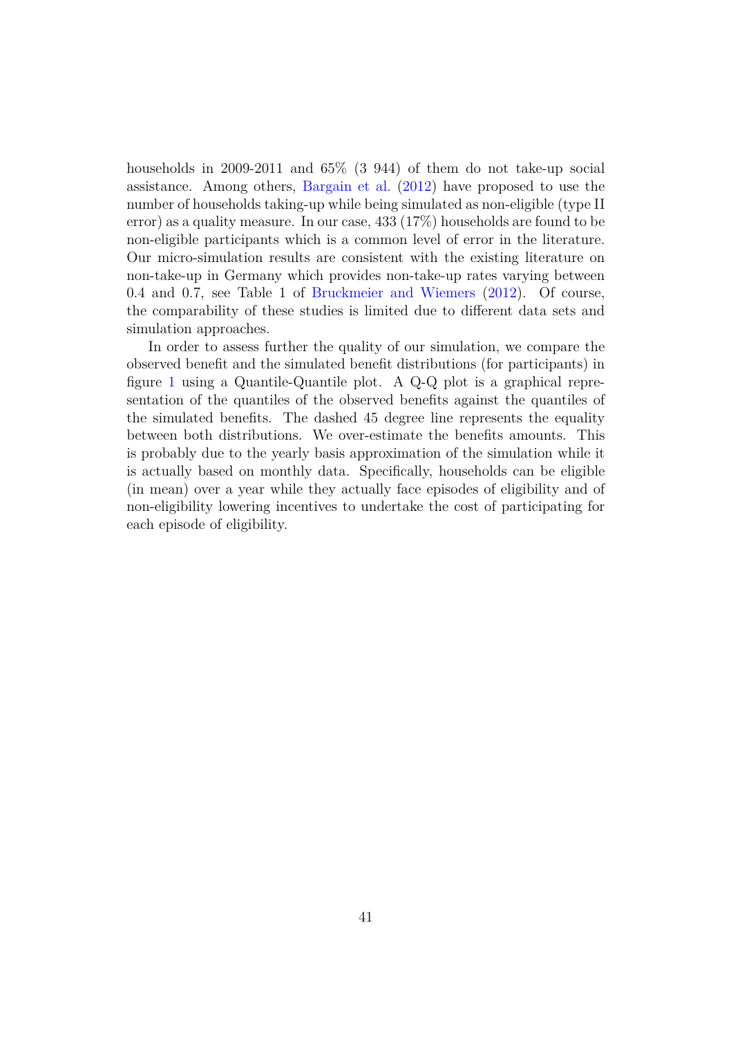households in 2009-2011 and 65% (3 944) of them do not take-up social assistance. Among others, Bargain et al. (2012) have proposed to use the number of households taking-up while being simulated as non-eligible (type II error) as a quality measure. In our case, 433 (17%) households are found to be non-eligible participants which is a common level of error in the literature. Our micro-simulation results are consistent with the existing literature on non-take-up in Germany which provides non-take-up rates varying between 0.4 and 0.7, see Table 1 of Bruckmeier and Wiemers (2012). Of course, the comparability of these studies is limited due to different data sets and simulation approaches.

In order to assess further the quality of our simulation, we compare the observed benefit and the simulated benefit distributions (for participants) in figure 1 using a Quantile-Quantile plot. A Q-Q plot is a graphical representation of the quantiles of the observed benefits against the quantiles of the simulated benefits. The dashed 45 degree line represents the equality between both distributions. We over-estimate the benefits amounts. This is probably due to the yearly basis approximation of the simulation while it is actually based on monthly data. Specifically, households can be eligible (in mean) over a year while they actually face episodes of eligibility and of non-eligibility lowering incentives to undertake the cost of participating for each episode of eligibility.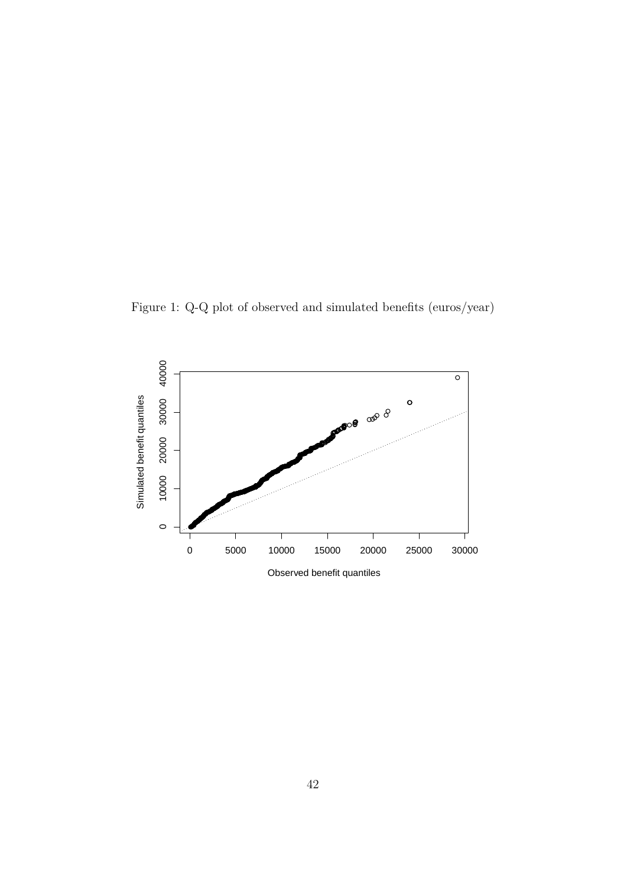Figure 1: Q-Q plot of observed and simulated benefits (euros/year)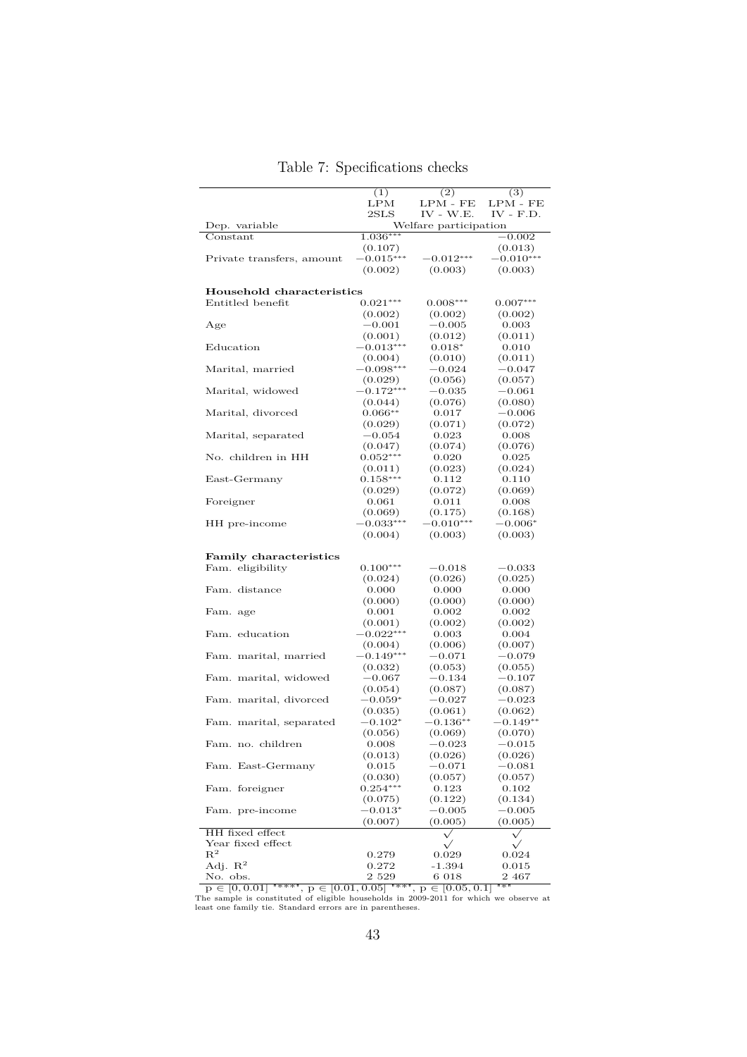Table 7: Specifications checks

| | (1) | (2) | (3) |
|---|---|---|---|
| | LPM | LPM - FE | LPM - FE |
| | 2SLS | IV - W.E. | IV - F.D. |
| Dep. variable | Welfare participation | | |
| Constant | $1.036^{***}$ | | $-0.002$ |
| | (0.107) | | (0.013) |
| Private transfers, amount | $-0.015^{***}$ | $-0.012^{***}$ | $-0.010^{***}$ |
| | (0.002) | (0.003) | (0.003) |
| **Household characteristics** | | | |
| Entitled benefit | $0.021^{***}$ | $0.008^{***}$ | $0.007^{***}$ |
| | (0.002) | (0.002) | (0.002) |
| Age | $-0.001$ | $-0.005$ | 0.003 |
| | (0.001) | (0.012) | (0.011) |
| Education | $-0.013^{***}$ | $0.018^{*}$ | 0.010 |
| | (0.004) | (0.010) | (0.011) |
| Marital, married | $-0.098^{***}$ | $-0.024$ | $-0.047$ |
| | (0.029) | (0.056) | (0.057) |
| Marital, widowed | $-0.172^{***}$ | $-0.035$ | $-0.061$ |
| | (0.044) | (0.076) | (0.080) |
| Marital, divorced | $0.066^{**}$ | 0.017 | $-0.006$ |
| | (0.029) | (0.071) | (0.072) |
| Marital, separated | $-0.054$ | 0.023 | 0.008 |
| | (0.047) | (0.074) | (0.076) |
| No. children in HH | $0.052^{***}$ | 0.020 | 0.025 |
| | (0.011) | (0.023) | (0.024) |
| East-Germany | $0.158^{***}$ | 0.112 | 0.110 |
| | (0.029) | (0.072) | (0.069) |
| Foreigner | 0.061 | 0.011 | 0.008 |
| | (0.069) | (0.175) | (0.168) |
| HH pre-income | $-0.033^{***}$ | $-0.010^{***}$ | $-0.006^{*}$ |
| | (0.004) | (0.003) | (0.003) |
| **Family characteristics** | | | |
| Fam. eligibility | $0.100^{***}$ | $-0.018$ | $-0.033$ |
| | (0.024) | (0.026) | (0.025) |
| Fam. distance | 0.000 | 0.000 | 0.000 |
| | (0.000) | (0.000) | (0.000) |
| Fam. age | 0.001 | 0.002 | 0.002 |
| | (0.001) | (0.002) | (0.002) |
| Fam. education | $-0.022^{***}$ | 0.003 | 0.004 |
| | (0.004) | (0.006) | (0.007) |
| Fam. marital, married | $-0.149^{***}$ | $-0.071$ | $-0.079$ |
| | (0.032) | (0.053) | (0.055) |
| Fam. marital, widowed | $-0.067$ | $-0.134$ | $-0.107$ |
| | (0.054) | (0.087) | (0.087) |
| Fam. marital, divorced | $-0.059^{*}$ | $-0.027$ | $-0.023$ |
| | (0.035) | (0.061) | (0.062) |
| Fam. marital, separated | $-0.102^{*}$ | $-0.136^{**}$ | $-0.149^{**}$ |
| | (0.056) | (0.069) | (0.070) |
| Fam. no. children | 0.008 | $-0.023$ | $-0.015$ |
| | (0.013) | (0.026) | (0.026) |
| Fam. East-Germany | 0.015 | $-0.071$ | $-0.081$ |
| | (0.030) | (0.057) | (0.057) |
| Fam. foreigner | $0.254^{***}$ | 0.123 | 0.102 |
| | (0.075) | (0.122) | (0.134) |
| Fam. pre-income | $-0.013^{*}$ | $-0.005$ | $-0.005$ |
| | (0.007) | (0.005) | (0.005) |
| HH fixed effect | | ✓ | ✓ |
| Year fixed effect | | ✓ | ✓ |
| $R^2$ | 0.279 | 0.029 | 0.024 |
| Adj. $R^2$ | 0.272 | -1.394 | 0.015 |
| No. obs. | 2 529 | 6 018 | 2 467 |

$p \in [0, 0.01]$ "***", $p \in [0.01, 0.05]$ "**", $p \in [0.05, 0.1]$ "*"

The sample is constituted of eligible households in 2009-2011 for which we observe at least one family tie. Standard errors are in parentheses.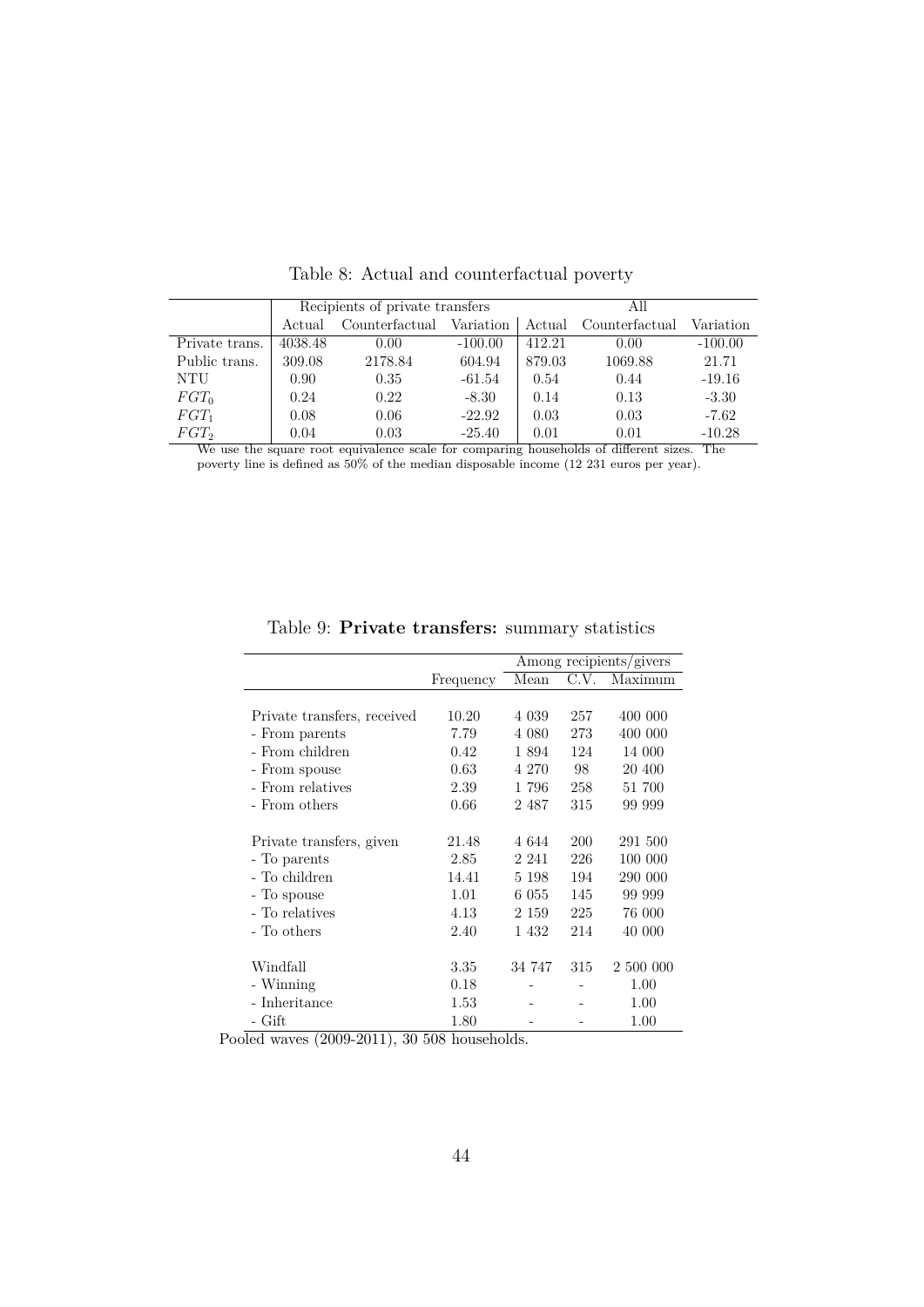Table 8: Actual and counterfactual poverty

| | Recipients of private transfers | | | All | | |
|---|---|---|---|---|---|---|
| | Actual | Counterfactual | Variation | Actual | Counterfactual | Variation |
| Private trans. | 4038.48 | 0.00 | -100.00 | 412.21 | 0.00 | -100.00 |
| Public trans. | 309.08 | 2178.84 | 604.94 | 879.03 | 1069.88 | 21.71 |
| NTU | 0.90 | 0.35 | -61.54 | 0.54 | 0.44 | -19.16 |
| $FGT_0$ | 0.24 | 0.22 | -8.30 | 0.14 | 0.13 | -3.30 |
| $FGT_1$ | 0.08 | 0.06 | -22.92 | 0.03 | 0.03 | -7.62 |
| $FGT_2$ | 0.04 | 0.03 | -25.40 | 0.01 | 0.01 | -10.28 |

We use the square root equivalence scale for comparing households of different sizes. The poverty line is defined as 50% of the median disposable income (12 231 euros per year).

Table 9: **Private transfers:** summary statistics

| | | Among recipients/givers | | |
|---|---|---|---|---|
| | Frequency | Mean | C.V. | Maximum |
| Private transfers, received | 10.20 | 4 039 | 257 | 400 000 |
| - From parents | 7.79 | 4 080 | 273 | 400 000 |
| - From children | 0.42 | 1 894 | 124 | 14 000 |
| - From spouse | 0.63 | 4 270 | 98 | 20 400 |
| - From relatives | 2.39 | 1 796 | 258 | 51 700 |
| - From others | 0.66 | 2 487 | 315 | 99 999 |
| Private transfers, given | 21.48 | 4 644 | 200 | 291 500 |
| - To parents | 2.85 | 2 241 | 226 | 100 000 |
| - To children | 14.41 | 5 198 | 194 | 290 000 |
| - To spouse | 1.01 | 6 055 | 145 | 99 999 |
| - To relatives | 4.13 | 2 159 | 225 | 76 000 |
| - To others | 2.40 | 1 432 | 214 | 40 000 |
| Windfall | 3.35 | 34 747 | 315 | 2 500 000 |
| - Winning | 0.18 | - | - | 1.00 |
| - Inheritance | 1.53 | - | - | 1.00 |
| - Gift | 1.80 | - | - | 1.00 |

Pooled waves (2009-2011), 30 508 households.